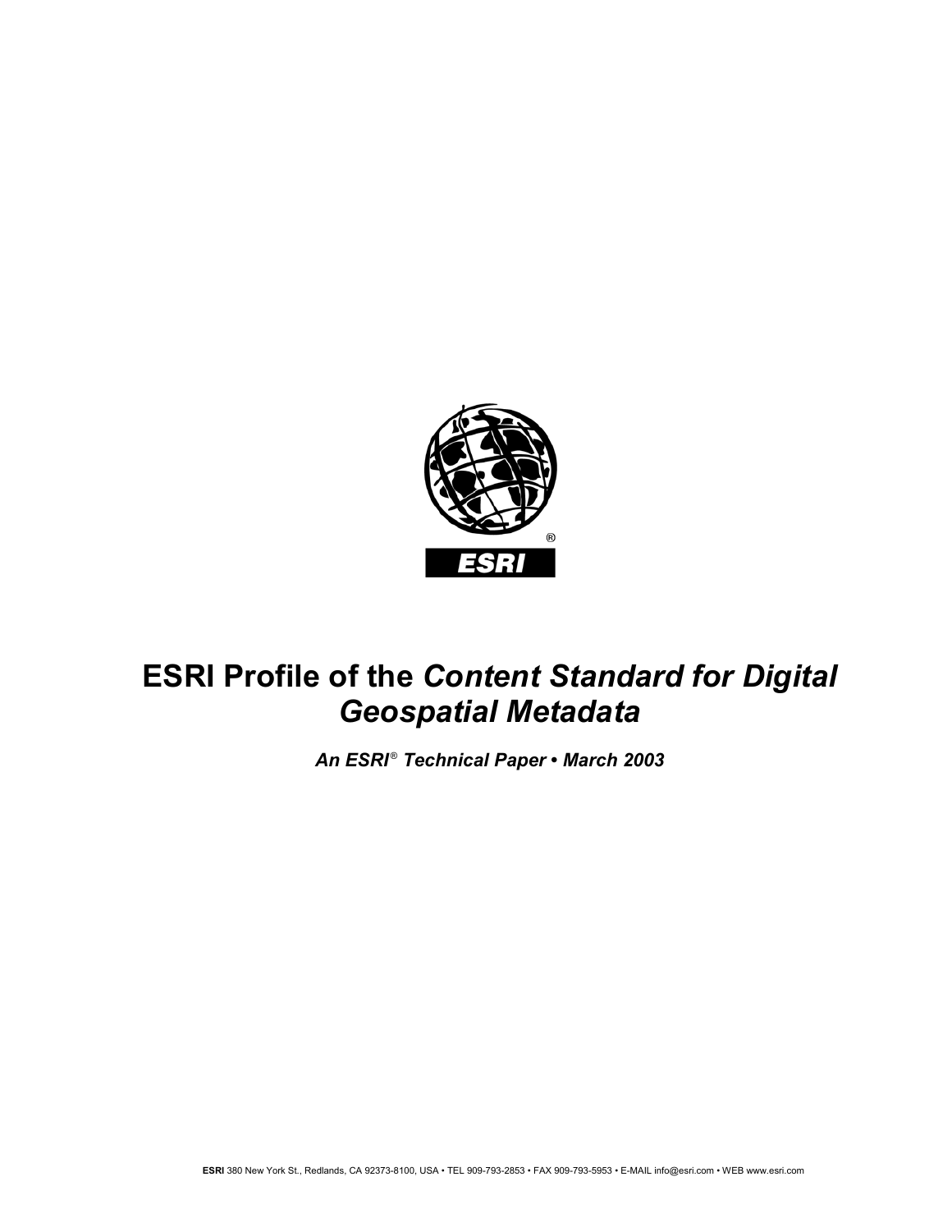# ESRI Profile of the *Content Standard for Digital Geospatial Metadata*

***An ESRI® Technical Paper • March 2003***

**ESRI** 380 New York St., Redlands, CA 92373-8100, USA • TEL 909-793-2853 • FAX 909-793-5953 • E-MAIL info@esri.com • WEB www.esri.com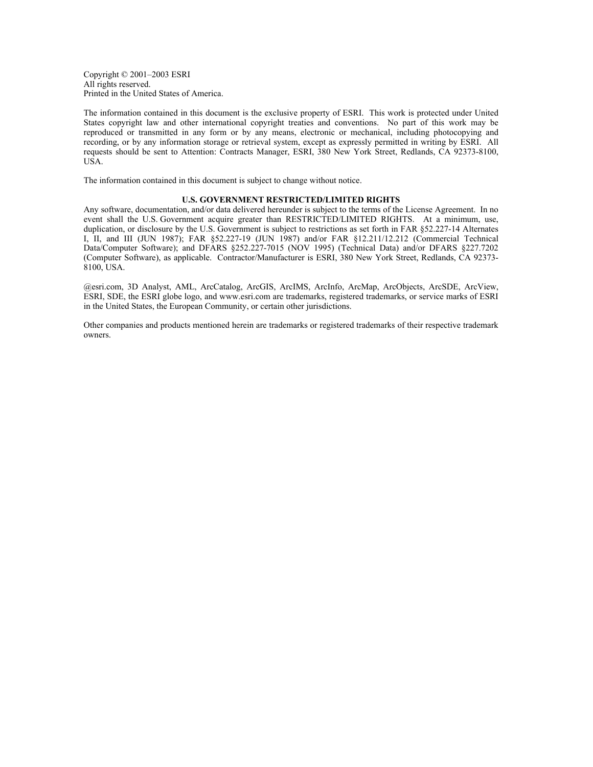Copyright © 2001–2003 ESRI
All rights reserved.
Printed in the United States of America.

The information contained in this document is the exclusive property of ESRI. This work is protected under United States copyright law and other international copyright treaties and conventions. No part of this work may be reproduced or transmitted in any form or by any means, electronic or mechanical, including photocopying and recording, or by any information storage or retrieval system, except as expressly permitted in writing by ESRI. All requests should be sent to Attention: Contracts Manager, ESRI, 380 New York Street, Redlands, CA 92373-8100, USA.

The information contained in this document is subject to change without notice.

**U.S. GOVERNMENT RESTRICTED/LIMITED RIGHTS**

Any software, documentation, and/or data delivered hereunder is subject to the terms of the License Agreement. In no event shall the U.S. Government acquire greater than RESTRICTED/LIMITED RIGHTS. At a minimum, use, duplication, or disclosure by the U.S. Government is subject to restrictions as set forth in FAR §52.227-14 Alternates I, II, and III (JUN 1987); FAR §52.227-19 (JUN 1987) and/or FAR §12.211/12.212 (Commercial Technical Data/Computer Software); and DFARS §252.227-7015 (NOV 1995) (Technical Data) and/or DFARS §227.7202 (Computer Software), as applicable. Contractor/Manufacturer is ESRI, 380 New York Street, Redlands, CA 92373-8100, USA.

@esri.com, 3D Analyst, AML, ArcCatalog, ArcGIS, ArcIMS, ArcInfo, ArcMap, ArcObjects, ArcSDE, ArcView, ESRI, SDE, the ESRI globe logo, and www.esri.com are trademarks, registered trademarks, or service marks of ESRI in the United States, the European Community, or certain other jurisdictions.

Other companies and products mentioned herein are trademarks or registered trademarks of their respective trademark owners.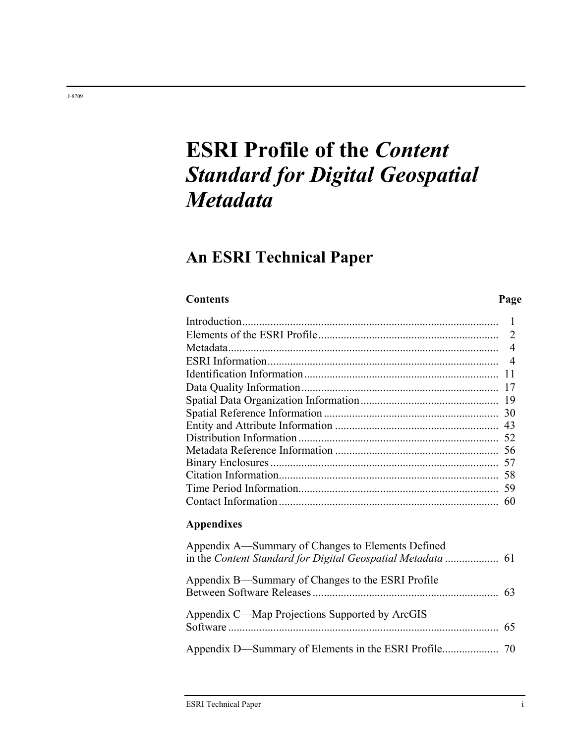J-8709

# ESRI Profile of the *Content Standard for Digital Geospatial Metadata*

## An ESRI Technical Paper

| Contents | Page |
|---|---|
| Introduction | 1 |
| Elements of the ESRI Profile | 2 |
| Metadata | 4 |
| ESRI Information | 4 |
| Identification Information | 11 |
| Data Quality Information | 17 |
| Spatial Data Organization Information | 19 |
| Spatial Reference Information | 30 |
| Entity and Attribute Information | 43 |
| Distribution Information | 52 |
| Metadata Reference Information | 56 |
| Binary Enclosures | 57 |
| Citation Information | 58 |
| Time Period Information | 59 |
| Contact Information | 60 |

### Appendixes

| | |
|---|---|
| Appendix A—Summary of Changes to Elements Defined in the *Content Standard for Digital Geospatial Metadata* | 61 |
| Appendix B—Summary of Changes to the ESRI Profile Between Software Releases | 63 |
| Appendix C—Map Projections Supported by ArcGIS Software | 65 |
| Appendix D—Summary of Elements in the ESRI Profile | 70 |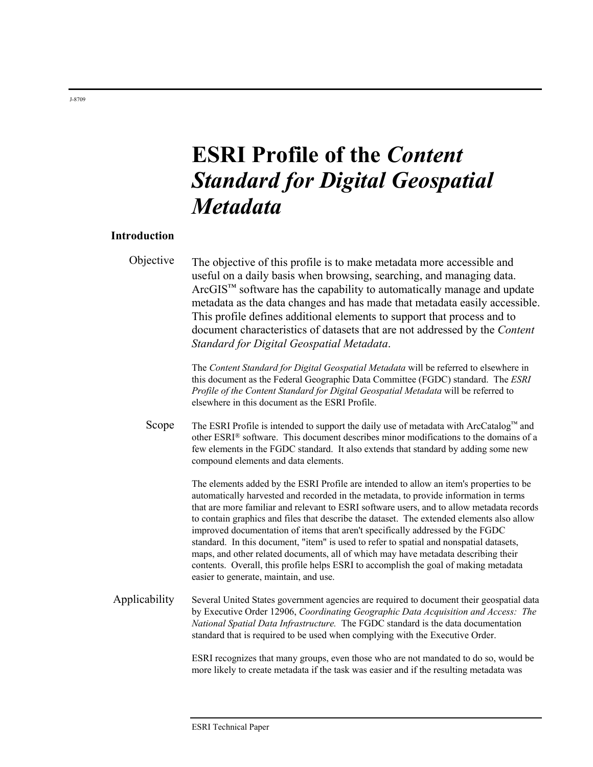# ESRI Profile of the *Content Standard for Digital Geospatial Metadata*

## Introduction

### Objective

The objective of this profile is to make metadata more accessible and useful on a daily basis when browsing, searching, and managing data. ArcGIS™ software has the capability to automatically manage and update metadata as the data changes and has made that metadata easily accessible. This profile defines additional elements to support that process and to document characteristics of datasets that are not addressed by the *Content Standard for Digital Geospatial Metadata*.

The *Content Standard for Digital Geospatial Metadata* will be referred to elsewhere in this document as the Federal Geographic Data Committee (FGDC) standard. The *ESRI Profile of the Content Standard for Digital Geospatial Metadata* will be referred to elsewhere in this document as the ESRI Profile.

### Scope

The ESRI Profile is intended to support the daily use of metadata with ArcCatalog™ and other ESRI® software. This document describes minor modifications to the domains of a few elements in the FGDC standard. It also extends that standard by adding some new compound elements and data elements.

The elements added by the ESRI Profile are intended to allow an item's properties to be automatically harvested and recorded in the metadata, to provide information in terms that are more familiar and relevant to ESRI software users, and to allow metadata records to contain graphics and files that describe the dataset. The extended elements also allow improved documentation of items that aren't specifically addressed by the FGDC standard. In this document, "item" is used to refer to spatial and nonspatial datasets, maps, and other related documents, all of which may have metadata describing their contents. Overall, this profile helps ESRI to accomplish the goal of making metadata easier to generate, maintain, and use.

### Applicability

Several United States government agencies are required to document their geospatial data by Executive Order 12906, *Coordinating Geographic Data Acquisition and Access: The National Spatial Data Infrastructure.* The FGDC standard is the data documentation standard that is required to be used when complying with the Executive Order.

ESRI recognizes that many groups, even those who are not mandated to do so, would be more likely to create metadata if the task was easier and if the resulting metadata was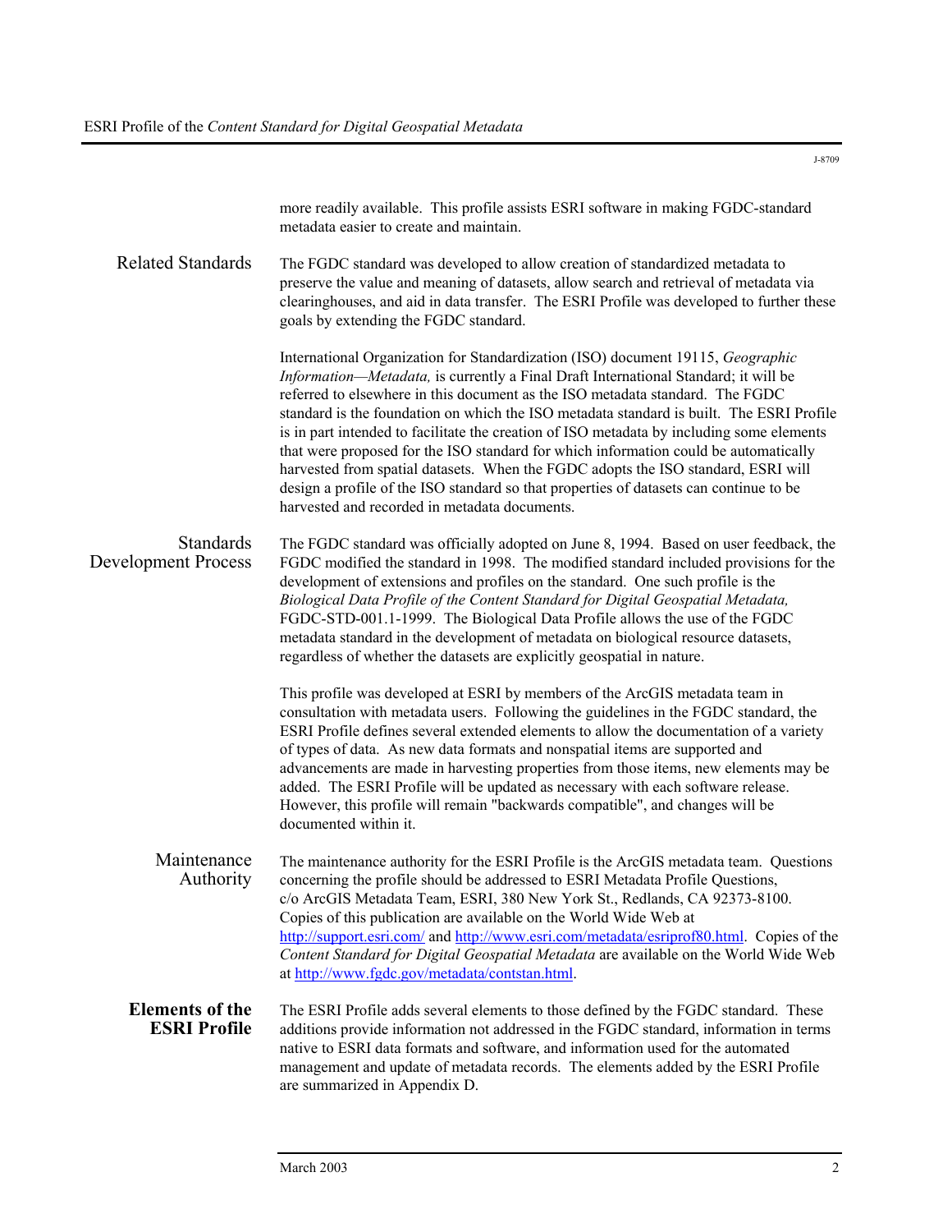more readily available. This profile assists ESRI software in making FGDC-standard metadata easier to create and maintain.

### Related Standards

The FGDC standard was developed to allow creation of standardized metadata to preserve the value and meaning of datasets, allow search and retrieval of metadata via clearinghouses, and aid in data transfer. The ESRI Profile was developed to further these goals by extending the FGDC standard.

International Organization for Standardization (ISO) document 19115, *Geographic Information—Metadata,* is currently a Final Draft International Standard; it will be referred to elsewhere in this document as the ISO metadata standard. The FGDC standard is the foundation on which the ISO metadata standard is built. The ESRI Profile is in part intended to facilitate the creation of ISO metadata by including some elements that were proposed for the ISO standard for which information could be automatically harvested from spatial datasets. When the FGDC adopts the ISO standard, ESRI will design a profile of the ISO standard so that properties of datasets can continue to be harvested and recorded in metadata documents.

### Standards Development Process

The FGDC standard was officially adopted on June 8, 1994. Based on user feedback, the FGDC modified the standard in 1998. The modified standard included provisions for the development of extensions and profiles on the standard. One such profile is the *Biological Data Profile of the Content Standard for Digital Geospatial Metadata,* FGDC-STD-001.1-1999. The Biological Data Profile allows the use of the FGDC metadata standard in the development of metadata on biological resource datasets, regardless of whether the datasets are explicitly geospatial in nature.

This profile was developed at ESRI by members of the ArcGIS metadata team in consultation with metadata users. Following the guidelines in the FGDC standard, the ESRI Profile defines several extended elements to allow the documentation of a variety of types of data. As new data formats and nonspatial items are supported and advancements are made in harvesting properties from those items, new elements may be added. The ESRI Profile will be updated as necessary with each software release. However, this profile will remain "backwards compatible", and changes will be documented within it.

### Maintenance Authority

The maintenance authority for the ESRI Profile is the ArcGIS metadata team. Questions concerning the profile should be addressed to ESRI Metadata Profile Questions, c/o ArcGIS Metadata Team, ESRI, 380 New York St., Redlands, CA 92373-8100. Copies of this publication are available on the World Wide Web at http://support.esri.com/ and http://www.esri.com/metadata/esriprof80.html. Copies of the *Content Standard for Digital Geospatial Metadata* are available on the World Wide Web at http://www.fgdc.gov/metadata/contstan.html.

## Elements of the ESRI Profile

The ESRI Profile adds several elements to those defined by the FGDC standard. These additions provide information not addressed in the FGDC standard, information in terms native to ESRI data formats and software, and information used for the automated management and update of metadata records. The elements added by the ESRI Profile are summarized in Appendix D.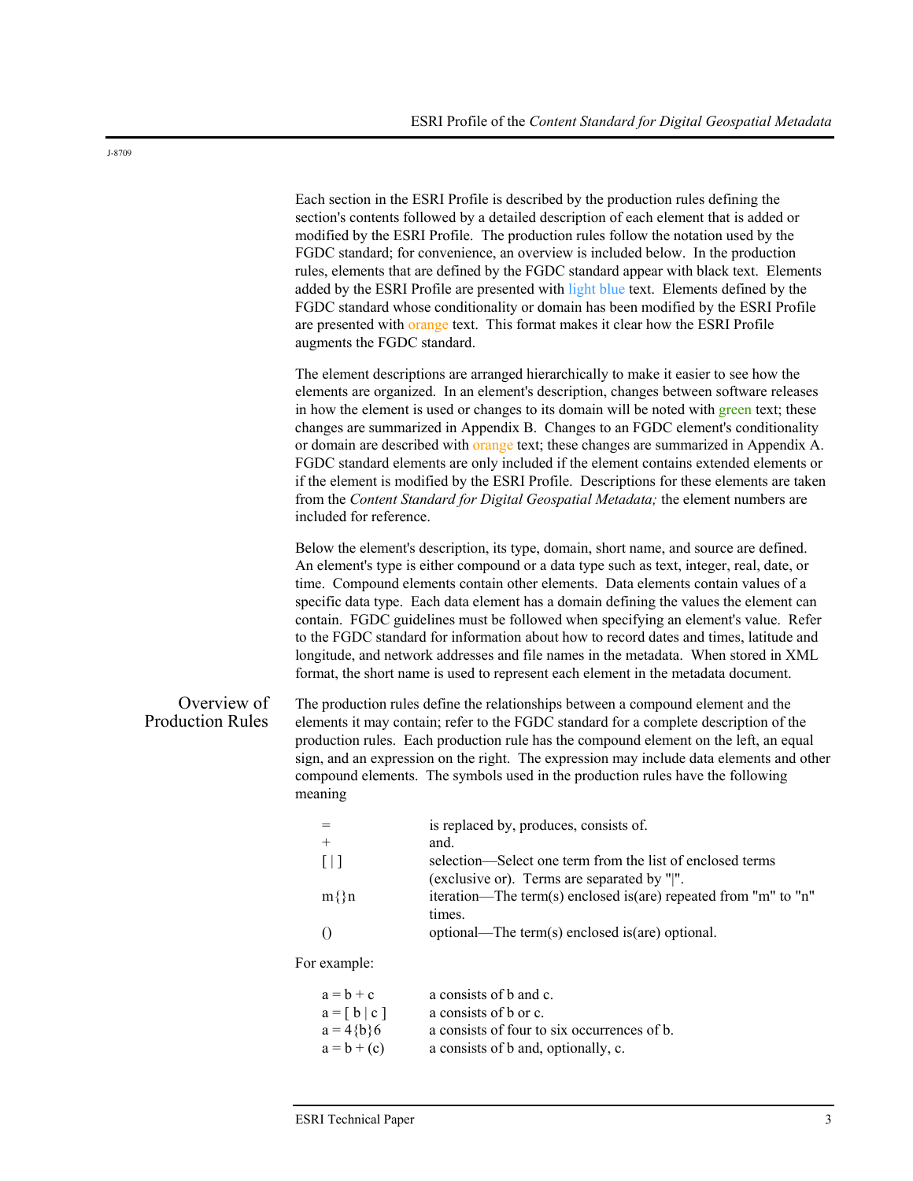Each section in the ESRI Profile is described by the production rules defining the section's contents followed by a detailed description of each element that is added or modified by the ESRI Profile. The production rules follow the notation used by the FGDC standard; for convenience, an overview is included below. In the production rules, elements that are defined by the FGDC standard appear with black text. Elements added by the ESRI Profile are presented with light blue text. Elements defined by the FGDC standard whose conditionality or domain has been modified by the ESRI Profile are presented with orange text. This format makes it clear how the ESRI Profile augments the FGDC standard.

The element descriptions are arranged hierarchically to make it easier to see how the elements are organized. In an element's description, changes between software releases in how the element is used or changes to its domain will be noted with green text; these changes are summarized in Appendix B. Changes to an FGDC element's conditionality or domain are described with orange text; these changes are summarized in Appendix A. FGDC standard elements are only included if the element contains extended elements or if the element is modified by the ESRI Profile. Descriptions for these elements are taken from the *Content Standard for Digital Geospatial Metadata;* the element numbers are included for reference.

Below the element's description, its type, domain, short name, and source are defined. An element's type is either compound or a data type such as text, integer, real, date, or time. Compound elements contain other elements. Data elements contain values of a specific data type. Each data element has a domain defining the values the element can contain. FGDC guidelines must be followed when specifying an element's value. Refer to the FGDC standard for information about how to record dates and times, latitude and longitude, and network addresses and file names in the metadata. When stored in XML format, the short name is used to represent each element in the metadata document.

## Overview of Production Rules

The production rules define the relationships between a compound element and the elements it may contain; refer to the FGDC standard for a complete description of the production rules. Each production rule has the compound element on the left, an equal sign, and an expression on the right. The expression may include data elements and other compound elements. The symbols used in the production rules have the following meaning

| Symbol | Meaning |
|---|---|
| = | is replaced by, produces, consists of. |
| + | and. |
| [ \| ] | selection—Select one term from the list of enclosed terms (exclusive or). Terms are separated by "\|". |
| m{}n | iteration—The term(s) enclosed is(are) repeated from "m" to "n" times. |
| () | optional—The term(s) enclosed is(are) optional. |

For example:

| Example | Meaning |
|---|---|
| a = b + c | a consists of b and c. |
| a = [ b \| c ] | a consists of b or c. |
| a = 4{b}6 | a consists of four to six occurrences of b. |
| a = b + (c) | a consists of b and, optionally, c. |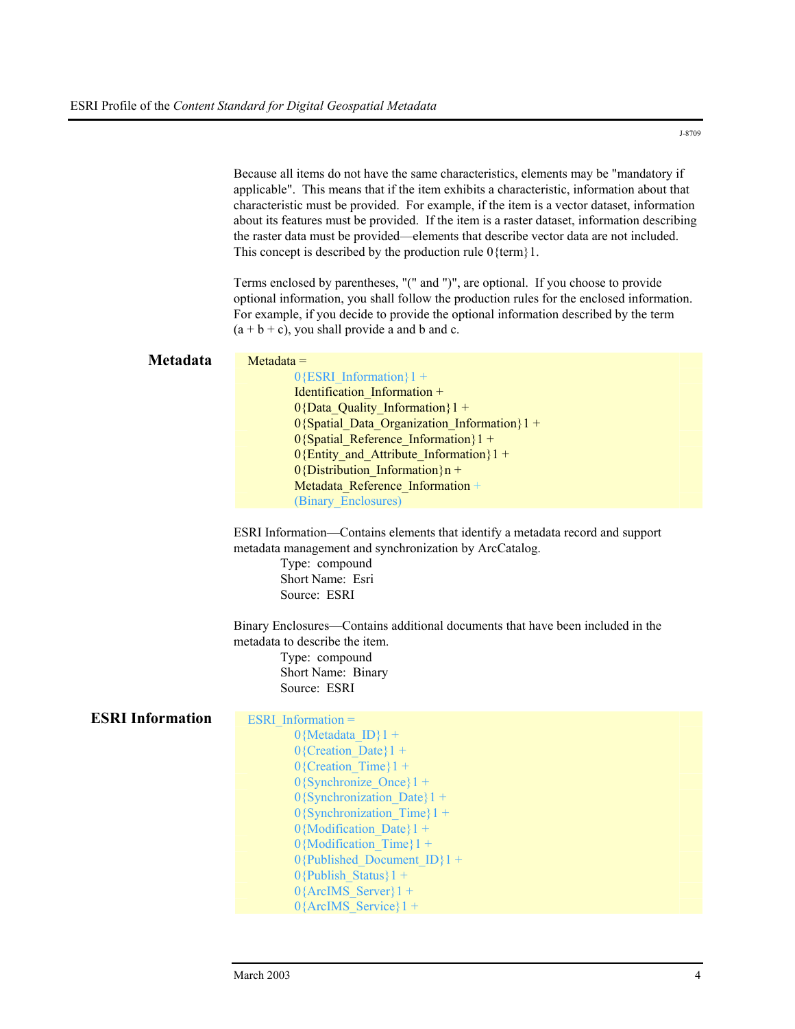Because all items do not have the same characteristics, elements may be "mandatory if applicable". This means that if the item exhibits a characteristic, information about that characteristic must be provided. For example, if the item is a vector dataset, information about its features must be provided. If the item is a raster dataset, information describing the raster data must be provided—elements that describe vector data are not included. This concept is described by the production rule 0{term}1.

Terms enclosed by parentheses, "(" and ")", are optional. If you choose to provide optional information, you shall follow the production rules for the enclosed information. For example, if you decide to provide the optional information described by the term (a + b + c), you shall provide a and b and c.

## Metadata

```
Metadata =
        0{ESRI_Information}1 +
        Identification_Information +
        0{Data_Quality_Information}1 +
        0{Spatial_Data_Organization_Information}1 +
        0{Spatial_Reference_Information}1 +
        0{Entity_and_Attribute_Information}1 +
        0{Distribution_Information}n +
        Metadata_Reference_Information +
        (Binary_Enclosures)
```

ESRI Information—Contains elements that identify a metadata record and support metadata management and synchronization by ArcCatalog.

Type: compound
Short Name: Esri
Source: ESRI

Binary Enclosures—Contains additional documents that have been included in the metadata to describe the item.

Type: compound
Short Name: Binary
Source: ESRI

## ESRI Information

```
ESRI_Information =
        0{Metadata_ID}1 +
        0{Creation_Date}1 +
        0{Creation_Time}1 +
        0{Synchronize_Once}1 +
        0{Synchronization_Date}1 +
        0{Synchronization_Time}1 +
        0{Modification_Date}1 +
        0{Modification_Time}1 +
        0{Published_Document_ID}1 +
        0{Publish_Status}1 +
        0{ArcIMS_Server}1 +
        0{ArcIMS_Service}1 +
```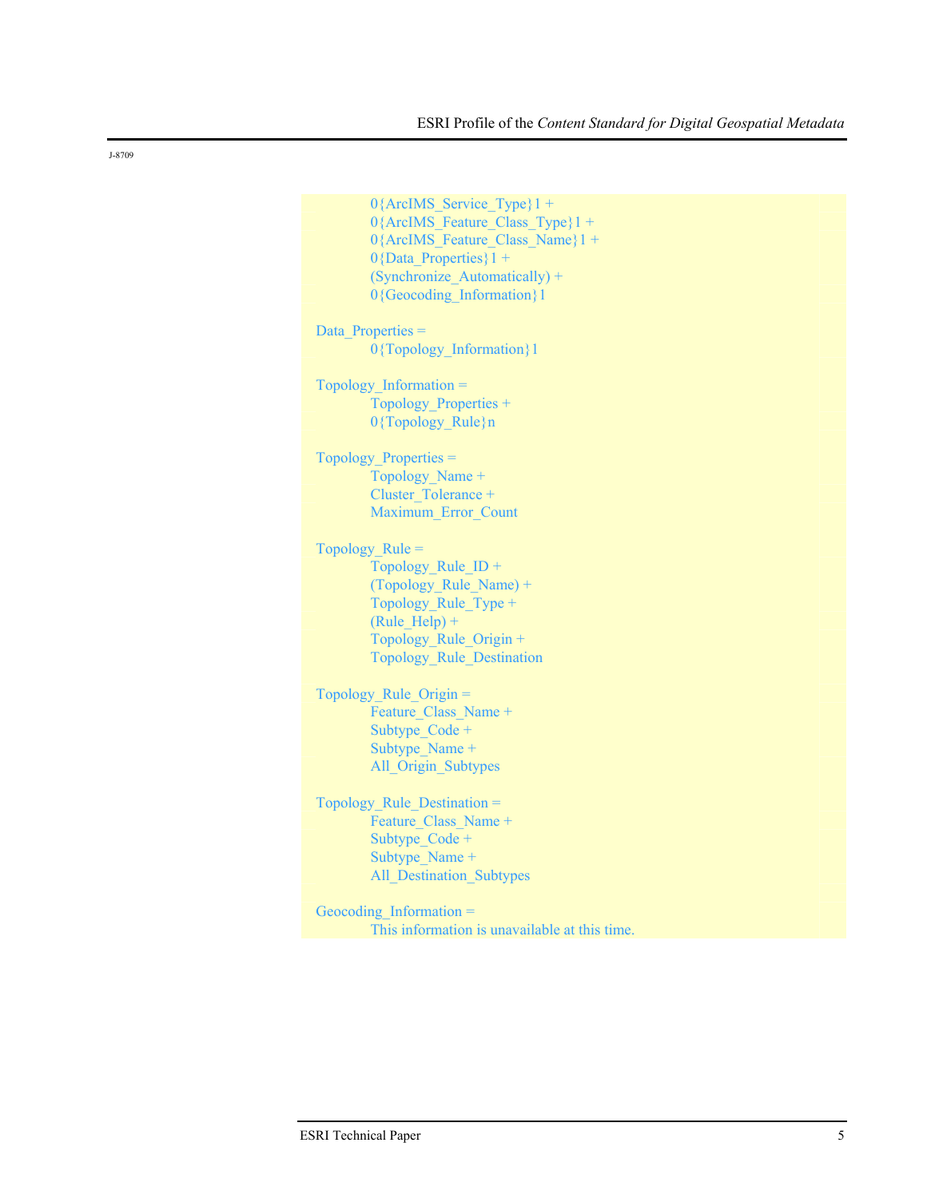```
        0{ArcIMS_Service_Type}1 +
        0{ArcIMS_Feature_Class_Type}1 +
        0{ArcIMS_Feature_Class_Name}1 +
        0{Data_Properties}1 +
        (Synchronize_Automatically) +
        0{Geocoding_Information}1

Data_Properties =
        0{Topology_Information}1

Topology_Information =
        Topology_Properties +
        0{Topology_Rule}n

Topology_Properties =
        Topology_Name +
        Cluster_Tolerance +
        Maximum_Error_Count

Topology_Rule =
        Topology_Rule_ID +
        (Topology_Rule_Name) +
        Topology_Rule_Type +
        (Rule_Help) +
        Topology_Rule_Origin +
        Topology_Rule_Destination

Topology_Rule_Origin =
        Feature_Class_Name +
        Subtype_Code +
        Subtype_Name +
        All_Origin_Subtypes

Topology_Rule_Destination =
        Feature_Class_Name +
        Subtype_Code +
        Subtype_Name +
        All_Destination_Subtypes

Geocoding_Information =
        This information is unavailable at this time.
```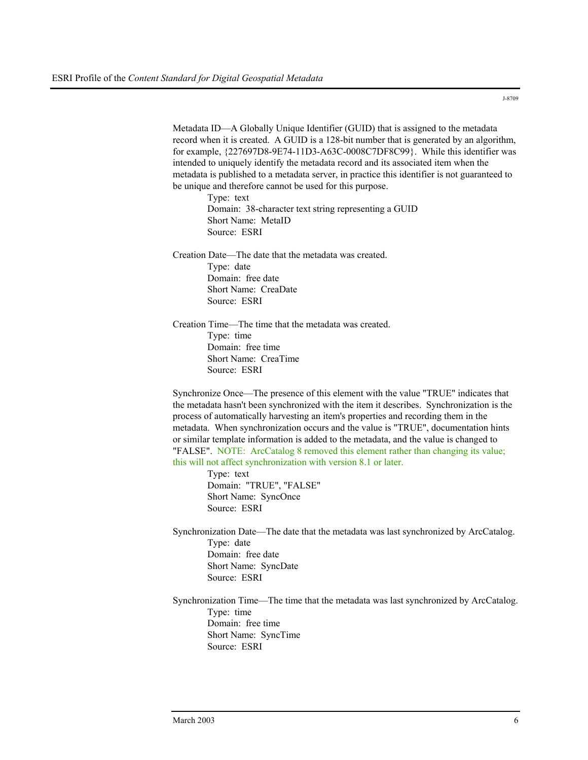Metadata ID—A Globally Unique Identifier (GUID) that is assigned to the metadata record when it is created. A GUID is a 128-bit number that is generated by an algorithm, for example, {227697D8-9E74-11D3-A63C-0008C7DF8C99}. While this identifier was intended to uniquely identify the metadata record and its associated item when the metadata is published to a metadata server, in practice this identifier is not guaranteed to be unique and therefore cannot be used for this purpose.

Type: text
Domain: 38-character text string representing a GUID
Short Name: MetaID
Source: ESRI

Creation Date—The date that the metadata was created.

Type: date
Domain: free date
Short Name: CreaDate
Source: ESRI

Creation Time—The time that the metadata was created.

Type: time
Domain: free time
Short Name: CreaTime
Source: ESRI

Synchronize Once—The presence of this element with the value "TRUE" indicates that the metadata hasn't been synchronized with the item it describes. Synchronization is the process of automatically harvesting an item's properties and recording them in the metadata. When synchronization occurs and the value is "TRUE", documentation hints or similar template information is added to the metadata, and the value is changed to "FALSE". NOTE: ArcCatalog 8 removed this element rather than changing its value; this will not affect synchronization with version 8.1 or later.

Type: text
Domain: "TRUE", "FALSE"
Short Name: SyncOnce
Source: ESRI

Synchronization Date—The date that the metadata was last synchronized by ArcCatalog.

Type: date
Domain: free date
Short Name: SyncDate
Source: ESRI

Synchronization Time—The time that the metadata was last synchronized by ArcCatalog.

Type: time
Domain: free time
Short Name: SyncTime
Source: ESRI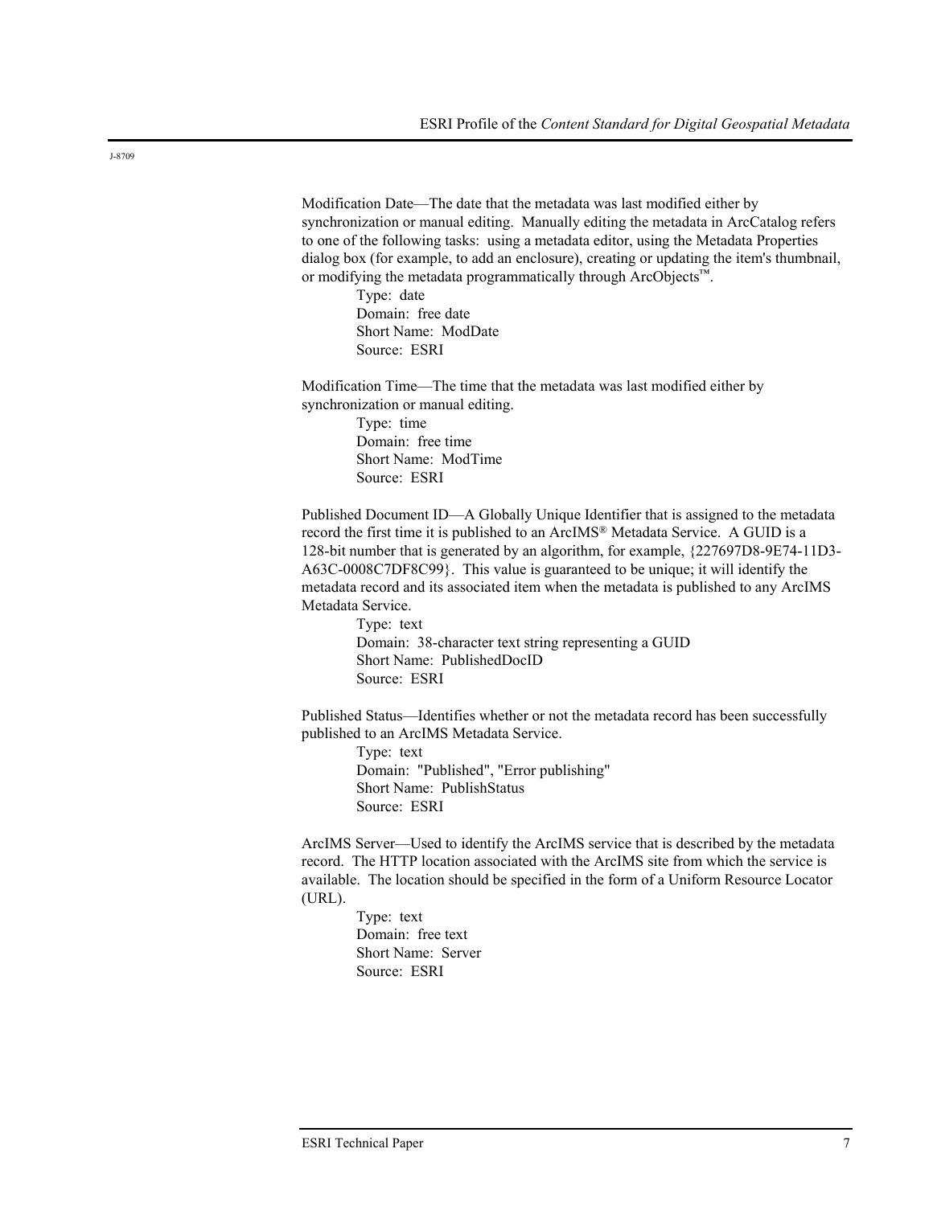Modification Date—The date that the metadata was last modified either by synchronization or manual editing. Manually editing the metadata in ArcCatalog refers to one of the following tasks: using a metadata editor, using the Metadata Properties dialog box (for example, to add an enclosure), creating or updating the item's thumbnail, or modifying the metadata programmatically through ArcObjects™.

Type: date
Domain: free date
Short Name: ModDate
Source: ESRI

Modification Time—The time that the metadata was last modified either by synchronization or manual editing.

Type: time
Domain: free time
Short Name: ModTime
Source: ESRI

Published Document ID—A Globally Unique Identifier that is assigned to the metadata record the first time it is published to an ArcIMS® Metadata Service. A GUID is a 128-bit number that is generated by an algorithm, for example, {227697D8-9E74-11D3-A63C-0008C7DF8C99}. This value is guaranteed to be unique; it will identify the metadata record and its associated item when the metadata is published to any ArcIMS Metadata Service.

Type: text
Domain: 38-character text string representing a GUID
Short Name: PublishedDocID
Source: ESRI

Published Status—Identifies whether or not the metadata record has been successfully published to an ArcIMS Metadata Service.

Type: text
Domain: "Published", "Error publishing"
Short Name: PublishStatus
Source: ESRI

ArcIMS Server—Used to identify the ArcIMS service that is described by the metadata record. The HTTP location associated with the ArcIMS site from which the service is available. The location should be specified in the form of a Uniform Resource Locator (URL).

Type: text
Domain: free text
Short Name: Server
Source: ESRI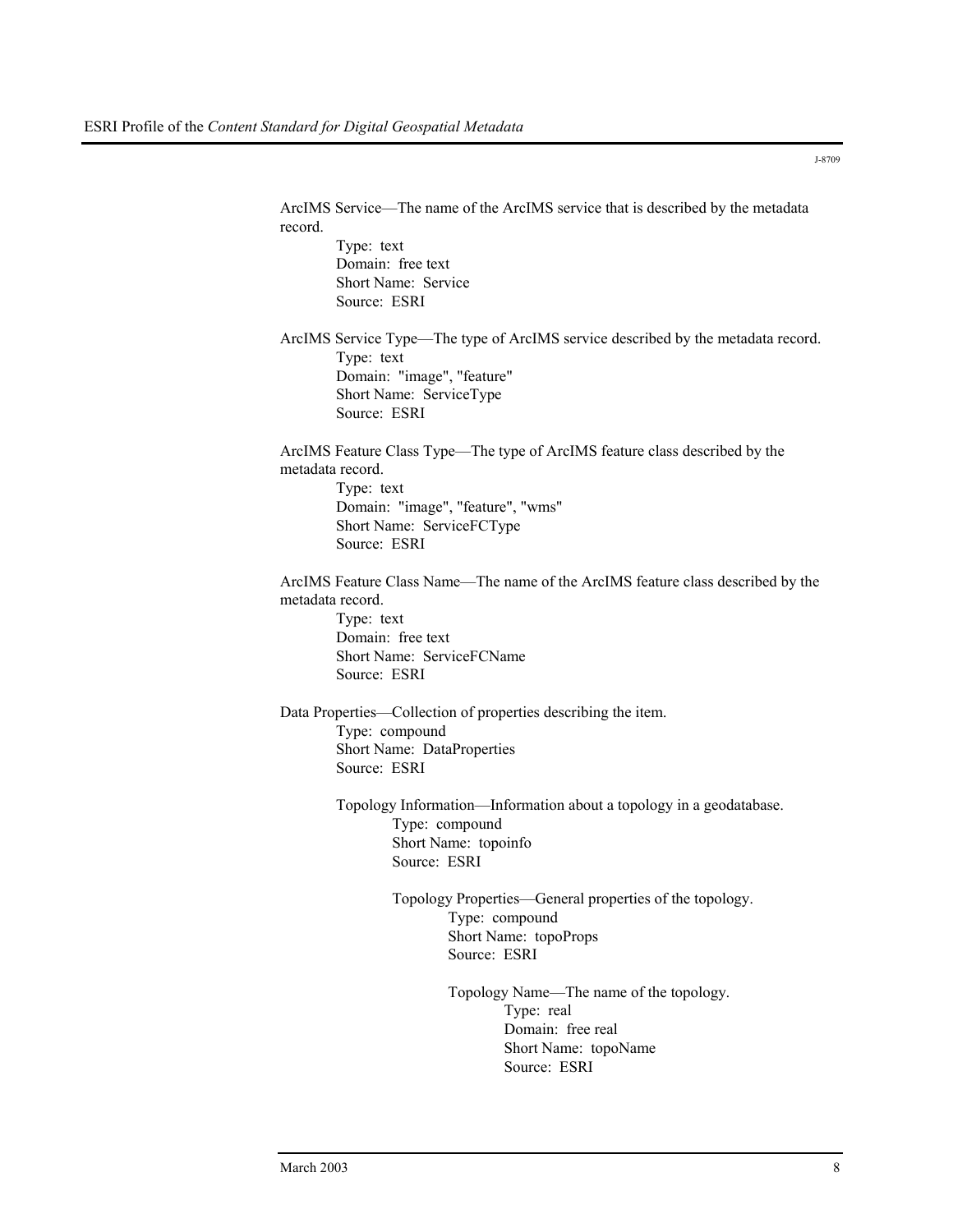J-8709

ArcIMS Service—The name of the ArcIMS service that is described by the metadata record.

> Type: text
> Domain: free text
> Short Name: Service
> Source: ESRI

ArcIMS Service Type—The type of ArcIMS service described by the metadata record.

> Type: text
> Domain: "image", "feature"
> Short Name: ServiceType
> Source: ESRI

ArcIMS Feature Class Type—The type of ArcIMS feature class described by the metadata record.

> Type: text
> Domain: "image", "feature", "wms"
> Short Name: ServiceFCType
> Source: ESRI

ArcIMS Feature Class Name—The name of the ArcIMS feature class described by the metadata record.

> Type: text
> Domain: free text
> Short Name: ServiceFCName
> Source: ESRI

Data Properties—Collection of properties describing the item.

> Type: compound
> Short Name: DataProperties
> Source: ESRI
>
> Topology Information—Information about a topology in a geodatabase.
>
> > Type: compound
> > Short Name: topoinfo
> > Source: ESRI
> >
> > Topology Properties—General properties of the topology.
> >
> > > Type: compound
> > > Short Name: topoProps
> > > Source: ESRI
> > >
> > > Topology Name—The name of the topology.
> > >
> > > > Type: real
> > > > Domain: free real
> > > > Short Name: topoName
> > > > Source: ESRI

March 2003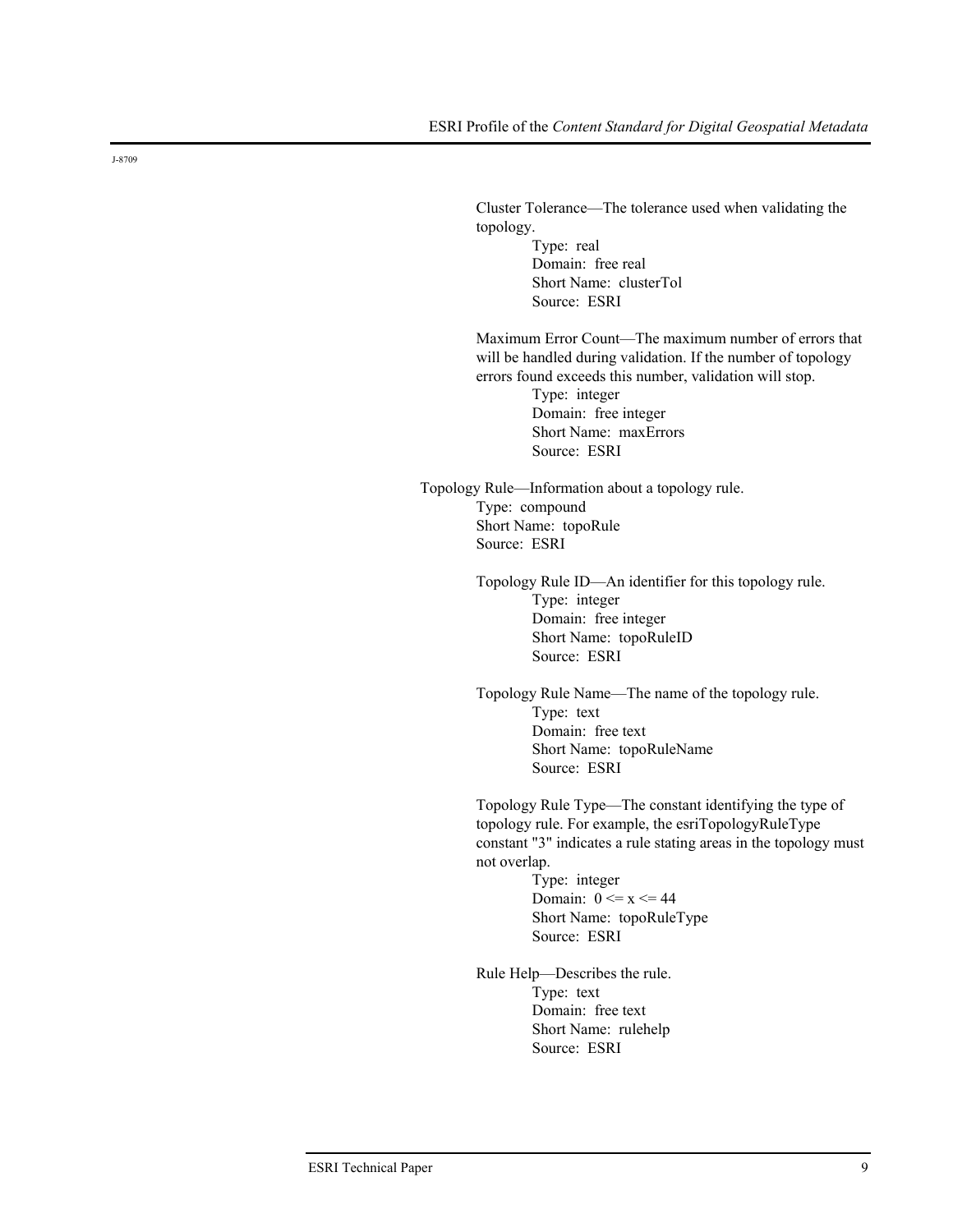Cluster Tolerance—The tolerance used when validating the topology.

Type: real
Domain: free real
Short Name: clusterTol
Source: ESRI

Maximum Error Count—The maximum number of errors that will be handled during validation. If the number of topology errors found exceeds this number, validation will stop.

Type: integer
Domain: free integer
Short Name: maxErrors
Source: ESRI

Topology Rule—Information about a topology rule.

Type: compound
Short Name: topoRule
Source: ESRI

Topology Rule ID—An identifier for this topology rule.

Type: integer
Domain: free integer
Short Name: topoRuleID
Source: ESRI

Topology Rule Name—The name of the topology rule.

Type: text
Domain: free text
Short Name: topoRuleName
Source: ESRI

Topology Rule Type—The constant identifying the type of topology rule. For example, the esriTopologyRuleType constant "3" indicates a rule stating areas in the topology must not overlap.

Type: integer
Domain: $0 <= x <= 44$
Short Name: topoRuleType
Source: ESRI

Rule Help—Describes the rule.

Type: text
Domain: free text
Short Name: rulehelp
Source: ESRI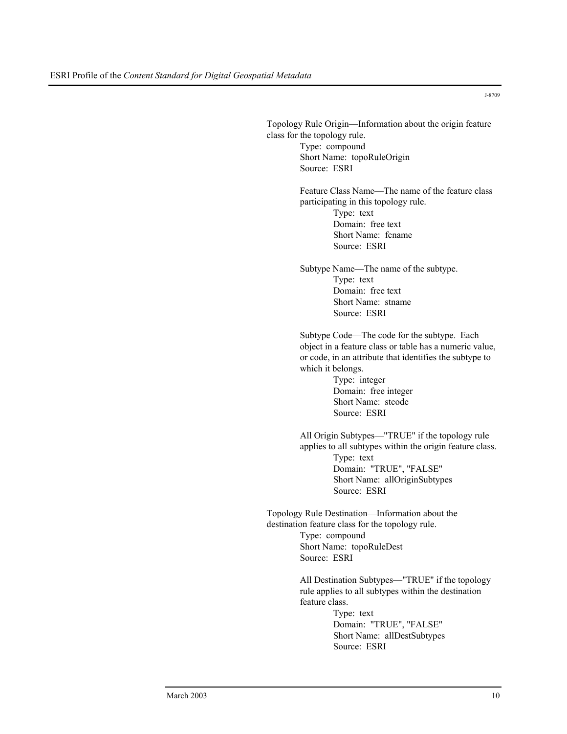Topology Rule Origin—Information about the origin feature class for the topology rule.

> Type: compound
> Short Name: topoRuleOrigin
> Source: ESRI

> Feature Class Name—The name of the feature class participating in this topology rule.
>
> > Type: text
> > Domain: free text
> > Short Name: fcname
> > Source: ESRI

> Subtype Name—The name of the subtype.
>
> > Type: text
> > Domain: free text
> > Short Name: stname
> > Source: ESRI

> Subtype Code—The code for the subtype. Each object in a feature class or table has a numeric value, or code, in an attribute that identifies the subtype to which it belongs.
>
> > Type: integer
> > Domain: free integer
> > Short Name: stcode
> > Source: ESRI

> All Origin Subtypes—"TRUE" if the topology rule applies to all subtypes within the origin feature class.
>
> > Type: text
> > Domain: "TRUE", "FALSE"
> > Short Name: allOriginSubtypes
> > Source: ESRI

Topology Rule Destination—Information about the destination feature class for the topology rule.

> Type: compound
> Short Name: topoRuleDest
> Source: ESRI

> All Destination Subtypes—"TRUE" if the topology rule applies to all subtypes within the destination feature class.
>
> > Type: text
> > Domain: "TRUE", "FALSE"
> > Short Name: allDestSubtypes
> > Source: ESRI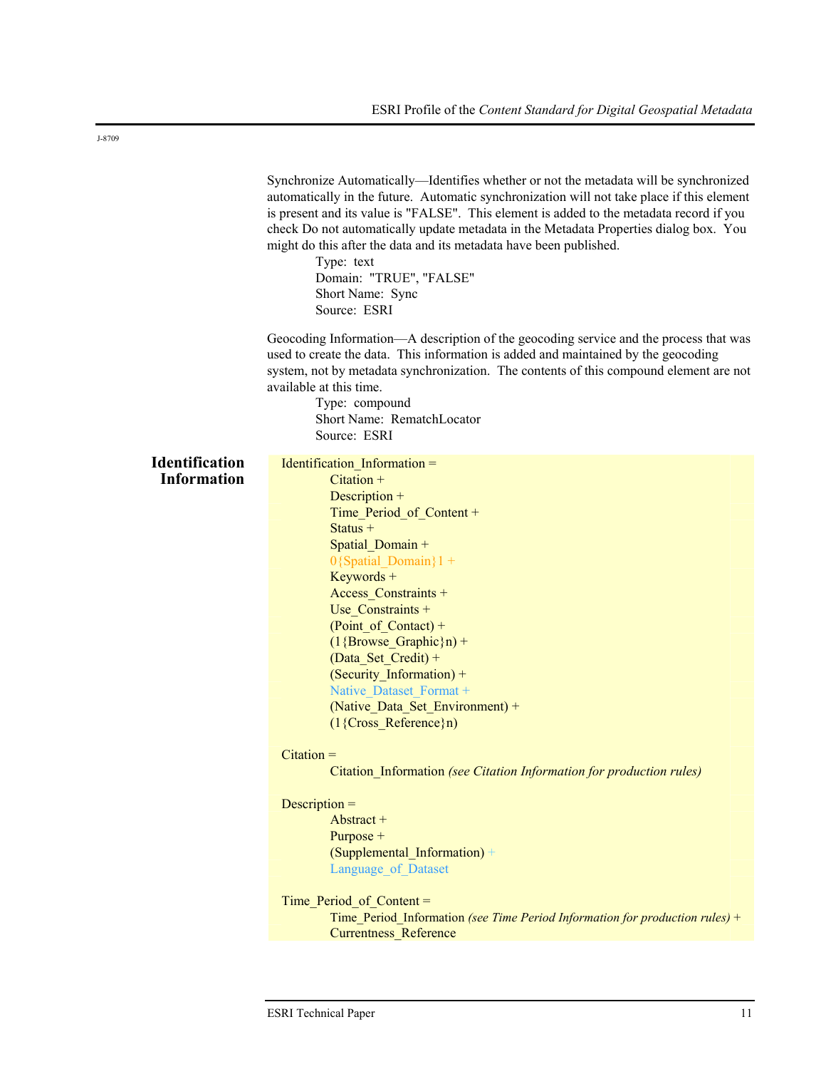Synchronize Automatically—Identifies whether or not the metadata will be synchronized automatically in the future. Automatic synchronization will not take place if this element is present and its value is "FALSE". This element is added to the metadata record if you check Do not automatically update metadata in the Metadata Properties dialog box. You might do this after the data and its metadata have been published.

Type: text
Domain: "TRUE", "FALSE"
Short Name: Sync
Source: ESRI

Geocoding Information—A description of the geocoding service and the process that was used to create the data. This information is added and maintained by the geocoding system, not by metadata synchronization. The contents of this compound element are not available at this time.

Type: compound
Short Name: RematchLocator
Source: ESRI

## Identification Information

Identification_Information =
Citation +
Description +
Time_Period_of_Content +
Status +
Spatial_Domain +
0{Spatial_Domain}1 +
Keywords +
Access_Constraints +
Use_Constraints +
(Point_of_Contact) +
(1{Browse_Graphic}n) +
(Data_Set_Credit) +
(Security_Information) +
Native_Dataset_Format +
(Native_Data_Set_Environment) +
(1{Cross_Reference}n)

Citation =
Citation_Information *(see Citation Information for production rules)*

Description =
Abstract +
Purpose +
(Supplemental_Information) +
Language_of_Dataset

Time_Period_of_Content =
Time_Period_Information *(see Time Period Information for production rules)* +
Currentness_Reference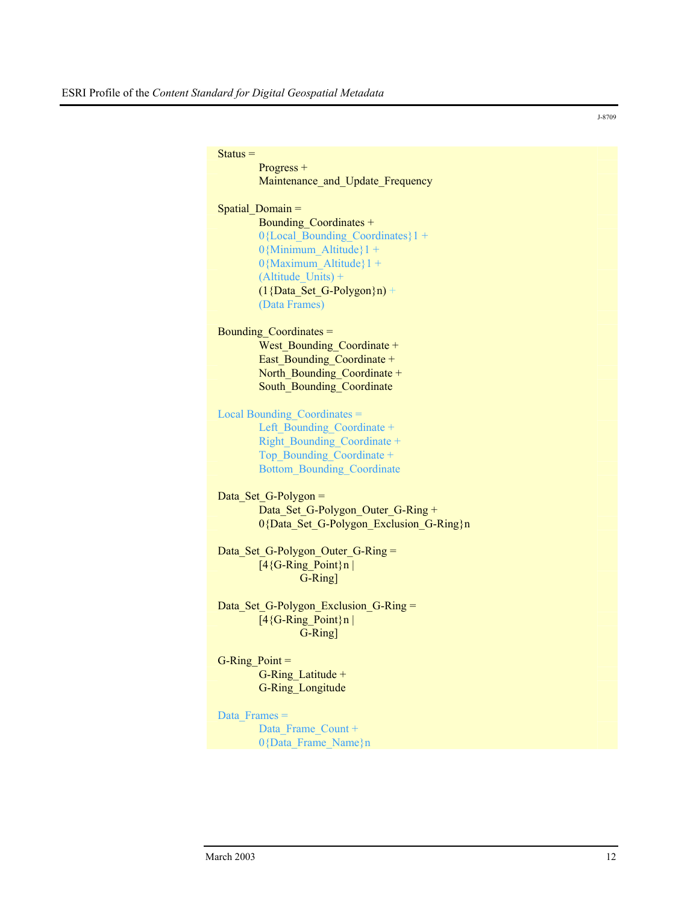J-8709

```
Status =
        Progress +
        Maintenance_and_Update_Frequency

Spatial_Domain =
        Bounding_Coordinates +
        0{Local_Bounding_Coordinates}1 +
        0{Minimum_Altitude}1 +
        0{Maximum_Altitude}1 +
        (Altitude_Units) +
        (1{Data_Set_G-Polygon}n) +
        (Data Frames)

Bounding_Coordinates =
        West_Bounding_Coordinate +
        East_Bounding_Coordinate +
        North_Bounding_Coordinate +
        South_Bounding_Coordinate

Local Bounding_Coordinates =
        Left_Bounding_Coordinate +
        Right_Bounding_Coordinate +
        Top_Bounding_Coordinate +
        Bottom_Bounding_Coordinate

Data_Set_G-Polygon =
        Data_Set_G-Polygon_Outer_G-Ring +
        0{Data_Set_G-Polygon_Exclusion_G-Ring}n

Data_Set_G-Polygon_Outer_G-Ring =
        [4{G-Ring_Point}n |
                G-Ring]

Data_Set_G-Polygon_Exclusion_G-Ring =
        [4{G-Ring_Point}n |
                G-Ring]

G-Ring_Point =
        G-Ring_Latitude +
        G-Ring_Longitude

Data_Frames =
        Data_Frame_Count +
        0{Data_Frame_Name}n
```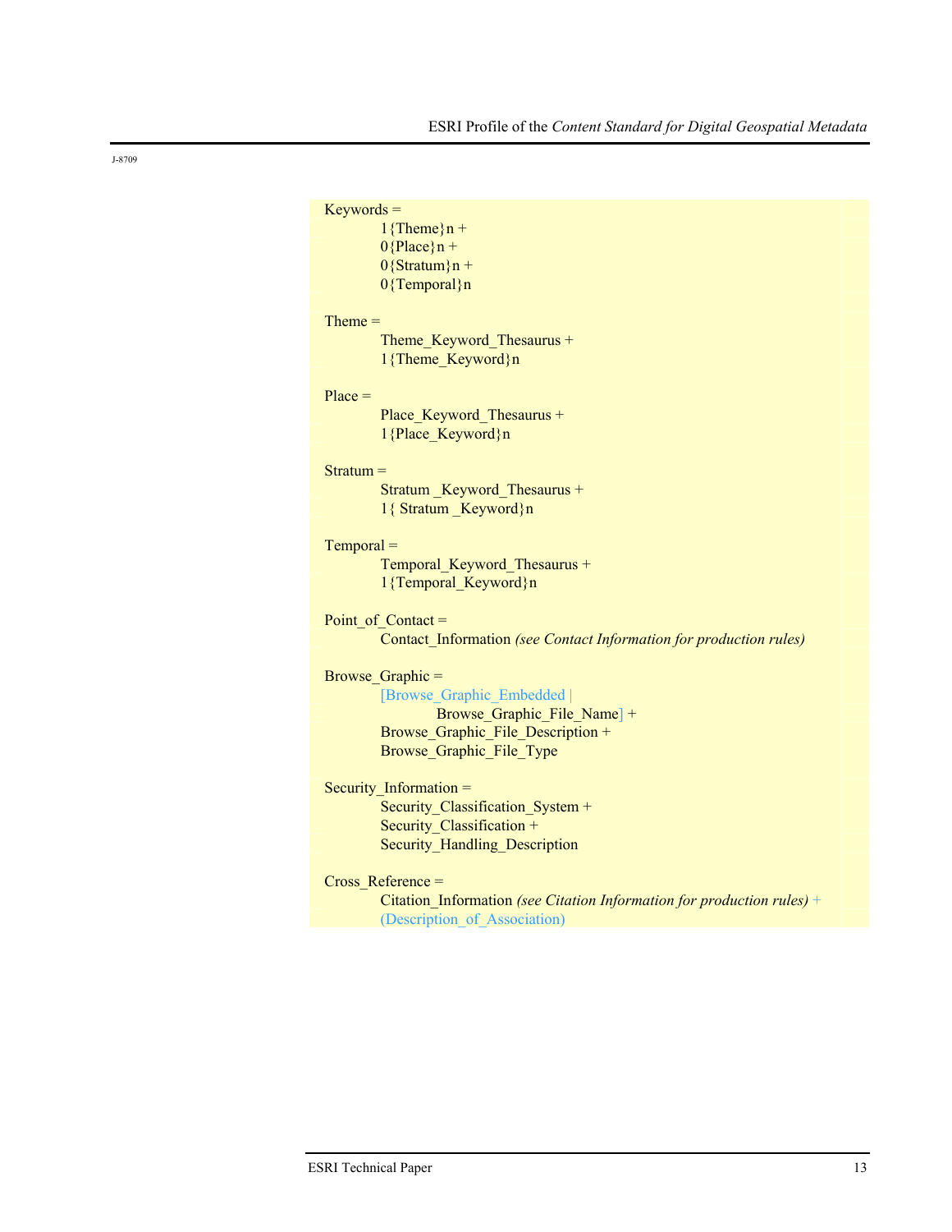J-8709

```
Keywords =
        1{Theme}n +
        0{Place}n +
        0{Stratum}n +
        0{Temporal}n

Theme =
        Theme_Keyword_Thesaurus +
        1{Theme_Keyword}n

Place =
        Place_Keyword_Thesaurus +
        1{Place_Keyword}n

Stratum =
        Stratum _Keyword_Thesaurus +
        1{ Stratum _Keyword}n

Temporal =
        Temporal_Keyword_Thesaurus +
        1{Temporal_Keyword}n

Point_of_Contact =
        Contact_Information (see Contact Information for production rules)

Browse_Graphic =
        [Browse_Graphic_Embedded |
                Browse_Graphic_File_Name] +
        Browse_Graphic_File_Description +
        Browse_Graphic_File_Type

Security_Information =
        Security_Classification_System +
        Security_Classification +
        Security_Handling_Description

Cross_Reference =
        Citation_Information (see Citation Information for production rules) +
        (Description_of_Association)
```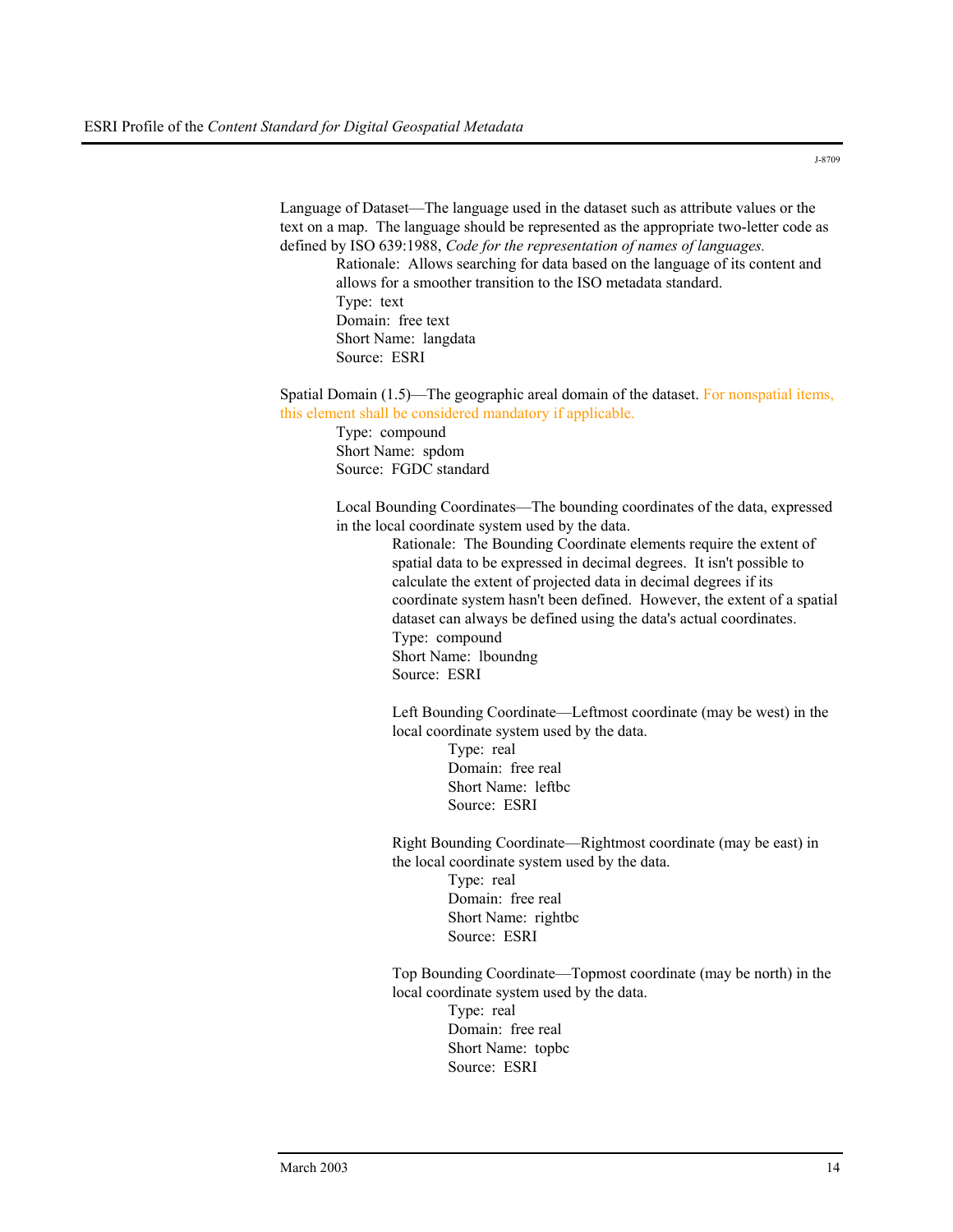Language of Dataset—The language used in the dataset such as attribute values or the text on a map. The language should be represented as the appropriate two-letter code as defined by ISO 639:1988, *Code for the representation of names of languages.*

> Rationale: Allows searching for data based on the language of its content and allows for a smoother transition to the ISO metadata standard.
> Type: text
> Domain: free text
> Short Name: langdata
> Source: ESRI

Spatial Domain (1.5)—The geographic areal domain of the dataset. For nonspatial items, this element shall be considered mandatory if applicable.

> Type: compound
> Short Name: spdom
> Source: FGDC standard
>
> Local Bounding Coordinates—The bounding coordinates of the data, expressed in the local coordinate system used by the data.
>
> > Rationale: The Bounding Coordinate elements require the extent of spatial data to be expressed in decimal degrees. It isn't possible to calculate the extent of projected data in decimal degrees if its coordinate system hasn't been defined. However, the extent of a spatial dataset can always be defined using the data's actual coordinates.
> > Type: compound
> > Short Name: lboundng
> > Source: ESRI
> >
> > Left Bounding Coordinate—Leftmost coordinate (may be west) in the local coordinate system used by the data.
> >
> > > Type: real
> > > Domain: free real
> > > Short Name: leftbc
> > > Source: ESRI
> >
> > Right Bounding Coordinate—Rightmost coordinate (may be east) in the local coordinate system used by the data.
> >
> > > Type: real
> > > Domain: free real
> > > Short Name: rightbc
> > > Source: ESRI
> >
> > Top Bounding Coordinate—Topmost coordinate (may be north) in the local coordinate system used by the data.
> >
> > > Type: real
> > > Domain: free real
> > > Short Name: topbc
> > > Source: ESRI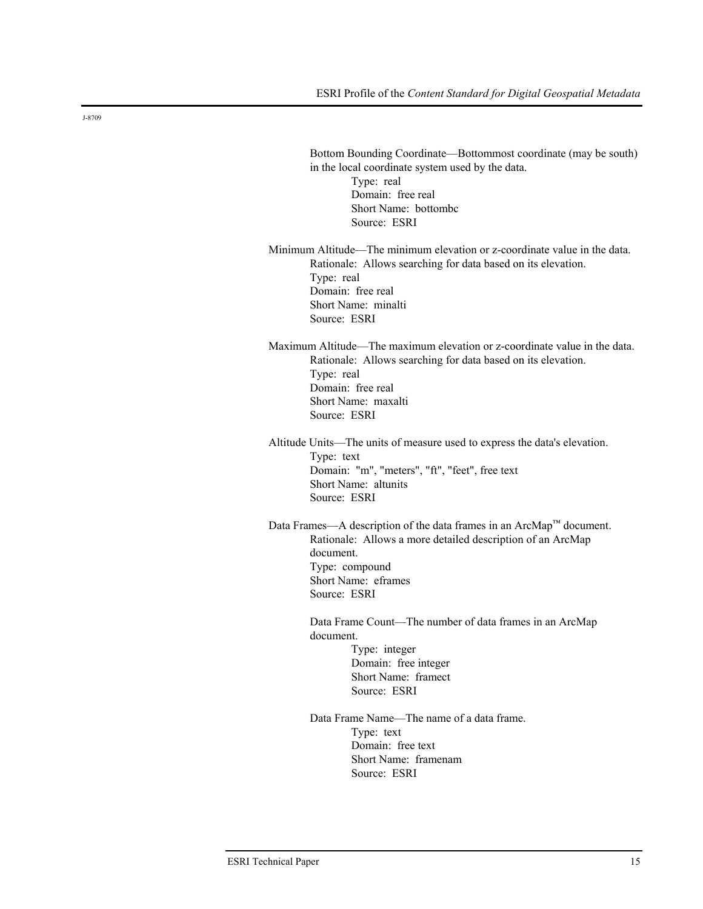Bottom Bounding Coordinate—Bottommost coordinate (may be south) in the local coordinate system used by the data.

Type: real
Domain: free real
Short Name: bottombc
Source: ESRI

Minimum Altitude—The minimum elevation or z-coordinate value in the data.

Rationale: Allows searching for data based on its elevation.
Type: real
Domain: free real
Short Name: minalti
Source: ESRI

Maximum Altitude—The maximum elevation or z-coordinate value in the data.

Rationale: Allows searching for data based on its elevation.
Type: real
Domain: free real
Short Name: maxalti
Source: ESRI

Altitude Units—The units of measure used to express the data's elevation.

Type: text
Domain: "m", "meters", "ft", "feet", free text
Short Name: altunits
Source: ESRI

Data Frames—A description of the data frames in an ArcMap™ document.

Rationale: Allows a more detailed description of an ArcMap document.
Type: compound
Short Name: eframes
Source: ESRI

Data Frame Count—The number of data frames in an ArcMap document.

Type: integer
Domain: free integer
Short Name: framect
Source: ESRI

Data Frame Name—The name of a data frame.

Type: text
Domain: free text
Short Name: framenam
Source: ESRI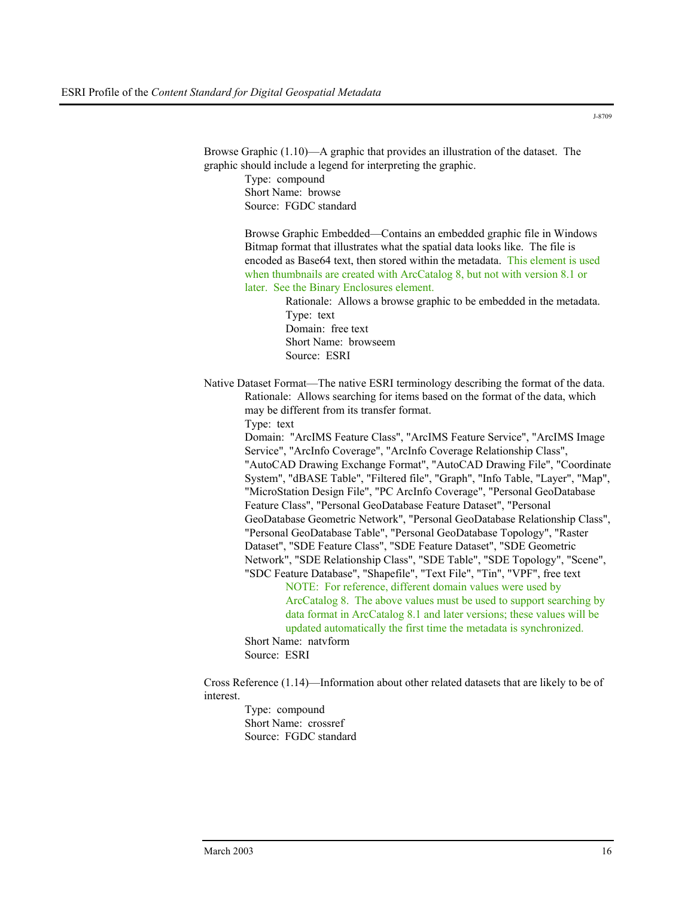J-8709

Browse Graphic (1.10)—A graphic that provides an illustration of the dataset. The graphic should include a legend for interpreting the graphic.

> Type: compound
> Short Name: browse
> Source: FGDC standard
>
> Browse Graphic Embedded—Contains an embedded graphic file in Windows Bitmap format that illustrates what the spatial data looks like. The file is encoded as Base64 text, then stored within the metadata. This element is used when thumbnails are created with ArcCatalog 8, but not with version 8.1 or later. See the Binary Enclosures element.
>
> > Rationale: Allows a browse graphic to be embedded in the metadata.
> > Type: text
> > Domain: free text
> > Short Name: browseem
> > Source: ESRI

Native Dataset Format—The native ESRI terminology describing the format of the data.

> Rationale: Allows searching for items based on the format of the data, which may be different from its transfer format.
> Type: text
> Domain: "ArcIMS Feature Class", "ArcIMS Feature Service", "ArcIMS Image Service", "ArcInfo Coverage", "ArcInfo Coverage Relationship Class", "AutoCAD Drawing Exchange Format", "AutoCAD Drawing File", "Coordinate System", "dBASE Table", "Filtered file", "Graph", "Info Table, "Layer", "Map", "MicroStation Design File", "PC ArcInfo Coverage", "Personal GeoDatabase Feature Class", "Personal GeoDatabase Feature Dataset", "Personal GeoDatabase Geometric Network", "Personal GeoDatabase Relationship Class", "Personal GeoDatabase Table", "Personal GeoDatabase Topology", "Raster Dataset", "SDE Feature Class", "SDE Feature Dataset", "SDE Geometric Network", "SDE Relationship Class", "SDE Table", "SDE Topology", "Scene", "SDC Feature Database", "Shapefile", "Text File", "Tin", "VPF", free text
>
> > NOTE: For reference, different domain values were used by ArcCatalog 8. The above values must be used to support searching by data format in ArcCatalog 8.1 and later versions; these values will be updated automatically the first time the metadata is synchronized.
>
> Short Name: natvform
> Source: ESRI

Cross Reference (1.14)—Information about other related datasets that are likely to be of interest.

> Type: compound
> Short Name: crossref
> Source: FGDC standard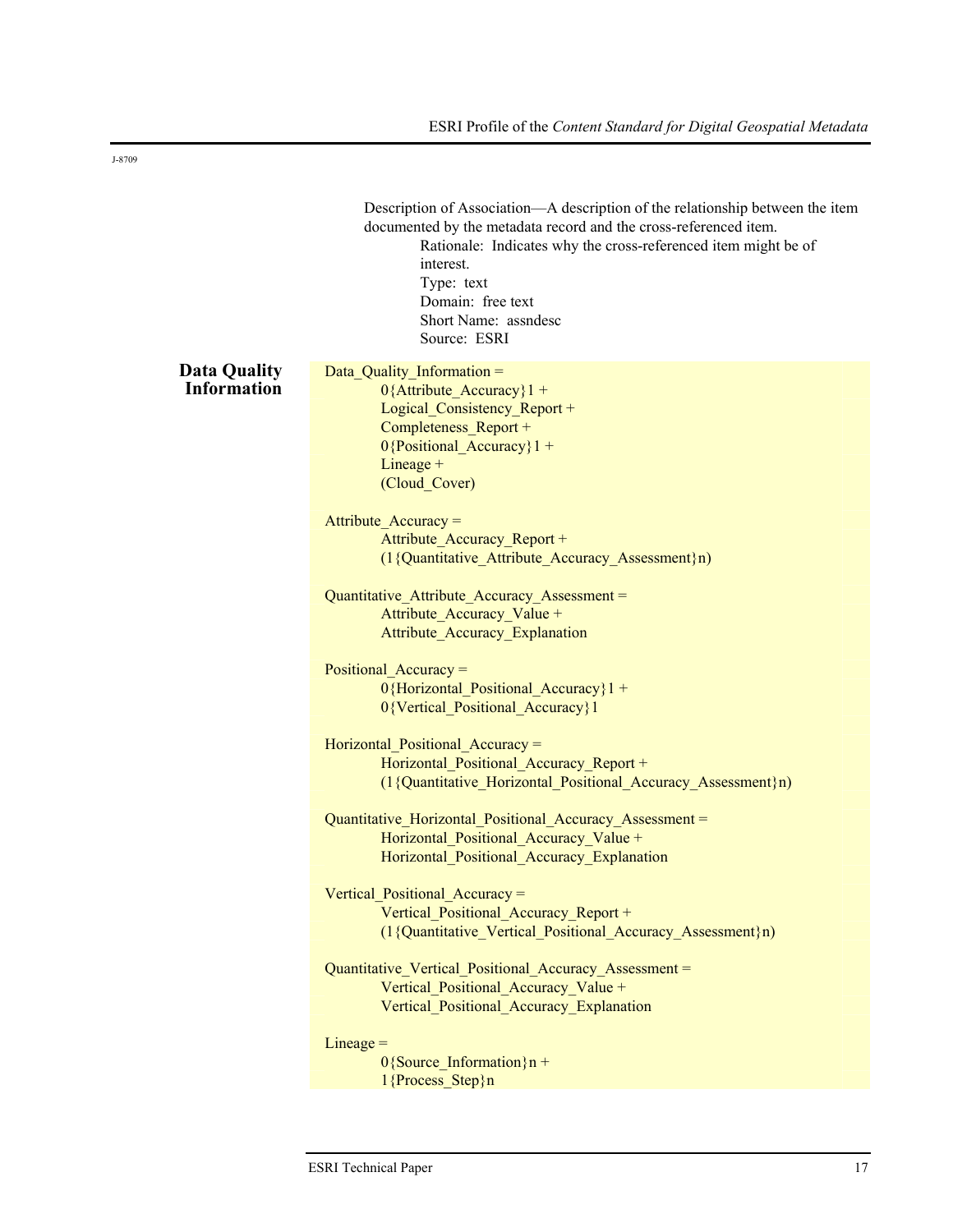J-8709

Description of Association—A description of the relationship between the item documented by the metadata record and the cross-referenced item.

Rationale: Indicates why the cross-referenced item might be of interest.
Type: text
Domain: free text
Short Name: assndesc
Source: ESRI

## Data Quality Information

```
Data_Quality_Information =
        0{Attribute_Accuracy}1 +
        Logical_Consistency_Report +
        Completeness_Report +
        0{Positional_Accuracy}1 +
        Lineage +
        (Cloud_Cover)

Attribute_Accuracy =
        Attribute_Accuracy_Report +
        (1{Quantitative_Attribute_Accuracy_Assessment}n)

Quantitative_Attribute_Accuracy_Assessment =
        Attribute_Accuracy_Value +
        Attribute_Accuracy_Explanation

Positional_Accuracy =
        0{Horizontal_Positional_Accuracy}1 +
        0{Vertical_Positional_Accuracy}1

Horizontal_Positional_Accuracy =
        Horizontal_Positional_Accuracy_Report +
        (1{Quantitative_Horizontal_Positional_Accuracy_Assessment}n)

Quantitative_Horizontal_Positional_Accuracy_Assessment =
        Horizontal_Positional_Accuracy_Value +
        Horizontal_Positional_Accuracy_Explanation

Vertical_Positional_Accuracy =
        Vertical_Positional_Accuracy_Report +
        (1{Quantitative_Vertical_Positional_Accuracy_Assessment}n)

Quantitative_Vertical_Positional_Accuracy_Assessment =
        Vertical_Positional_Accuracy_Value +
        Vertical_Positional_Accuracy_Explanation

Lineage =
        0{Source_Information}n +
        1{Process_Step}n
```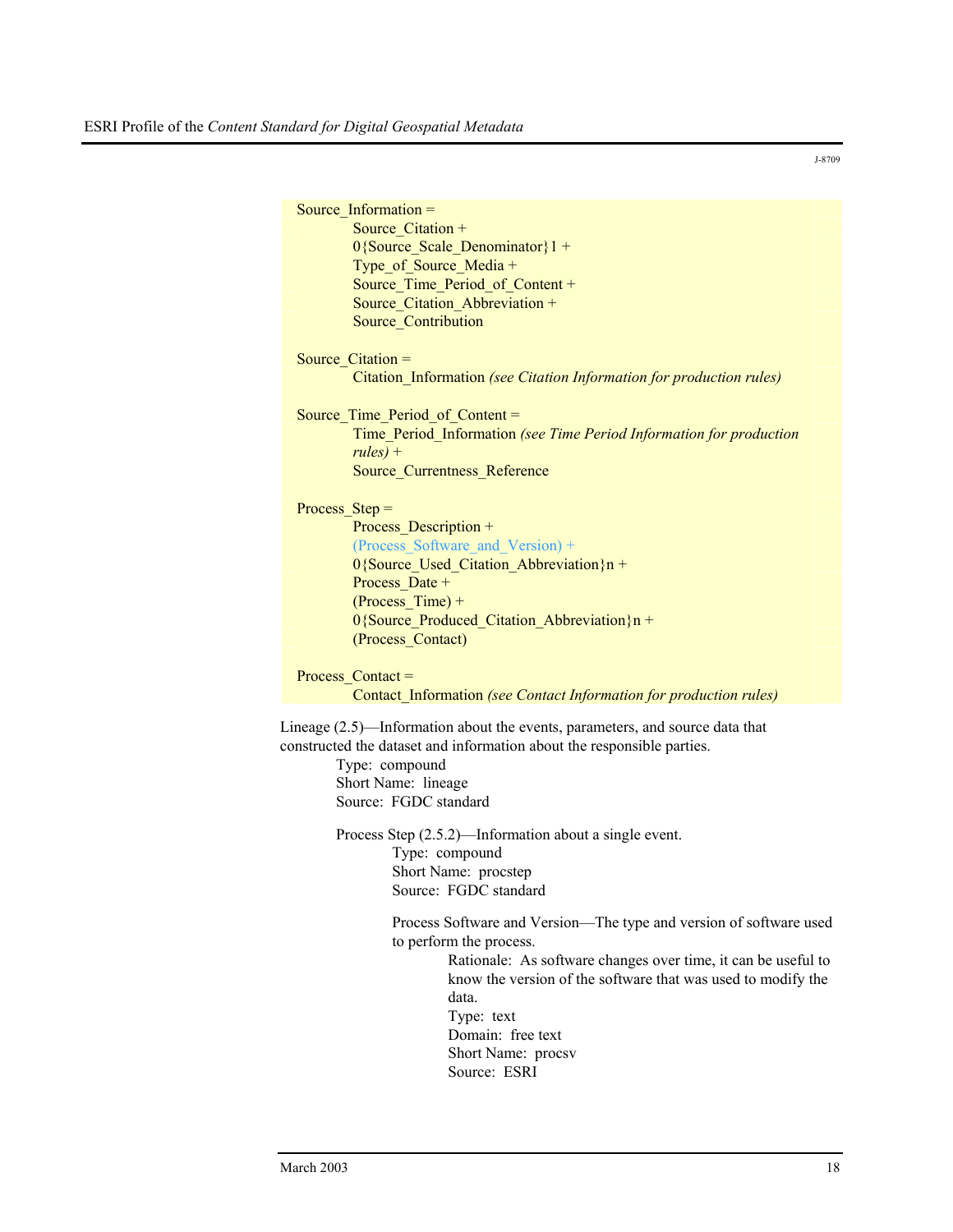```
Source_Information =
        Source_Citation +
        0{Source_Scale_Denominator}1 +
        Type_of_Source_Media +
        Source_Time_Period_of_Content +
        Source_Citation_Abbreviation +
        Source_Contribution

Source_Citation =
        Citation_Information (see Citation Information for production rules)

Source_Time_Period_of_Content =
        Time_Period_Information (see Time Period Information for production
        rules) +
        Source_Currentness_Reference

Process_Step =
        Process_Description +
        (Process_Software_and_Version) +
        0{Source_Used_Citation_Abbreviation}n +
        Process_Date +
        (Process_Time) +
        0{Source_Produced_Citation_Abbreviation}n +
        (Process_Contact)

Process_Contact =
        Contact_Information (see Contact Information for production rules)
```

Lineage (2.5)—Information about the events, parameters, and source data that constructed the dataset and information about the responsible parties.

Type: compound
Short Name: lineage
Source: FGDC standard

Process Step (2.5.2)—Information about a single event.

Type: compound
Short Name: procstep
Source: FGDC standard

Process Software and Version—The type and version of software used to perform the process.

Rationale: As software changes over time, it can be useful to know the version of the software that was used to modify the data.
Type: text
Domain: free text
Short Name: procsv
Source: ESRI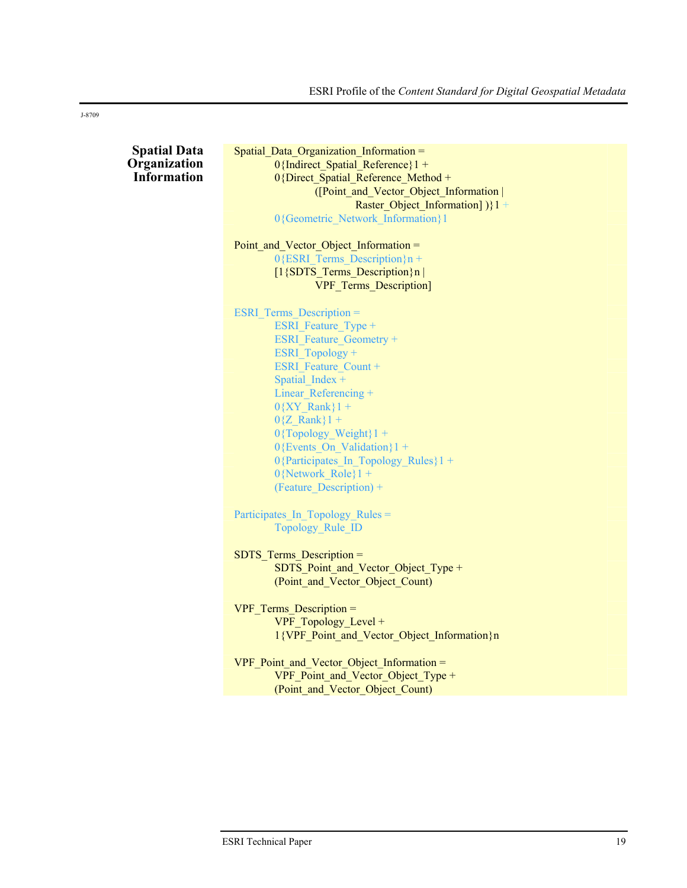J-8709

## Spatial Data Organization Information

```
Spatial_Data_Organization_Information =
        0{Indirect_Spatial_Reference}1 +
        0{Direct_Spatial_Reference_Method +
                ([Point_and_Vector_Object_Information |
                        Raster_Object_Information] )}1 +
        0{Geometric_Network_Information}1

Point_and_Vector_Object_Information =
        0{ESRI_Terms_Description}n +
        [1{SDTS_Terms_Description}n |
                VPF_Terms_Description]

ESRI_Terms_Description =
        ESRI_Feature_Type +
        ESRI_Feature_Geometry +
        ESRI_Topology +
        ESRI_Feature_Count +
        Spatial_Index +
        Linear_Referencing +
        0{XY_Rank}1 +
        0{Z_Rank}1 +
        0{Topology_Weight}1 +
        0{Events_On_Validation}1 +
        0{Participates_In_Topology_Rules}1 +
        0{Network_Role}1 +
        (Feature_Description) +

Participates_In_Topology_Rules =
        Topology_Rule_ID

SDTS_Terms_Description =
        SDTS_Point_and_Vector_Object_Type +
        (Point_and_Vector_Object_Count)

VPF_Terms_Description =
        VPF_Topology_Level +
        1{VPF_Point_and_Vector_Object_Information}n

VPF_Point_and_Vector_Object_Information =
        VPF_Point_and_Vector_Object_Type +
        (Point_and_Vector_Object_Count)
```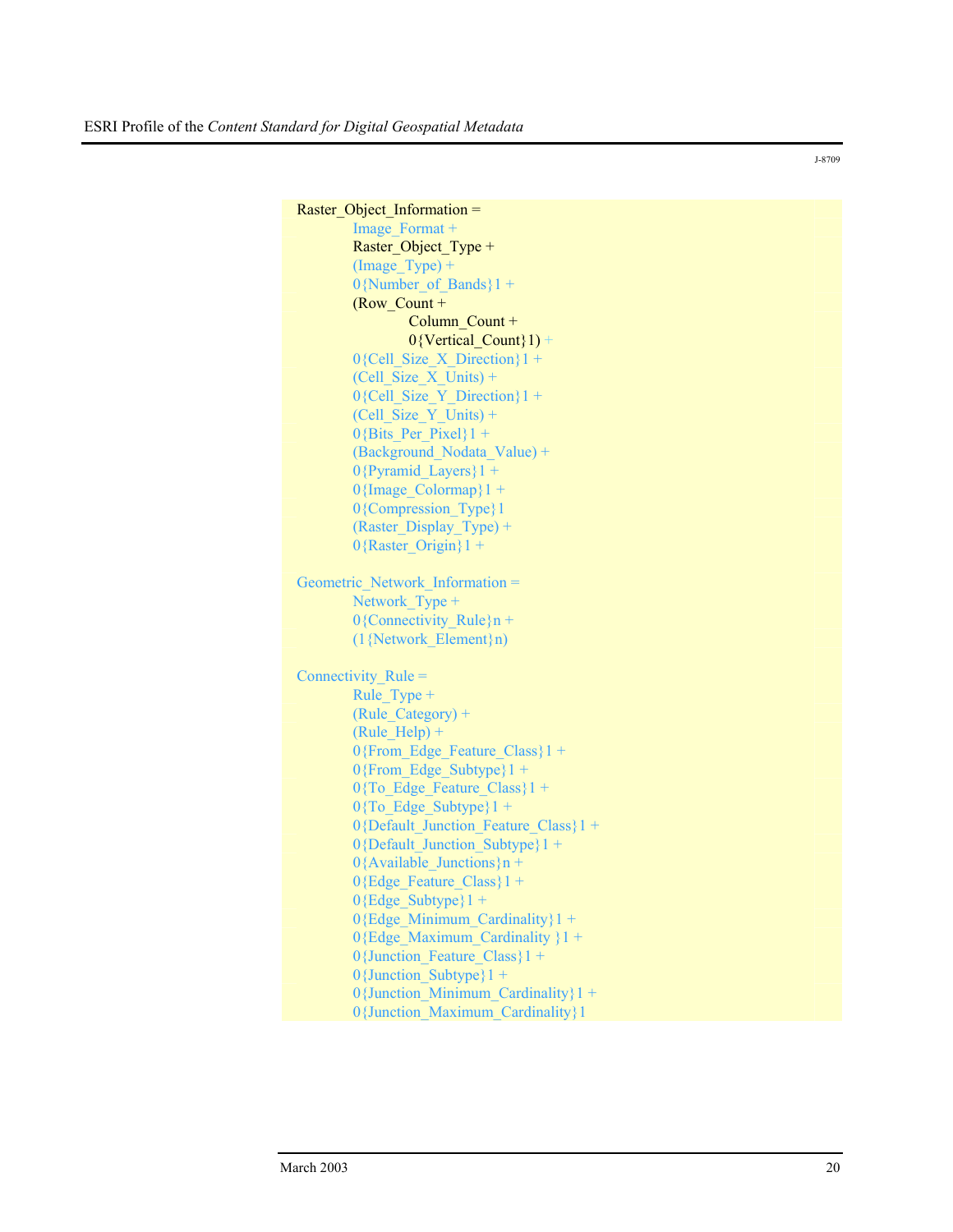J-8709

```
Raster_Object_Information =
        Image_Format +
        Raster_Object_Type +
        (Image_Type) +
        0{Number_of_Bands}1 +
        (Row_Count +
                Column_Count +
                0{Vertical_Count}1) +
        0{Cell_Size_X_Direction}1 +
        (Cell_Size_X_Units) +
        0{Cell_Size_Y_Direction}1 +
        (Cell_Size_Y_Units) +
        0{Bits_Per_Pixel}1 +
        (Background_Nodata_Value) +
        0{Pyramid_Layers}1 +
        0{Image_Colormap}1 +
        0{Compression_Type}1
        (Raster_Display_Type) +
        0{Raster_Origin}1 +

Geometric_Network_Information =
        Network_Type +
        0{Connectivity_Rule}n +
        (1{Network_Element}n)

Connectivity_Rule =
        Rule_Type +
        (Rule_Category) +
        (Rule_Help) +
        0{From_Edge_Feature_Class}1 +
        0{From_Edge_Subtype}1 +
        0{To_Edge_Feature_Class}1 +
        0{To_Edge_Subtype}1 +
        0{Default_Junction_Feature_Class}1 +
        0{Default_Junction_Subtype}1 +
        0{Available_Junctions}n +
        0{Edge_Feature_Class}1 +
        0{Edge_Subtype}1 +
        0{Edge_Minimum_Cardinality}1 +
        0{Edge_Maximum_Cardinality }1 +
        0{Junction_Feature_Class}1 +
        0{Junction_Subtype}1 +
        0{Junction_Minimum_Cardinality}1 +
        0{Junction_Maximum_Cardinality}1
```

March 2003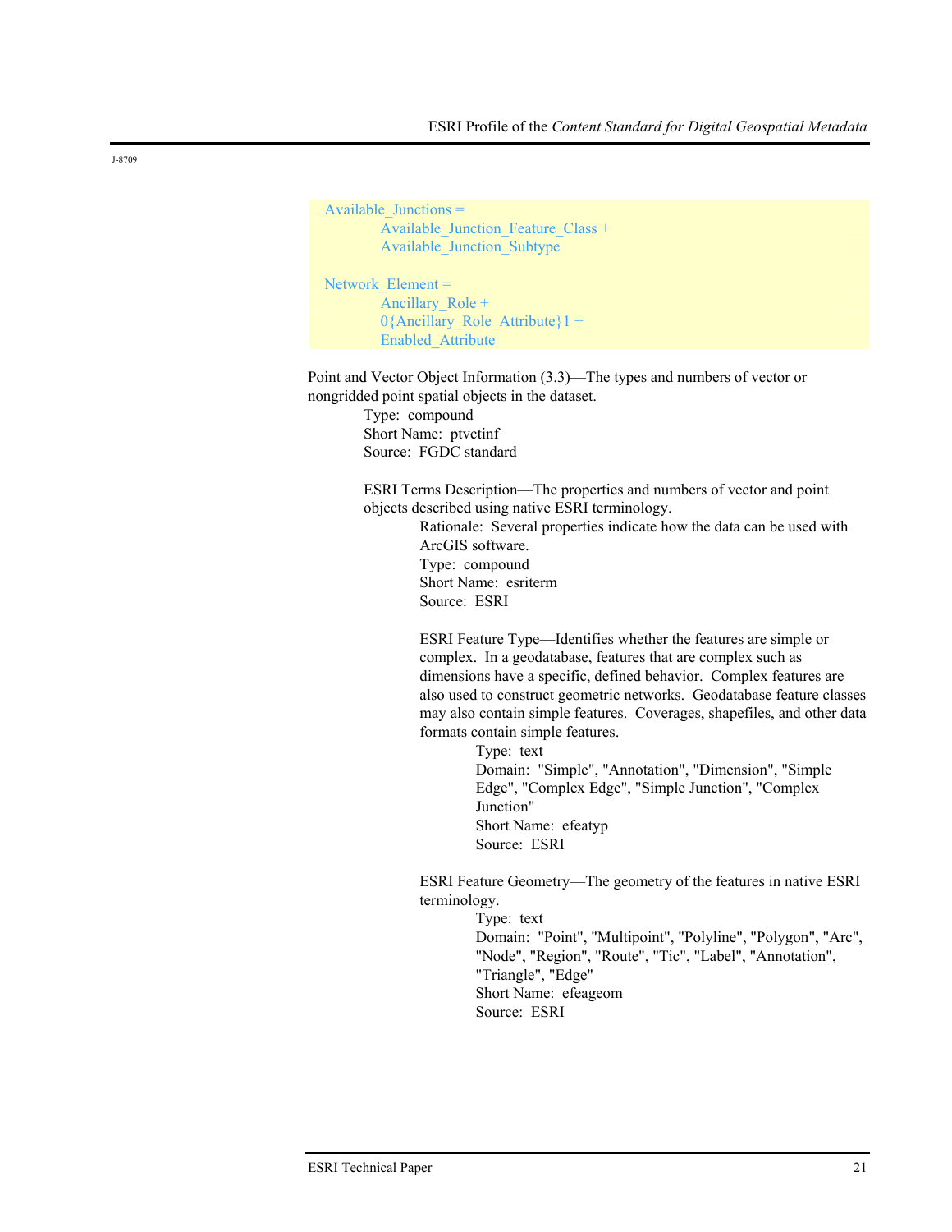```
Available_Junctions =
        Available_Junction_Feature_Class +
        Available_Junction_Subtype

Network_Element =
        Ancillary_Role +
        0{Ancillary_Role_Attribute}1 +
        Enabled_Attribute
```

Point and Vector Object Information (3.3)—The types and numbers of vector or nongridded point spatial objects in the dataset.

Type: compound
Short Name: ptvctinf
Source: FGDC standard

ESRI Terms Description—The properties and numbers of vector and point objects described using native ESRI terminology.

Rationale: Several properties indicate how the data can be used with ArcGIS software.
Type: compound
Short Name: esriterm
Source: ESRI

ESRI Feature Type—Identifies whether the features are simple or complex. In a geodatabase, features that are complex such as dimensions have a specific, defined behavior. Complex features are also used to construct geometric networks. Geodatabase feature classes may also contain simple features. Coverages, shapefiles, and other data formats contain simple features.

Type: text
Domain: "Simple", "Annotation", "Dimension", "Simple Edge", "Complex Edge", "Simple Junction", "Complex Junction"
Short Name: efeatyp
Source: ESRI

ESRI Feature Geometry—The geometry of the features in native ESRI terminology.

Type: text
Domain: "Point", "Multipoint", "Polyline", "Polygon", "Arc", "Node", "Region", "Route", "Tic", "Label", "Annotation", "Triangle", "Edge"
Short Name: efeageom
Source: ESRI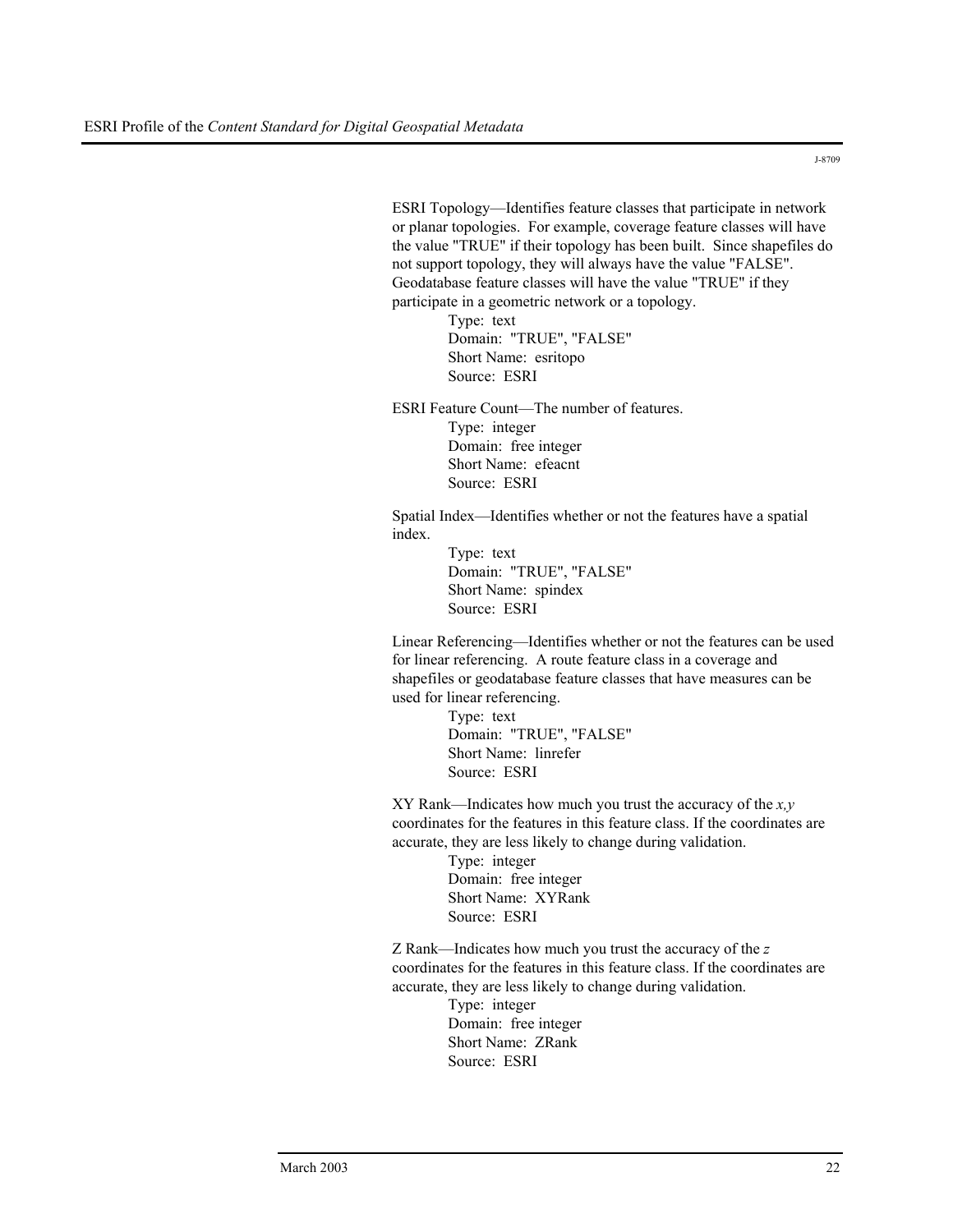ESRI Topology—Identifies feature classes that participate in network or planar topologies. For example, coverage feature classes will have the value "TRUE" if their topology has been built. Since shapefiles do not support topology, they will always have the value "FALSE". Geodatabase feature classes will have the value "TRUE" if they participate in a geometric network or a topology.

Type: text
Domain: "TRUE", "FALSE"
Short Name: esritopo
Source: ESRI

ESRI Feature Count—The number of features.

Type: integer
Domain: free integer
Short Name: efeacnt
Source: ESRI

Spatial Index—Identifies whether or not the features have a spatial index.

Type: text
Domain: "TRUE", "FALSE"
Short Name: spindex
Source: ESRI

Linear Referencing—Identifies whether or not the features can be used for linear referencing. A route feature class in a coverage and shapefiles or geodatabase feature classes that have measures can be used for linear referencing.

Type: text
Domain: "TRUE", "FALSE"
Short Name: linrefer
Source: ESRI

XY Rank—Indicates how much you trust the accuracy of the *x,y* coordinates for the features in this feature class. If the coordinates are accurate, they are less likely to change during validation.

Type: integer
Domain: free integer
Short Name: XYRank
Source: ESRI

Z Rank—Indicates how much you trust the accuracy of the *z* coordinates for the features in this feature class. If the coordinates are accurate, they are less likely to change during validation.

Type: integer
Domain: free integer
Short Name: ZRank
Source: ESRI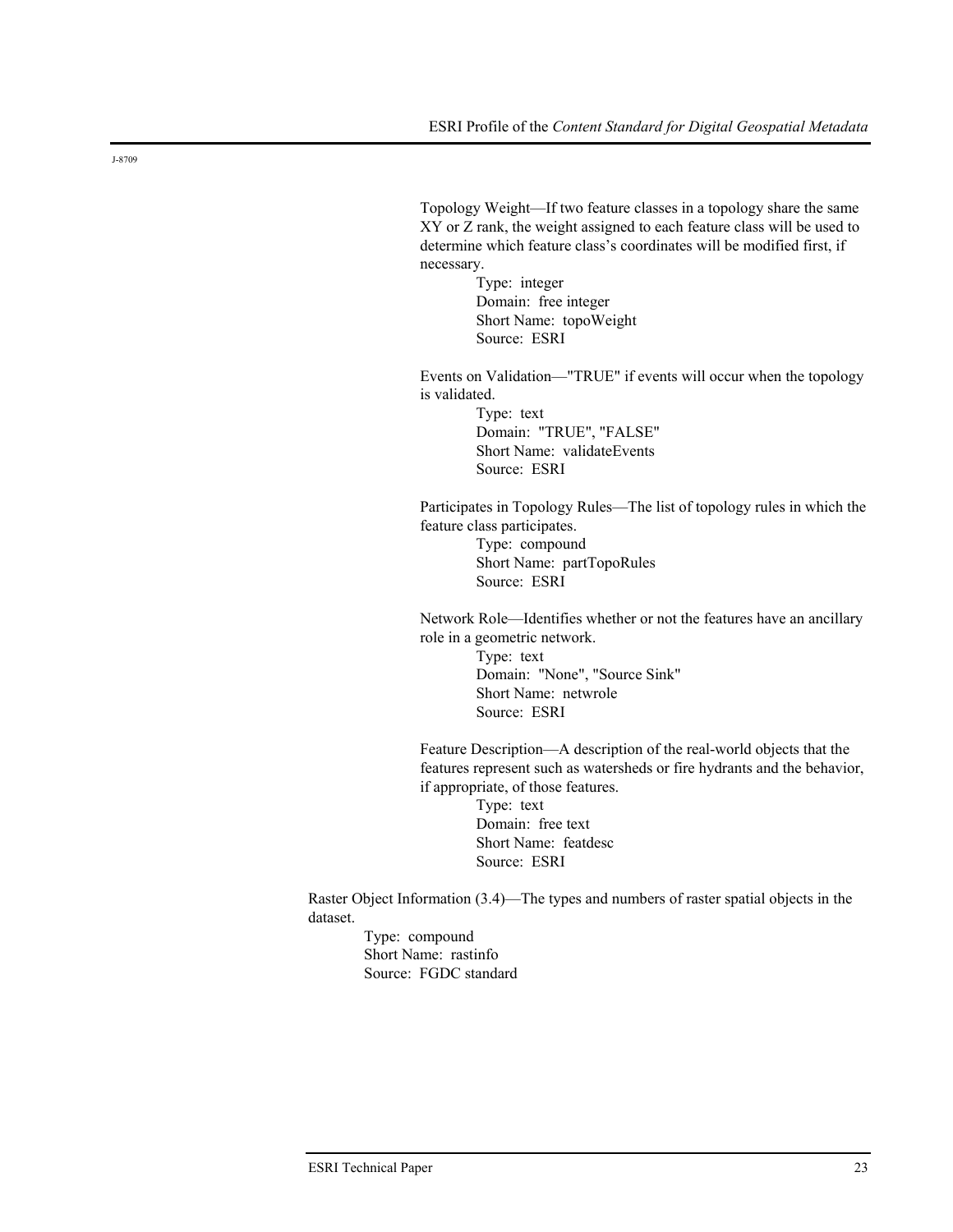Topology Weight—If two feature classes in a topology share the same XY or Z rank, the weight assigned to each feature class will be used to determine which feature class's coordinates will be modified first, if necessary.

Type: integer
Domain: free integer
Short Name: topoWeight
Source: ESRI

Events on Validation—"TRUE" if events will occur when the topology is validated.

Type: text
Domain: "TRUE", "FALSE"
Short Name: validateEvents
Source: ESRI

Participates in Topology Rules—The list of topology rules in which the feature class participates.

Type: compound
Short Name: partTopoRules
Source: ESRI

Network Role—Identifies whether or not the features have an ancillary role in a geometric network.

Type: text
Domain: "None", "Source Sink"
Short Name: netwrole
Source: ESRI

Feature Description—A description of the real-world objects that the features represent such as watersheds or fire hydrants and the behavior, if appropriate, of those features.

Type: text
Domain: free text
Short Name: featdesc
Source: ESRI

Raster Object Information (3.4)—The types and numbers of raster spatial objects in the dataset.

Type: compound
Short Name: rastinfo
Source: FGDC standard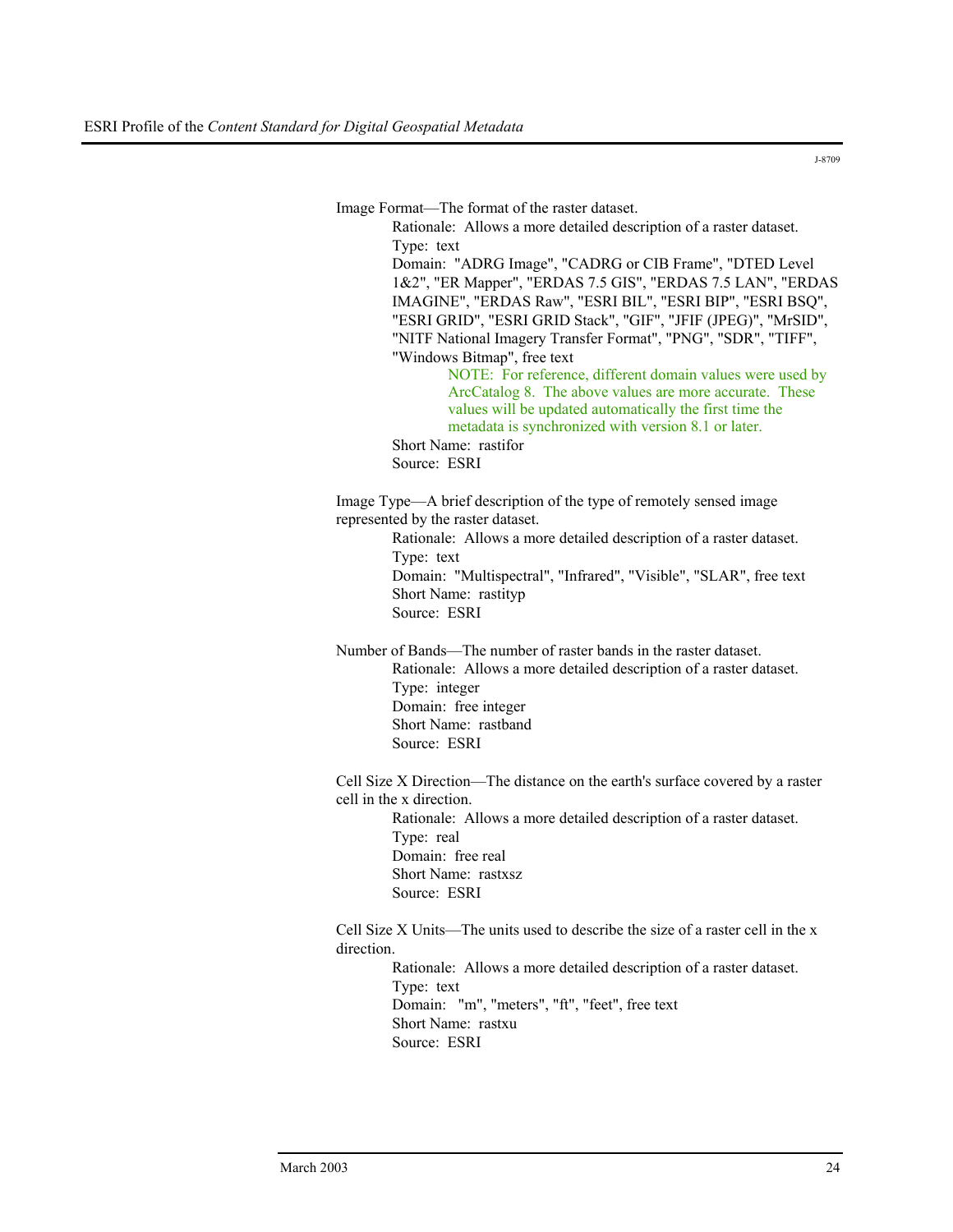J-8709

Image Format—The format of the raster dataset.

Rationale: Allows a more detailed description of a raster dataset.
Type: text
Domain: "ADRG Image", "CADRG or CIB Frame", "DTED Level 1&2", "ER Mapper", "ERDAS 7.5 GIS", "ERDAS 7.5 LAN", "ERDAS IMAGINE", "ERDAS Raw", "ESRI BIL", "ESRI BIP", "ESRI BSQ", "ESRI GRID", "ESRI GRID Stack", "GIF", "JFIF (JPEG)", "MrSID", "NITF National Imagery Transfer Format", "PNG", "SDR", "TIFF", "Windows Bitmap", free text

> NOTE: For reference, different domain values were used by ArcCatalog 8. The above values are more accurate. These values will be updated automatically the first time the metadata is synchronized with version 8.1 or later.

Short Name: rastifor
Source: ESRI

Image Type—A brief description of the type of remotely sensed image represented by the raster dataset.

Rationale: Allows a more detailed description of a raster dataset.
Type: text
Domain: "Multispectral", "Infrared", "Visible", "SLAR", free text
Short Name: rastityp
Source: ESRI

Number of Bands—The number of raster bands in the raster dataset.

Rationale: Allows a more detailed description of a raster dataset.
Type: integer
Domain: free integer
Short Name: rastband
Source: ESRI

Cell Size X Direction—The distance on the earth's surface covered by a raster cell in the x direction.

Rationale: Allows a more detailed description of a raster dataset.
Type: real
Domain: free real
Short Name: rastxsz
Source: ESRI

Cell Size X Units—The units used to describe the size of a raster cell in the x direction.

Rationale: Allows a more detailed description of a raster dataset.
Type: text
Domain: "m", "meters", "ft", "feet", free text
Short Name: rastxu
Source: ESRI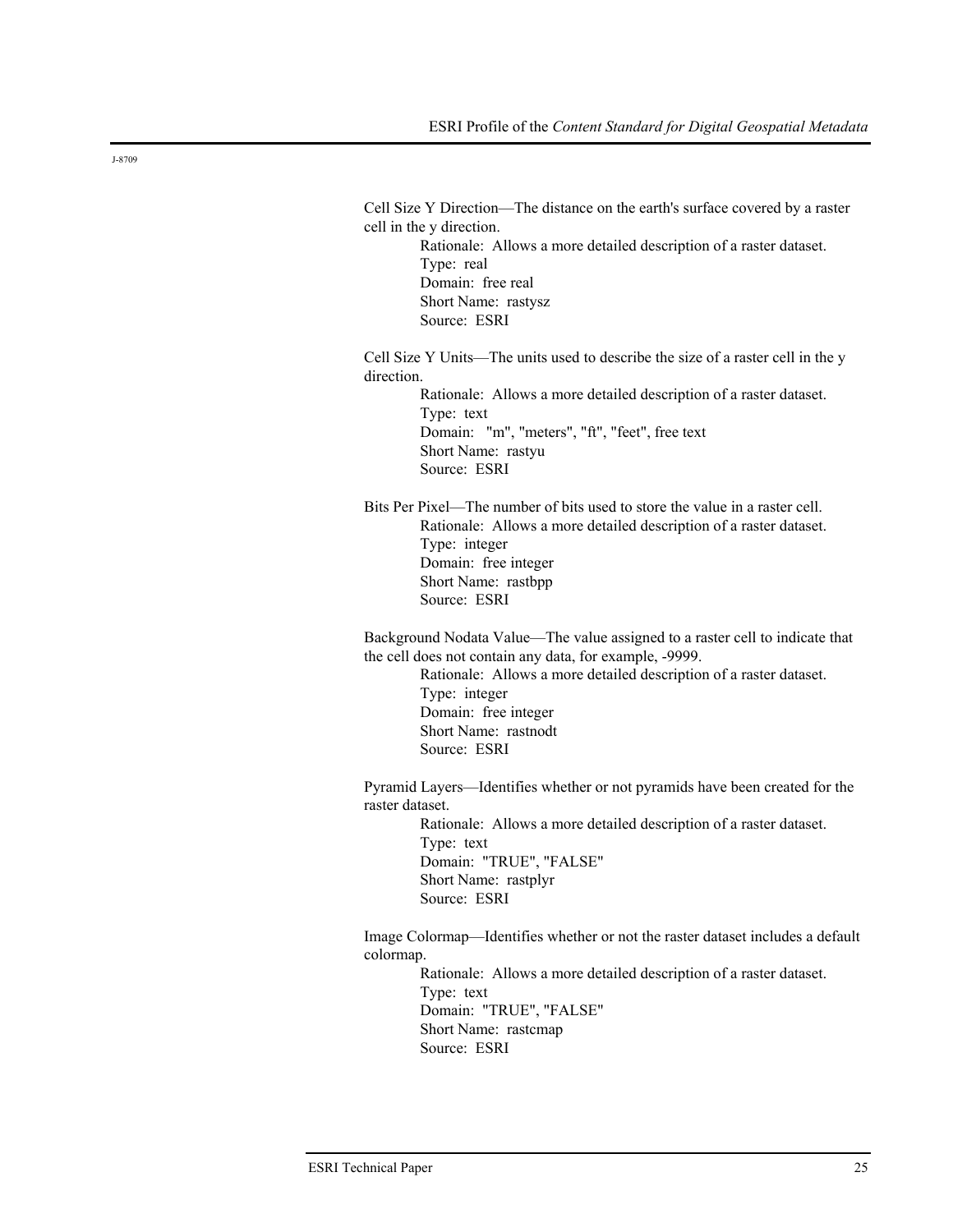Cell Size Y Direction—The distance on the earth's surface covered by a raster cell in the y direction.

Rationale: Allows a more detailed description of a raster dataset.
Type: real
Domain: free real
Short Name: rastysz
Source: ESRI

Cell Size Y Units—The units used to describe the size of a raster cell in the y direction.

Rationale: Allows a more detailed description of a raster dataset.
Type: text
Domain: "m", "meters", "ft", "feet", free text
Short Name: rastyu
Source: ESRI

Bits Per Pixel—The number of bits used to store the value in a raster cell.

Rationale: Allows a more detailed description of a raster dataset.
Type: integer
Domain: free integer
Short Name: rastbpp
Source: ESRI

Background Nodata Value—The value assigned to a raster cell to indicate that the cell does not contain any data, for example, -9999.

Rationale: Allows a more detailed description of a raster dataset.
Type: integer
Domain: free integer
Short Name: rastnodt
Source: ESRI

Pyramid Layers—Identifies whether or not pyramids have been created for the raster dataset.

Rationale: Allows a more detailed description of a raster dataset.
Type: text
Domain: "TRUE", "FALSE"
Short Name: rastplyr
Source: ESRI

Image Colormap—Identifies whether or not the raster dataset includes a default colormap.

Rationale: Allows a more detailed description of a raster dataset.
Type: text
Domain: "TRUE", "FALSE"
Short Name: rastcmap
Source: ESRI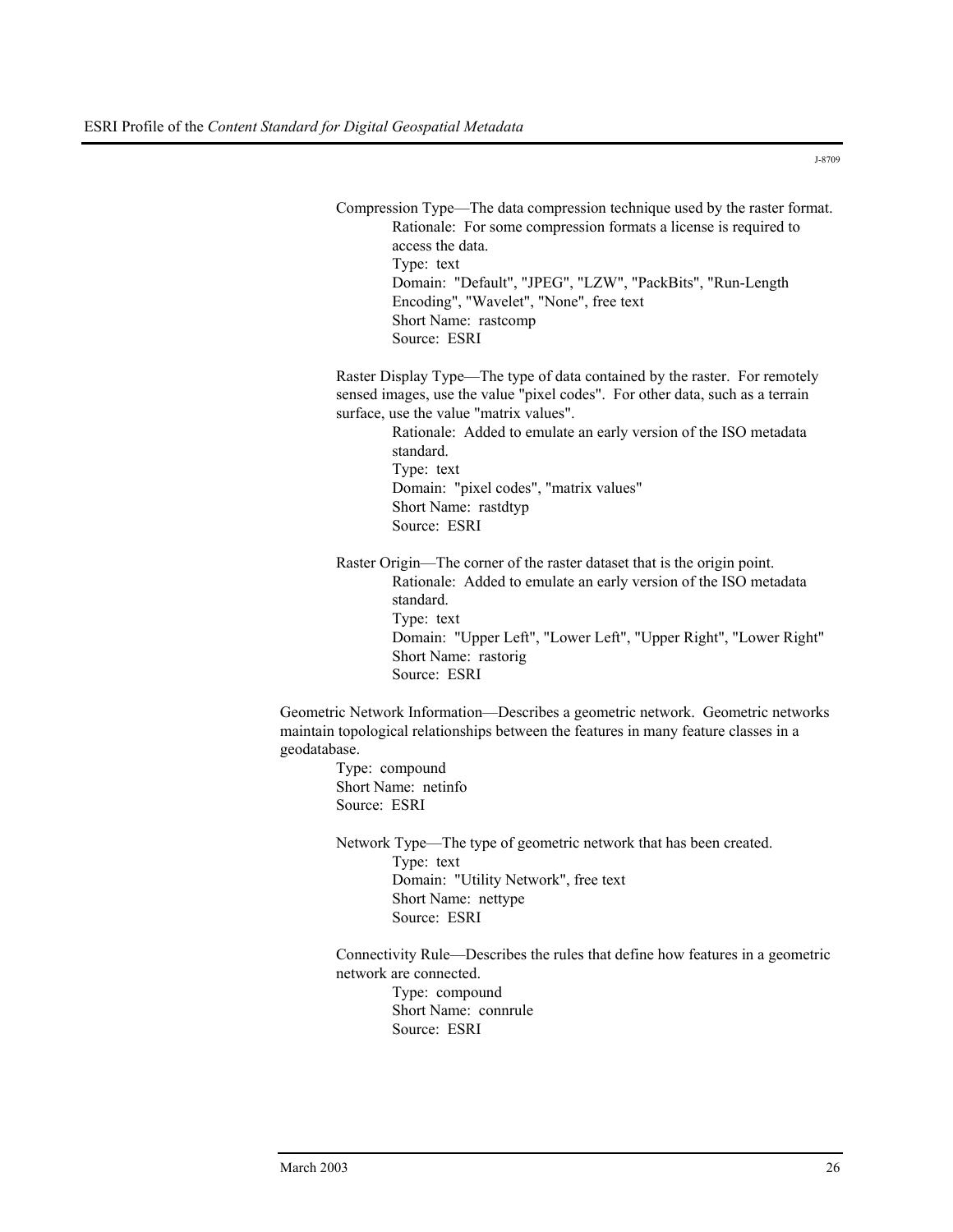Compression Type—The data compression technique used by the raster format.

> Rationale: For some compression formats a license is required to access the data.
> Type: text
> Domain: "Default", "JPEG", "LZW", "PackBits", "Run-Length Encoding", "Wavelet", "None", free text
> Short Name: rastcomp
> Source: ESRI

Raster Display Type—The type of data contained by the raster. For remotely sensed images, use the value "pixel codes". For other data, such as a terrain surface, use the value "matrix values".

> Rationale: Added to emulate an early version of the ISO metadata standard.
> Type: text
> Domain: "pixel codes", "matrix values"
> Short Name: rastdtyp
> Source: ESRI

Raster Origin—The corner of the raster dataset that is the origin point.

> Rationale: Added to emulate an early version of the ISO metadata standard.
> Type: text
> Domain: "Upper Left", "Lower Left", "Upper Right", "Lower Right"
> Short Name: rastorig
> Source: ESRI

Geometric Network Information—Describes a geometric network. Geometric networks maintain topological relationships between the features in many feature classes in a geodatabase.

> Type: compound
> Short Name: netinfo
> Source: ESRI

Network Type—The type of geometric network that has been created.

> Type: text
> Domain: "Utility Network", free text
> Short Name: nettype
> Source: ESRI

Connectivity Rule—Describes the rules that define how features in a geometric network are connected.

> Type: compound
> Short Name: connrule
> Source: ESRI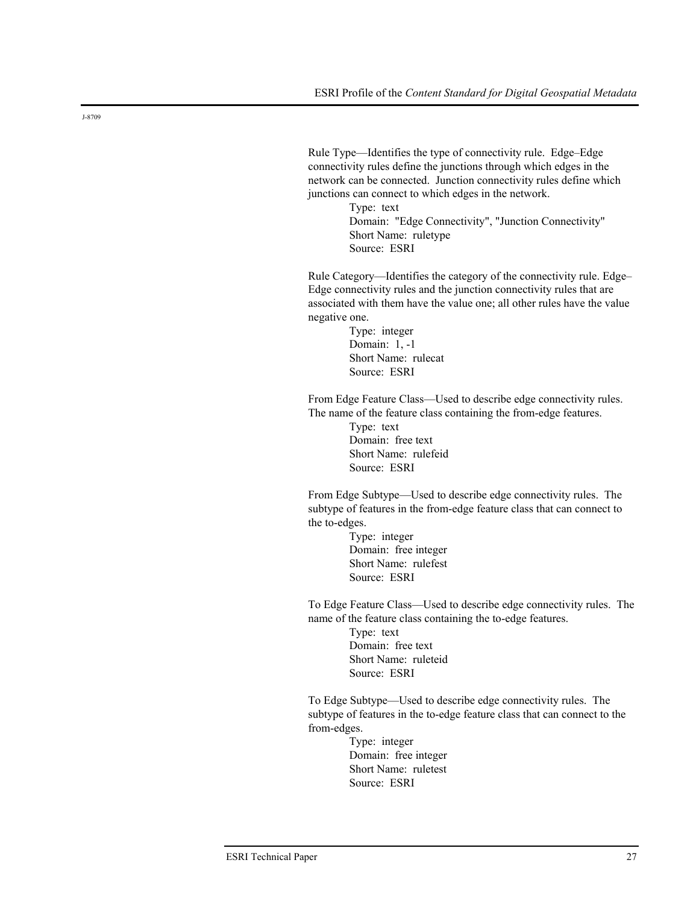Rule Type—Identifies the type of connectivity rule. Edge–Edge connectivity rules define the junctions through which edges in the network can be connected. Junction connectivity rules define which junctions can connect to which edges in the network.

> Type: text
> Domain: "Edge Connectivity", "Junction Connectivity"
> Short Name: ruletype
> Source: ESRI

Rule Category—Identifies the category of the connectivity rule. Edge–Edge connectivity rules and the junction connectivity rules that are associated with them have the value one; all other rules have the value negative one.

> Type: integer
> Domain: 1, -1
> Short Name: rulecat
> Source: ESRI

From Edge Feature Class—Used to describe edge connectivity rules. The name of the feature class containing the from-edge features.

> Type: text
> Domain: free text
> Short Name: rulefeid
> Source: ESRI

From Edge Subtype—Used to describe edge connectivity rules. The subtype of features in the from-edge feature class that can connect to the to-edges.

> Type: integer
> Domain: free integer
> Short Name: rulefest
> Source: ESRI

To Edge Feature Class—Used to describe edge connectivity rules. The name of the feature class containing the to-edge features.

> Type: text
> Domain: free text
> Short Name: ruleteid
> Source: ESRI

To Edge Subtype—Used to describe edge connectivity rules. The subtype of features in the to-edge feature class that can connect to the from-edges.

> Type: integer
> Domain: free integer
> Short Name: ruletest
> Source: ESRI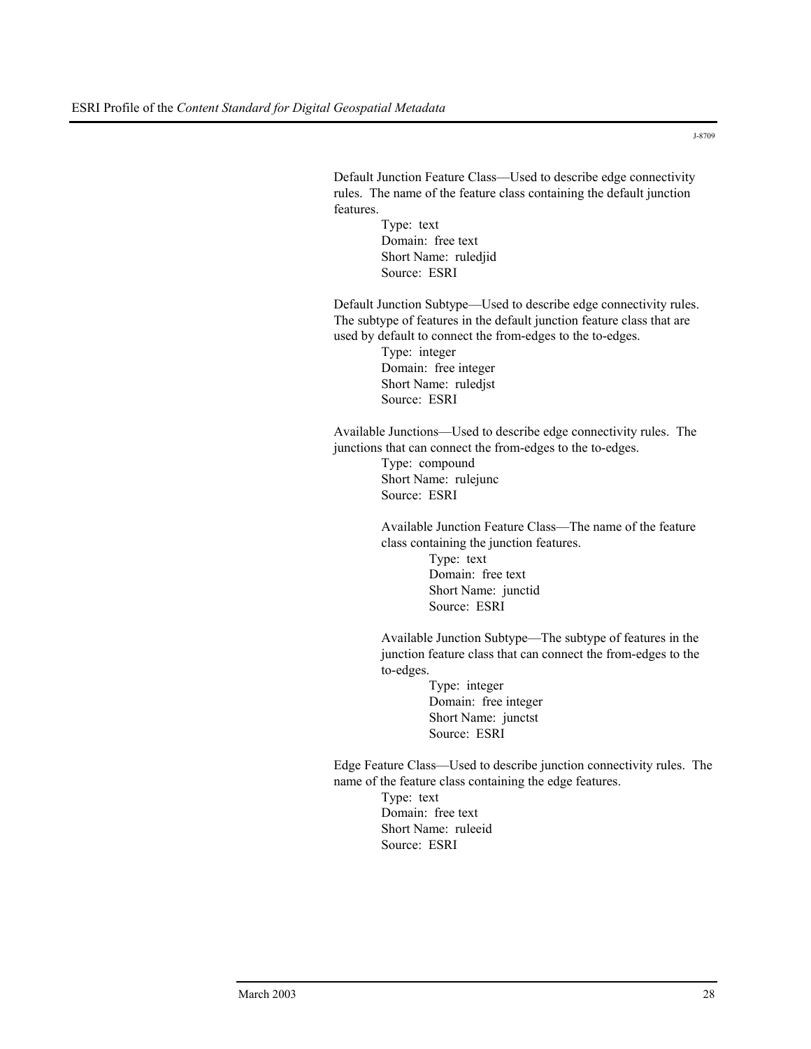Default Junction Feature Class—Used to describe edge connectivity rules. The name of the feature class containing the default junction features.

Type: text
Domain: free text
Short Name: ruledjid
Source: ESRI

Default Junction Subtype—Used to describe edge connectivity rules. The subtype of features in the default junction feature class that are used by default to connect the from-edges to the to-edges.

Type: integer
Domain: free integer
Short Name: ruledjst
Source: ESRI

Available Junctions—Used to describe edge connectivity rules. The junctions that can connect the from-edges to the to-edges.

Type: compound
Short Name: rulejunc
Source: ESRI

Available Junction Feature Class—The name of the feature class containing the junction features.

Type: text
Domain: free text
Short Name: junctid
Source: ESRI

Available Junction Subtype—The subtype of features in the junction feature class that can connect the from-edges to the to-edges.

Type: integer
Domain: free integer
Short Name: junctst
Source: ESRI

Edge Feature Class—Used to describe junction connectivity rules. The name of the feature class containing the edge features.

Type: text
Domain: free text
Short Name: ruleeid
Source: ESRI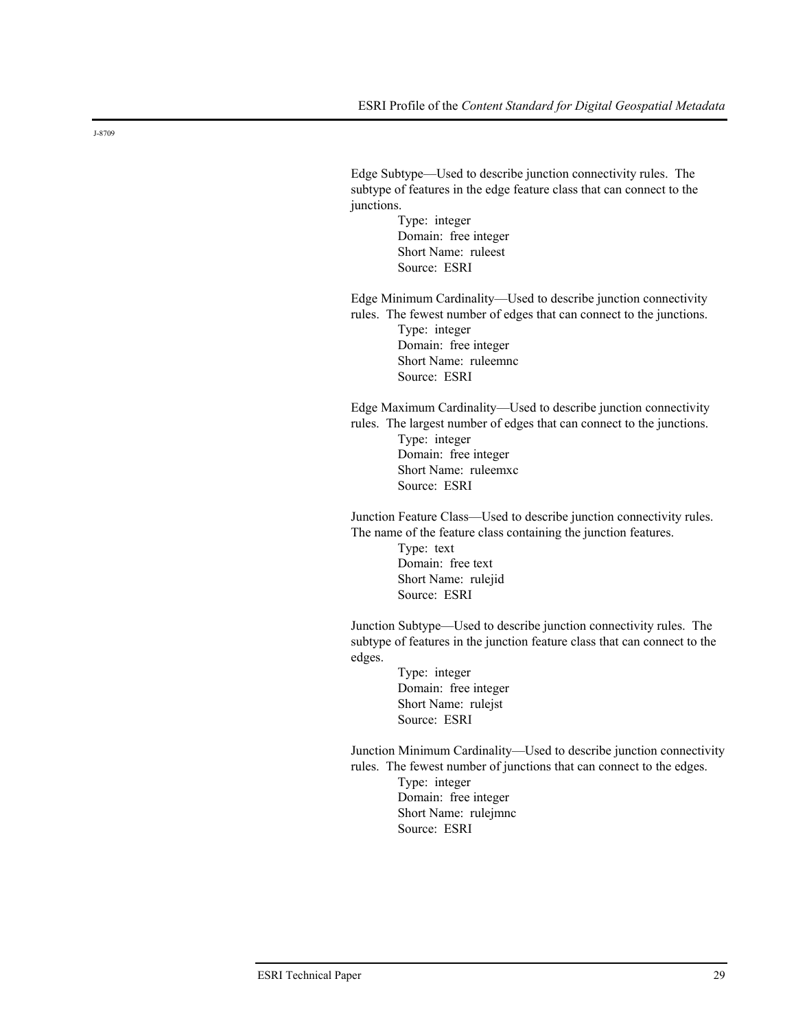Edge Subtype—Used to describe junction connectivity rules. The subtype of features in the edge feature class that can connect to the junctions.

Type: integer
Domain: free integer
Short Name: ruleest
Source: ESRI

Edge Minimum Cardinality—Used to describe junction connectivity rules. The fewest number of edges that can connect to the junctions.

Type: integer
Domain: free integer
Short Name: ruleemnc
Source: ESRI

Edge Maximum Cardinality—Used to describe junction connectivity rules. The largest number of edges that can connect to the junctions.

Type: integer
Domain: free integer
Short Name: ruleemxc
Source: ESRI

Junction Feature Class—Used to describe junction connectivity rules. The name of the feature class containing the junction features.

Type: text
Domain: free text
Short Name: rulejid
Source: ESRI

Junction Subtype—Used to describe junction connectivity rules. The subtype of features in the junction feature class that can connect to the edges.

Type: integer
Domain: free integer
Short Name: rulejst
Source: ESRI

Junction Minimum Cardinality—Used to describe junction connectivity rules. The fewest number of junctions that can connect to the edges.

Type: integer
Domain: free integer
Short Name: rulejmnc
Source: ESRI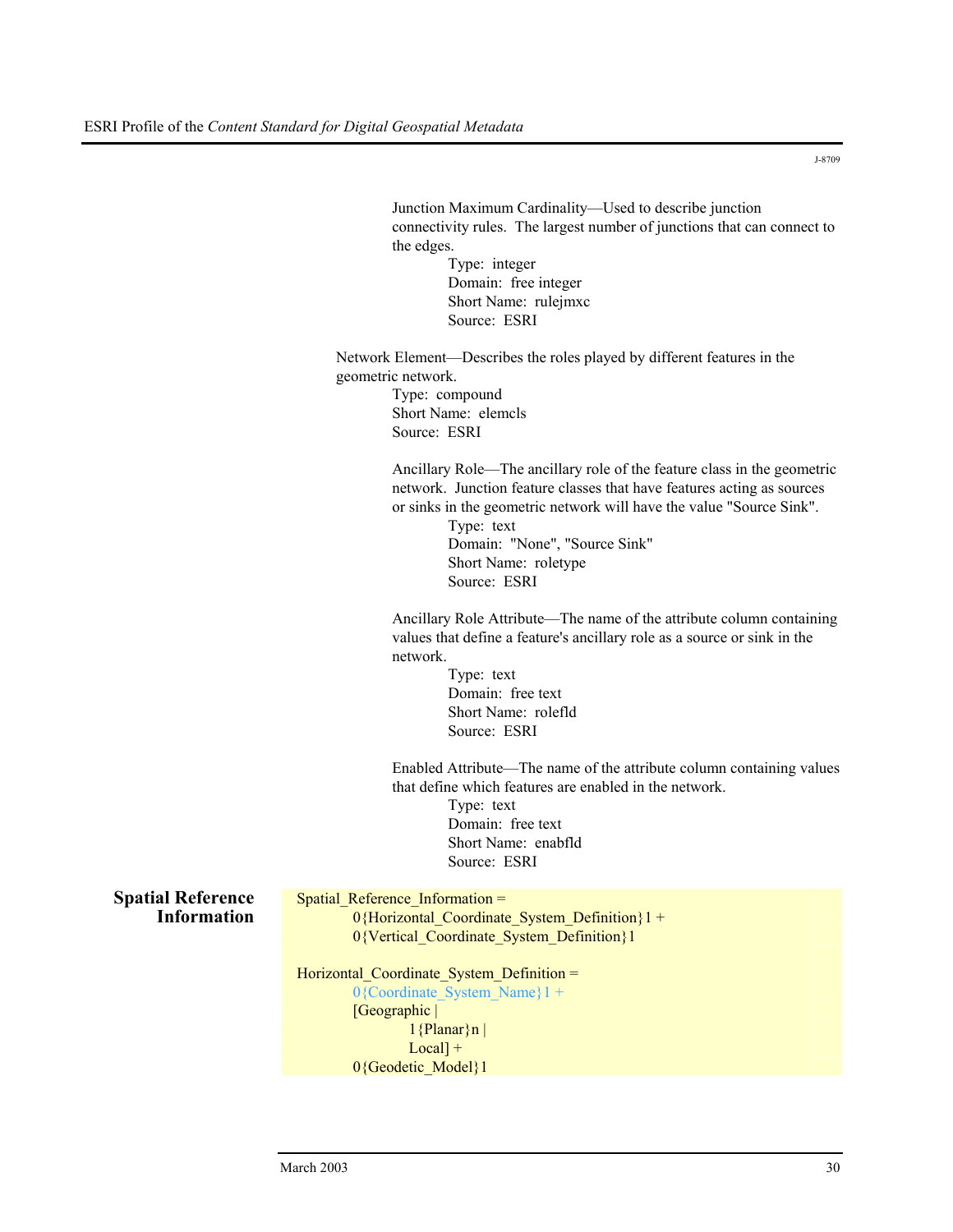Junction Maximum Cardinality—Used to describe junction connectivity rules. The largest number of junctions that can connect to the edges.

Type: integer
Domain: free integer
Short Name: rulejmxc
Source: ESRI

Network Element—Describes the roles played by different features in the geometric network.

Type: compound
Short Name: elemcls
Source: ESRI

Ancillary Role—The ancillary role of the feature class in the geometric network. Junction feature classes that have features acting as sources or sinks in the geometric network will have the value "Source Sink".

Type: text
Domain: "None", "Source Sink"
Short Name: roletype
Source: ESRI

Ancillary Role Attribute—The name of the attribute column containing values that define a feature's ancillary role as a source or sink in the network.

Type: text
Domain: free text
Short Name: rolefld
Source: ESRI

Enabled Attribute—The name of the attribute column containing values that define which features are enabled in the network.

Type: text
Domain: free text
Short Name: enabfld
Source: ESRI

## Spatial Reference Information

```
Spatial_Reference_Information =
        0{Horizontal_Coordinate_System_Definition}1 +
        0{Vertical_Coordinate_System_Definition}1

Horizontal_Coordinate_System_Definition =
        0{Coordinate_System_Name}1 +
        [Geographic |
                1{Planar}n |
                Local] +
        0{Geodetic_Model}1
```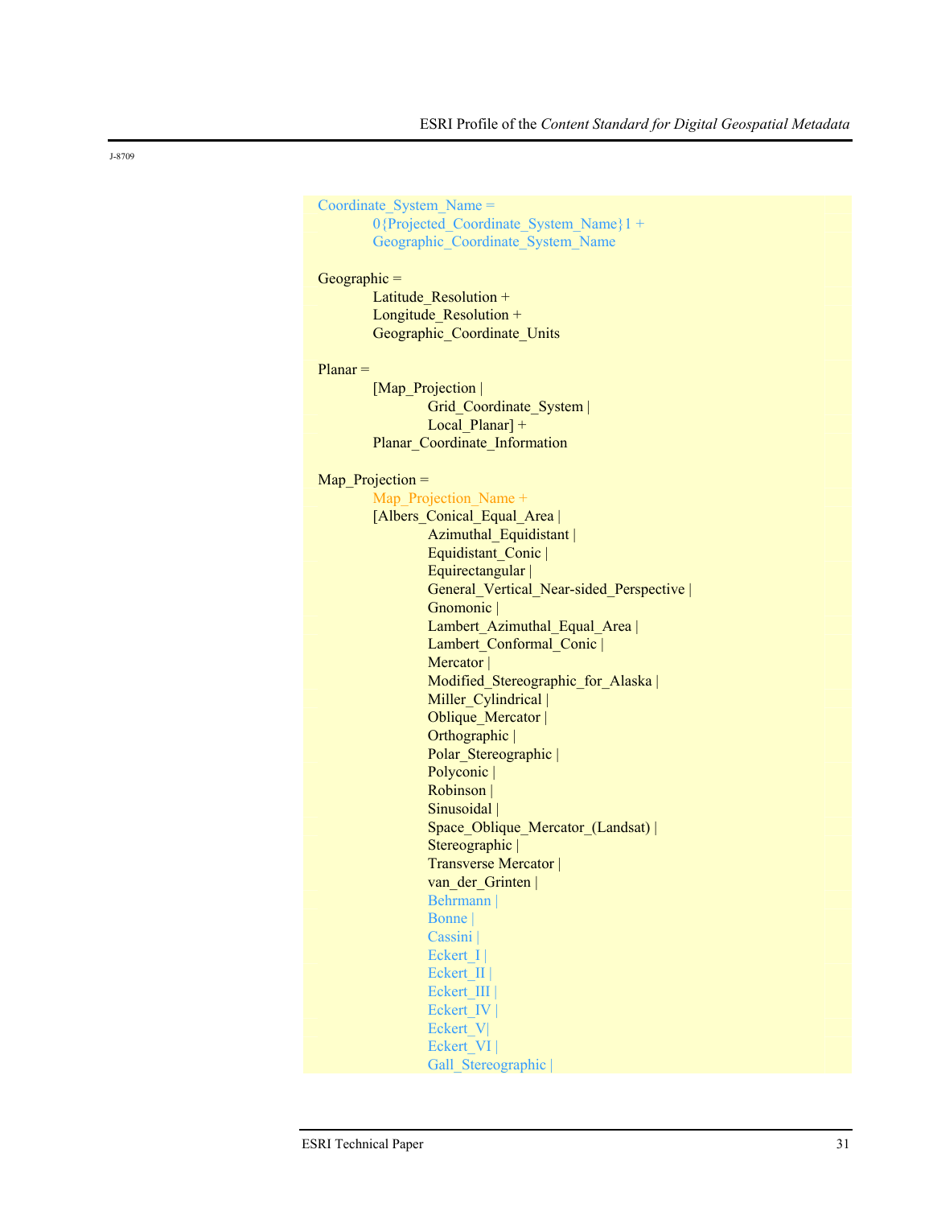J-8709

```
Coordinate_System_Name =
        0{Projected_Coordinate_System_Name}1 +
        Geographic_Coordinate_System_Name

Geographic =
        Latitude_Resolution +
        Longitude_Resolution +
        Geographic_Coordinate_Units

Planar =
        [Map_Projection |
                Grid_Coordinate_System |
                Local_Planar] +
        Planar_Coordinate_Information

Map_Projection =
        Map_Projection_Name +
        [Albers_Conical_Equal_Area |
                Azimuthal_Equidistant |
                Equidistant_Conic |
                Equirectangular |
                General_Vertical_Near-sided_Perspective |
                Gnomonic |
                Lambert_Azimuthal_Equal_Area |
                Lambert_Conformal_Conic |
                Mercator |
                Modified_Stereographic_for_Alaska |
                Miller_Cylindrical |
                Oblique_Mercator |
                Orthographic |
                Polar_Stereographic |
                Polyconic |
                Robinson |
                Sinusoidal |
                Space_Oblique_Mercator_(Landsat) |
                Stereographic |
                Transverse Mercator |
                van_der_Grinten |
                Behrmann |
                Bonne |
                Cassini |
                Eckert_I |
                Eckert_II |
                Eckert_III |
                Eckert_IV |
                Eckert_V|
                Eckert_VI |
                Gall_Stereographic |
```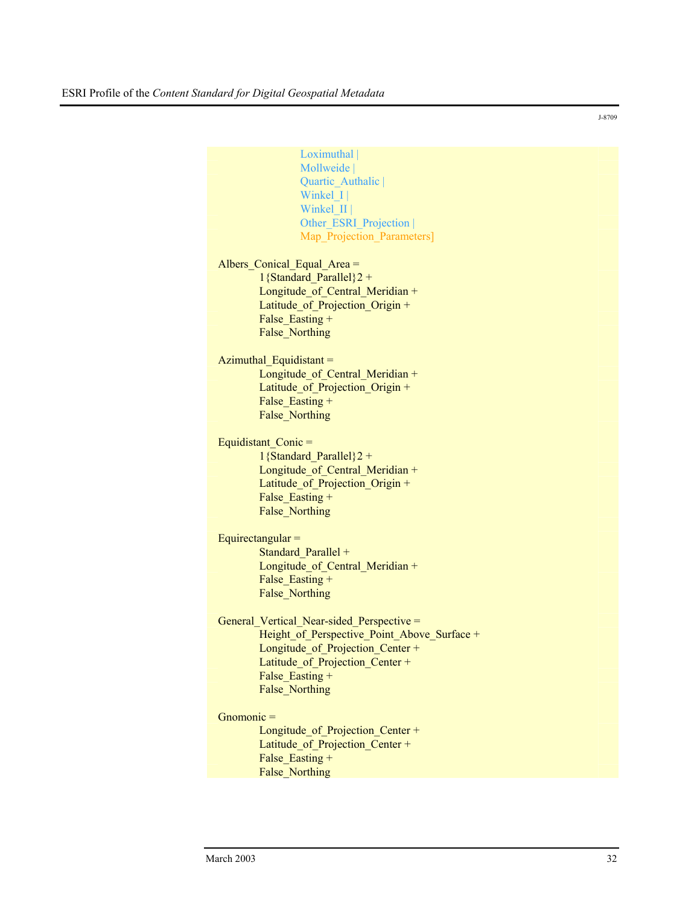```
                    Loximuthal |
                    Mollweide |
                    Quartic_Authalic |
                    Winkel_I |
                    Winkel_II |
                    Other_ESRI_Projection |
                    Map_Projection_Parameters]

Albers_Conical_Equal_Area =
          1{Standard_Parallel}2 +
          Longitude_of_Central_Meridian +
          Latitude_of_Projection_Origin +
          False_Easting +
          False_Northing

Azimuthal_Equidistant =
          Longitude_of_Central_Meridian +
          Latitude_of_Projection_Origin +
          False_Easting +
          False_Northing

Equidistant_Conic =
          1{Standard_Parallel}2 +
          Longitude_of_Central_Meridian +
          Latitude_of_Projection_Origin +
          False_Easting +
          False_Northing

Equirectangular =
          Standard_Parallel +
          Longitude_of_Central_Meridian +
          False_Easting +
          False_Northing

General_Vertical_Near-sided_Perspective =
          Height_of_Perspective_Point_Above_Surface +
          Longitude_of_Projection_Center +
          Latitude_of_Projection_Center +
          False_Easting +
          False_Northing

Gnomonic =
          Longitude_of_Projection_Center +
          Latitude_of_Projection_Center +
          False_Easting +
          False_Northing
```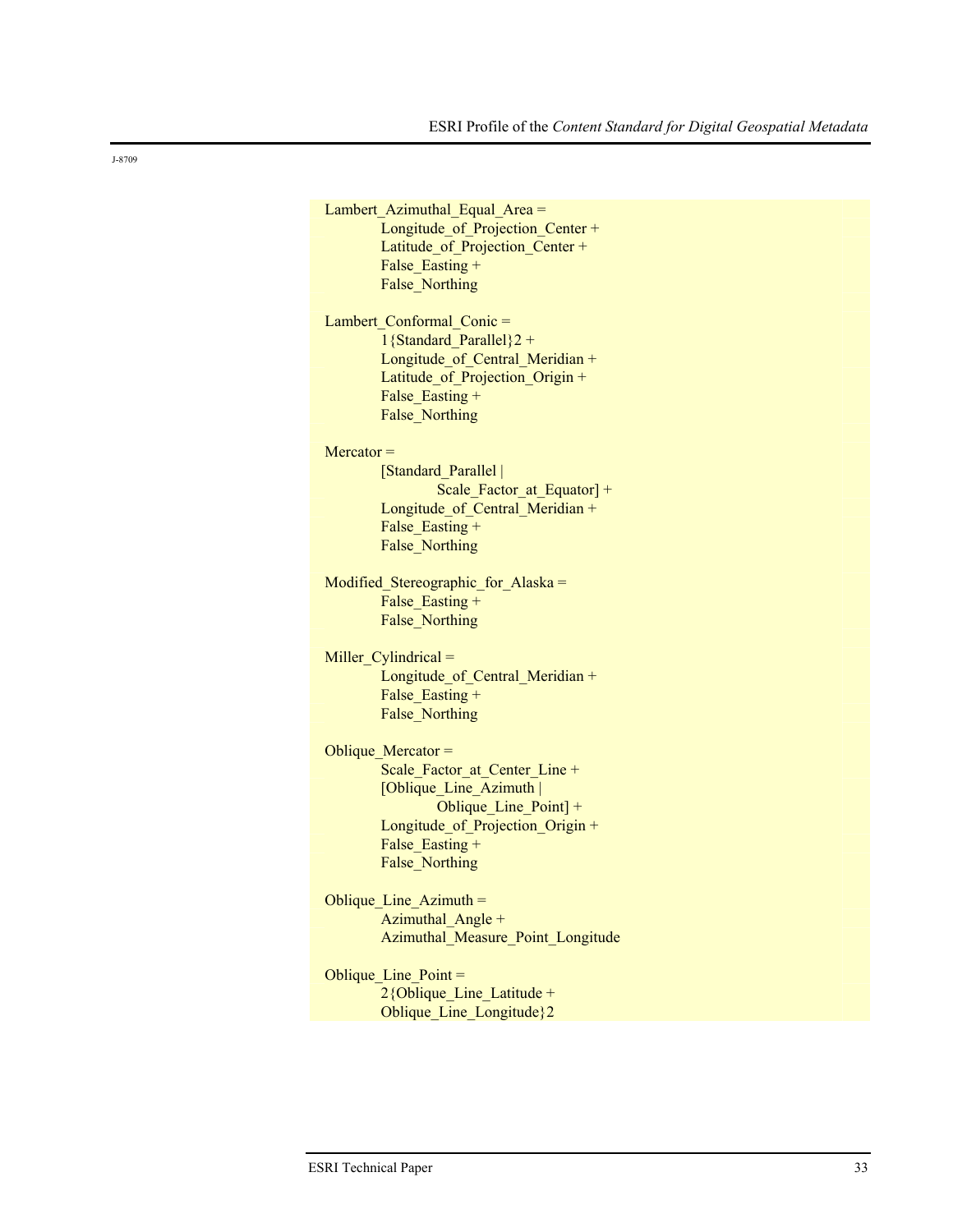J-8709

```
Lambert_Azimuthal_Equal_Area =
        Longitude_of_Projection_Center +
        Latitude_of_Projection_Center +
        False_Easting +
        False_Northing

Lambert_Conformal_Conic =
        1{Standard_Parallel}2 +
        Longitude_of_Central_Meridian +
        Latitude_of_Projection_Origin +
        False_Easting +
        False_Northing

Mercator =
        [Standard_Parallel |
                Scale_Factor_at_Equator] +
        Longitude_of_Central_Meridian +
        False_Easting +
        False_Northing

Modified_Stereographic_for_Alaska =
        False_Easting +
        False_Northing

Miller_Cylindrical =
        Longitude_of_Central_Meridian +
        False_Easting +
        False_Northing

Oblique_Mercator =
        Scale_Factor_at_Center_Line +
        [Oblique_Line_Azimuth |
                Oblique_Line_Point] +
        Longitude_of_Projection_Origin +
        False_Easting +
        False_Northing

Oblique_Line_Azimuth =
        Azimuthal_Angle +
        Azimuthal_Measure_Point_Longitude

Oblique_Line_Point =
        2{Oblique_Line_Latitude +
        Oblique_Line_Longitude}2
```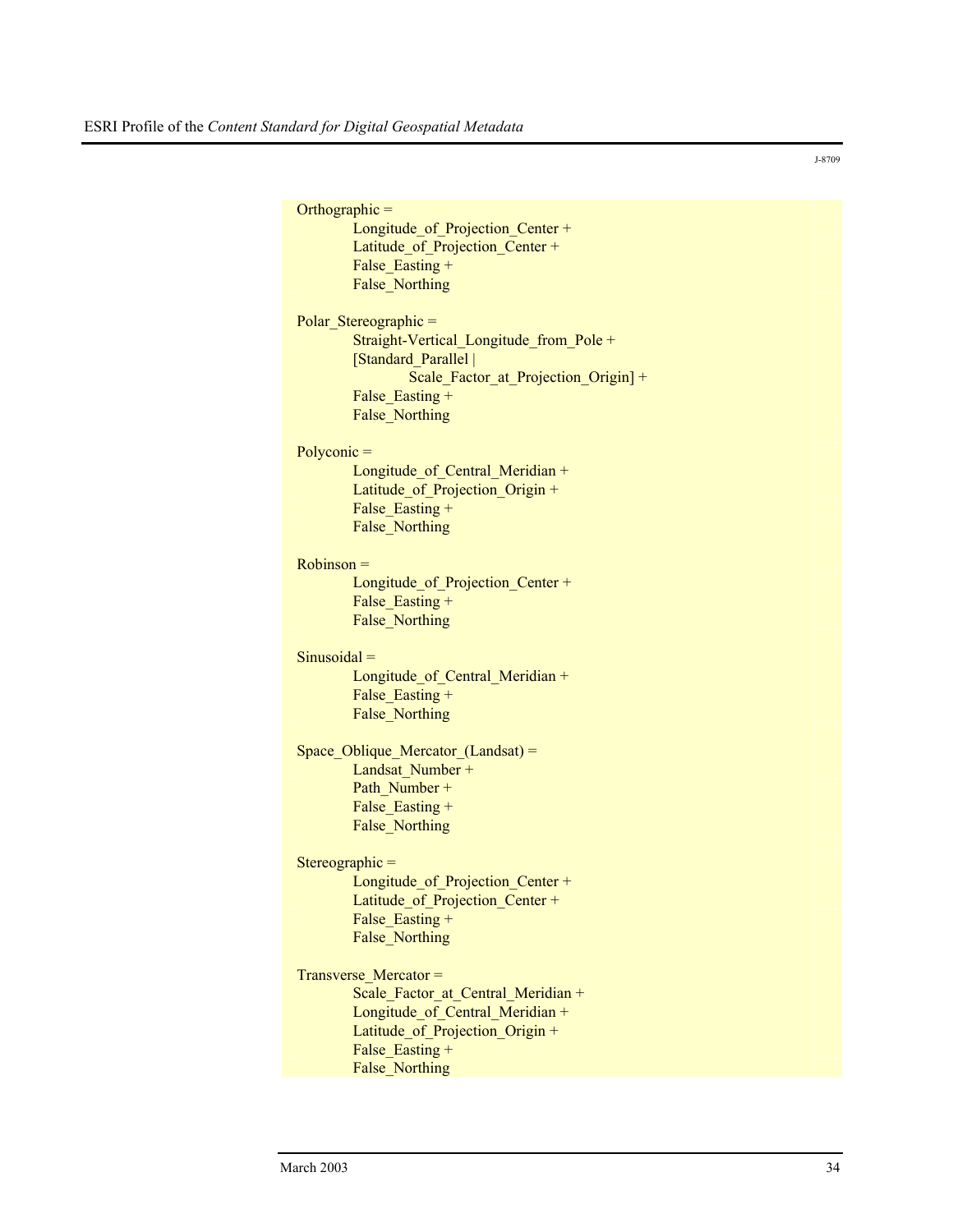```
Orthographic =
        Longitude_of_Projection_Center +
        Latitude_of_Projection_Center +
        False_Easting +
        False_Northing

Polar_Stereographic =
        Straight-Vertical_Longitude_from_Pole +
        [Standard_Parallel |
                Scale_Factor_at_Projection_Origin] +
        False_Easting +
        False_Northing

Polyconic =
        Longitude_of_Central_Meridian +
        Latitude_of_Projection_Origin +
        False_Easting +
        False_Northing

Robinson =
        Longitude_of_Projection_Center +
        False_Easting +
        False_Northing

Sinusoidal =
        Longitude_of_Central_Meridian +
        False_Easting +
        False_Northing

Space_Oblique_Mercator_(Landsat) =
        Landsat_Number +
        Path_Number +
        False_Easting +
        False_Northing

Stereographic =
        Longitude_of_Projection_Center +
        Latitude_of_Projection_Center +
        False_Easting +
        False_Northing

Transverse_Mercator =
        Scale_Factor_at_Central_Meridian +
        Longitude_of_Central_Meridian +
        Latitude_of_Projection_Origin +
        False_Easting +
        False_Northing
```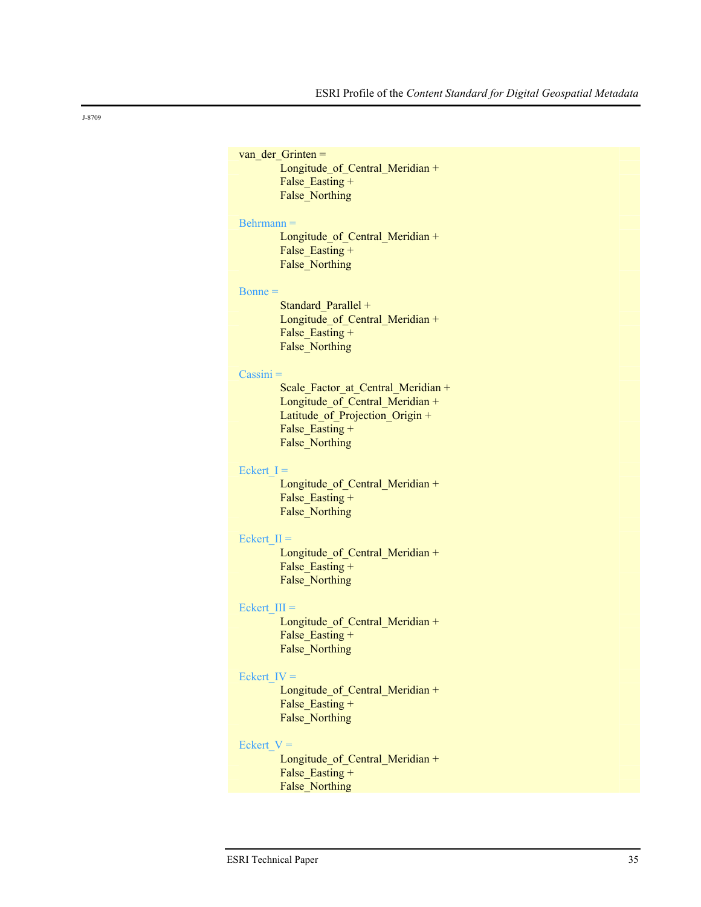J-8709

```
van_der_Grinten =
        Longitude_of_Central_Meridian +
        False_Easting +
        False_Northing

Behrmann =
        Longitude_of_Central_Meridian +
        False_Easting +
        False_Northing

Bonne =
        Standard_Parallel +
        Longitude_of_Central_Meridian +
        False_Easting +
        False_Northing

Cassini =
        Scale_Factor_at_Central_Meridian +
        Longitude_of_Central_Meridian +
        Latitude_of_Projection_Origin +
        False_Easting +
        False_Northing

Eckert_I =
        Longitude_of_Central_Meridian +
        False_Easting +
        False_Northing

Eckert_II =
        Longitude_of_Central_Meridian +
        False_Easting +
        False_Northing

Eckert_III =
        Longitude_of_Central_Meridian +
        False_Easting +
        False_Northing

Eckert_IV =
        Longitude_of_Central_Meridian +
        False_Easting +
        False_Northing

Eckert_V =
        Longitude_of_Central_Meridian +
        False_Easting +
        False_Northing
```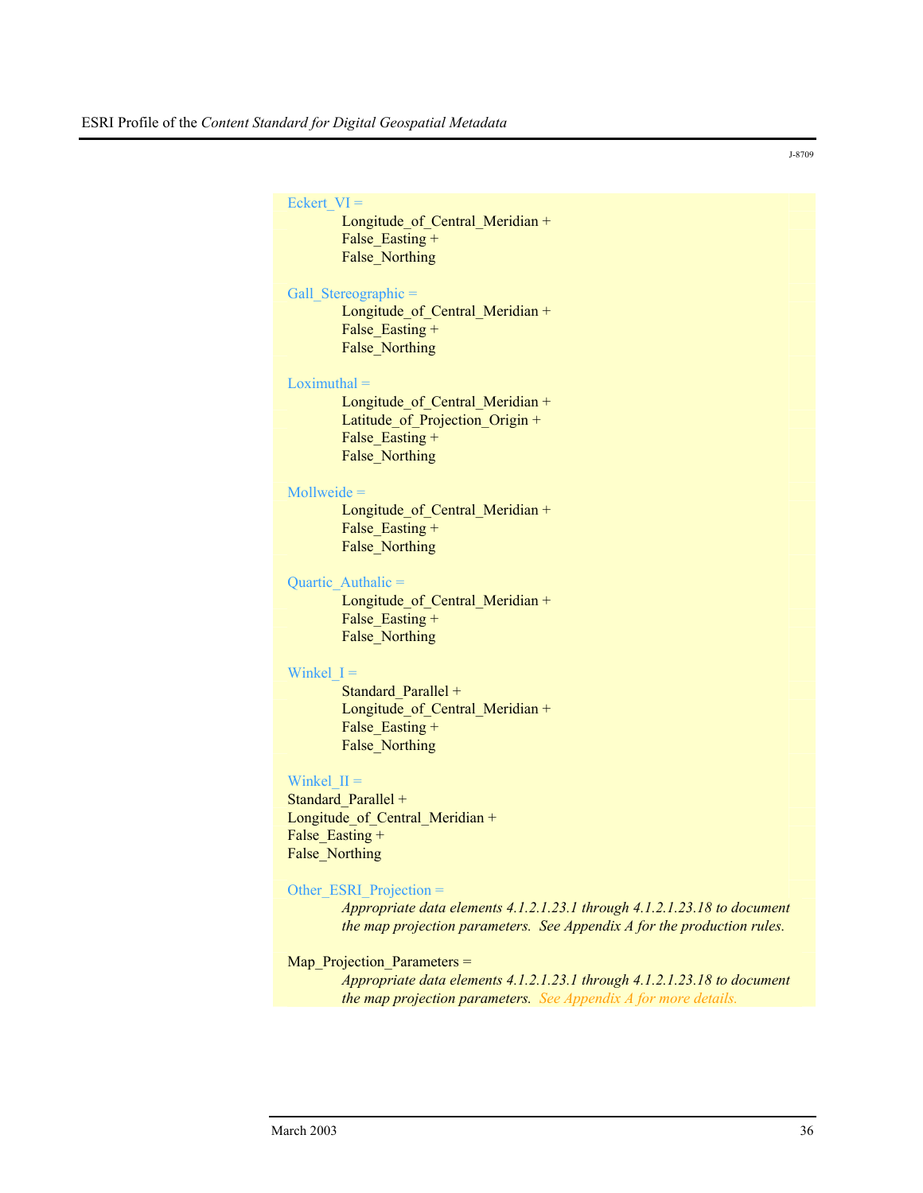J-8709

Eckert_VI =
  Longitude_of_Central_Meridian +
  False_Easting +
  False_Northing

Gall_Stereographic =
  Longitude_of_Central_Meridian +
  False_Easting +
  False_Northing

Loximuthal =
  Longitude_of_Central_Meridian +
  Latitude_of_Projection_Origin +
  False_Easting +
  False_Northing

Mollweide =
  Longitude_of_Central_Meridian +
  False_Easting +
  False_Northing

Quartic_Authalic =
  Longitude_of_Central_Meridian +
  False_Easting +
  False_Northing

Winkel_I =
  Standard_Parallel +
  Longitude_of_Central_Meridian +
  False_Easting +
  False_Northing

Winkel_II =
Standard_Parallel +
Longitude_of_Central_Meridian +
False_Easting +
False_Northing

Other_ESRI_Projection =
  *Appropriate data elements 4.1.2.1.23.1 through 4.1.2.1.23.18 to document the map projection parameters. See Appendix A for the production rules.*

Map_Projection_Parameters =
  *Appropriate data elements 4.1.2.1.23.1 through 4.1.2.1.23.18 to document the map projection parameters. See Appendix A for more details.*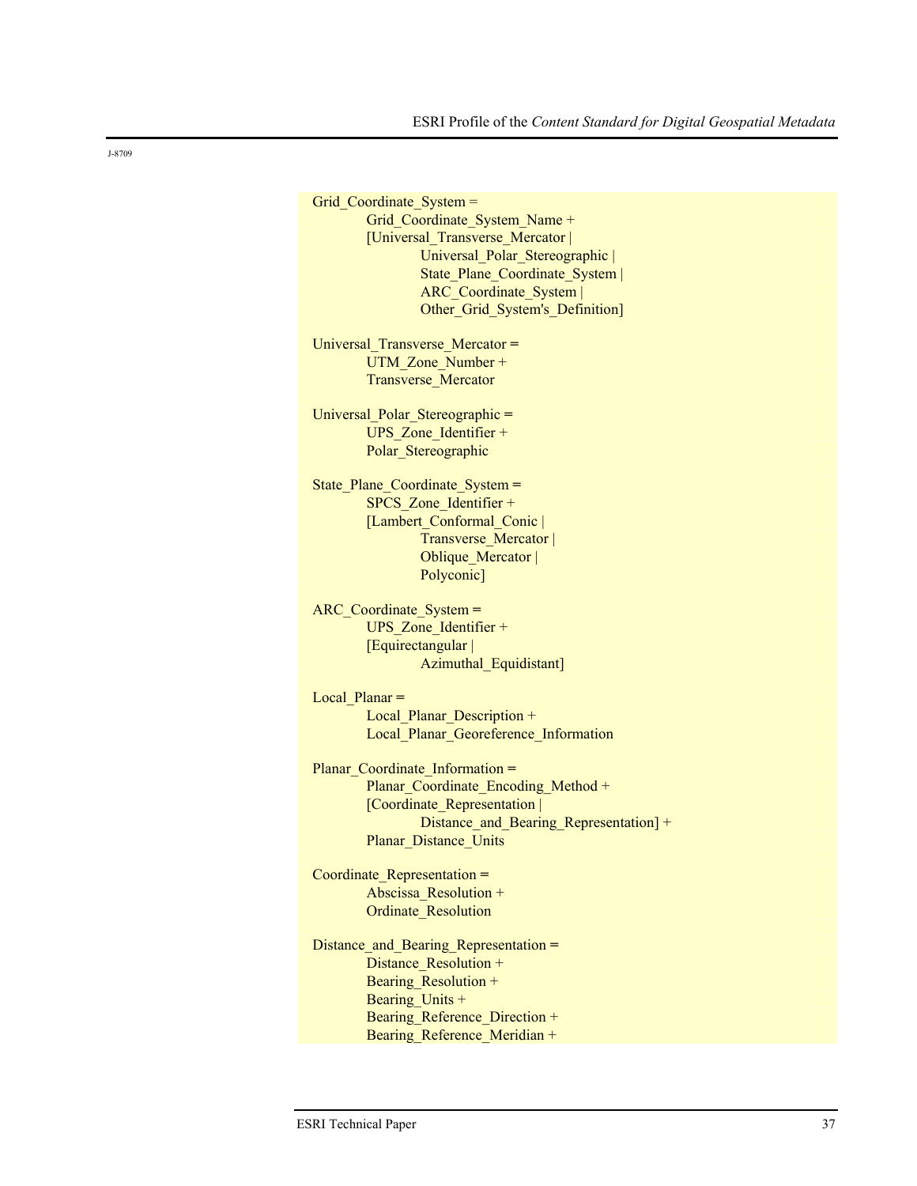J-8709

```
Grid_Coordinate_System =
        Grid_Coordinate_System_Name +
        [Universal_Transverse_Mercator |
                Universal_Polar_Stereographic |
                State_Plane_Coordinate_System |
                ARC_Coordinate_System |
                Other_Grid_System's_Definition]

Universal_Transverse_Mercator =
        UTM_Zone_Number +
        Transverse_Mercator

Universal_Polar_Stereographic =
        UPS_Zone_Identifier +
        Polar_Stereographic

State_Plane_Coordinate_System =
        SPCS_Zone_Identifier +
        [Lambert_Conformal_Conic |
                Transverse_Mercator |
                Oblique_Mercator |
                Polyconic]

ARC_Coordinate_System =
        UPS_Zone_Identifier +
        [Equirectangular |
                Azimuthal_Equidistant]

Local_Planar =
        Local_Planar_Description +
        Local_Planar_Georeference_Information

Planar_Coordinate_Information =
        Planar_Coordinate_Encoding_Method +
        [Coordinate_Representation |
                Distance_and_Bearing_Representation] +
        Planar_Distance_Units

Coordinate_Representation =
        Abscissa_Resolution +
        Ordinate_Resolution

Distance_and_Bearing_Representation =
        Distance_Resolution +
        Bearing_Resolution +
        Bearing_Units +
        Bearing_Reference_Direction +
        Bearing_Reference_Meridian +
```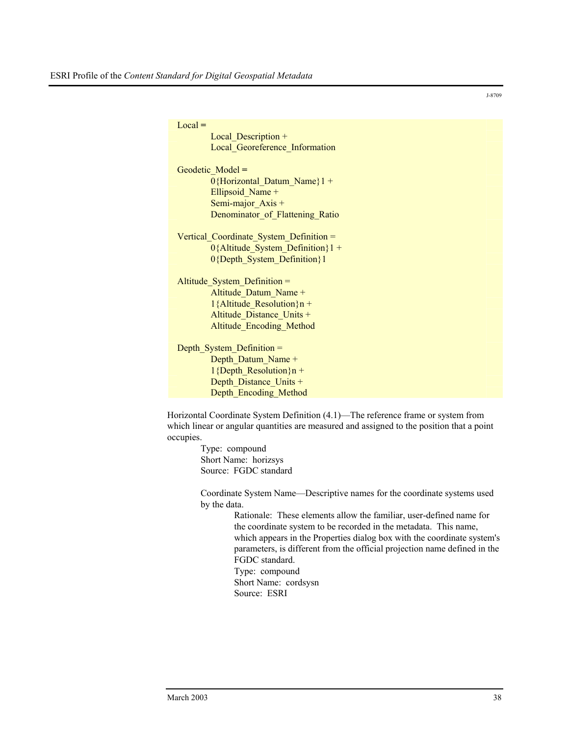```
Local =
        Local_Description +
        Local_Georeference_Information

Geodetic_Model =
        0{Horizontal_Datum_Name}1 +
        Ellipsoid_Name +
        Semi-major_Axis +
        Denominator_of_Flattening_Ratio

Vertical_Coordinate_System_Definition =
        0{Altitude_System_Definition}1 +
        0{Depth_System_Definition}1

Altitude_System_Definition =
        Altitude_Datum_Name +
        1{Altitude_Resolution}n +
        Altitude_Distance_Units +
        Altitude_Encoding_Method

Depth_System_Definition =
        Depth_Datum_Name +
        1{Depth_Resolution}n +
        Depth_Distance_Units +
        Depth_Encoding_Method
```

Horizontal Coordinate System Definition (4.1)—The reference frame or system from which linear or angular quantities are measured and assigned to the position that a point occupies.

> Type: compound
> Short Name: horizsys
> Source: FGDC standard
>
> Coordinate System Name—Descriptive names for the coordinate systems used by the data.
>
> > Rationale: These elements allow the familiar, user-defined name for the coordinate system to be recorded in the metadata. This name, which appears in the Properties dialog box with the coordinate system's parameters, is different from the official projection name defined in the FGDC standard.
> > Type: compound
> > Short Name: cordsysn
> > Source: ESRI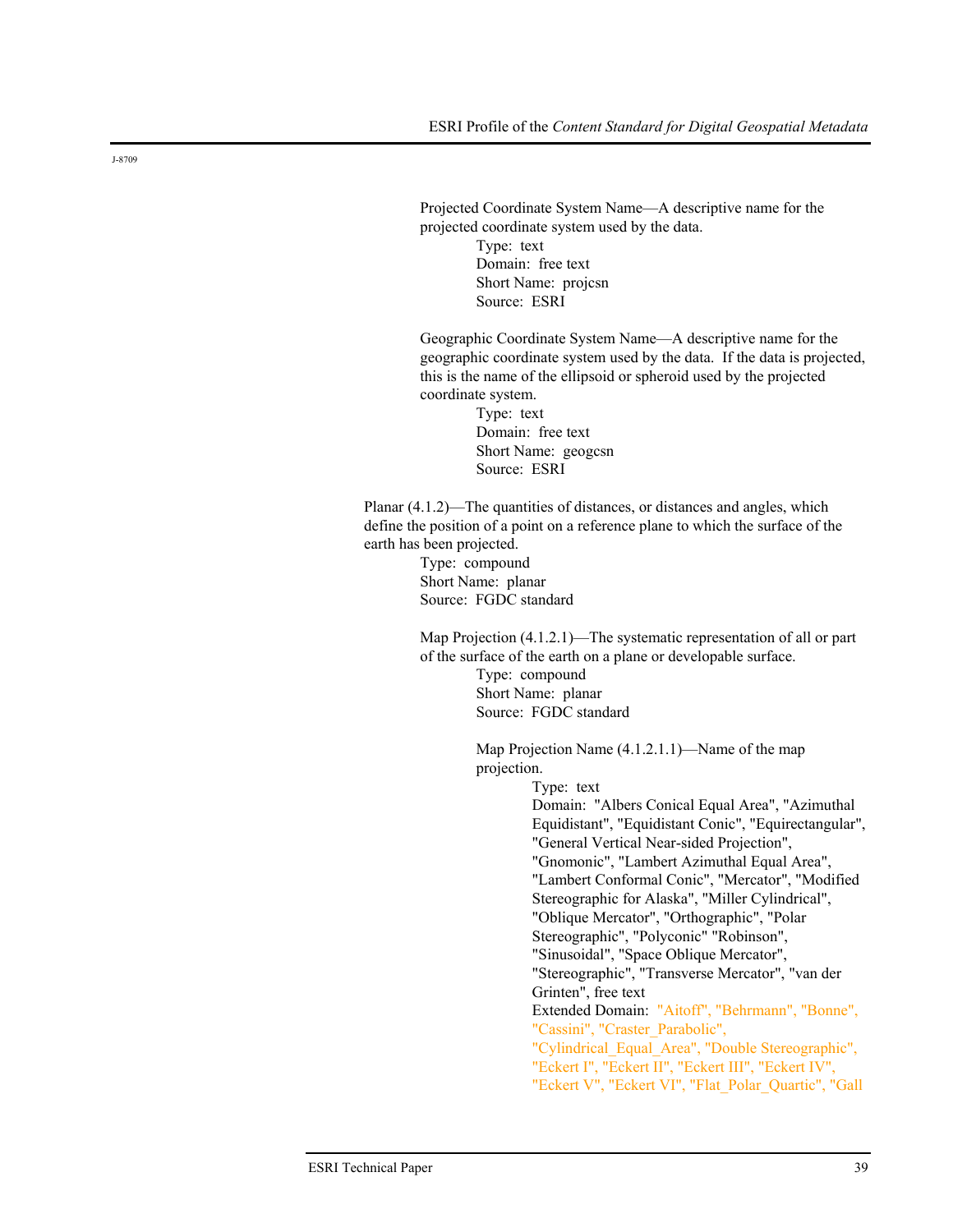J-8709

Projected Coordinate System Name—A descriptive name for the projected coordinate system used by the data.

Type: text
Domain: free text
Short Name: projcsn
Source: ESRI

Geographic Coordinate System Name—A descriptive name for the geographic coordinate system used by the data. If the data is projected, this is the name of the ellipsoid or spheroid used by the projected coordinate system.

Type: text
Domain: free text
Short Name: geogcsn
Source: ESRI

Planar (4.1.2)—The quantities of distances, or distances and angles, which define the position of a point on a reference plane to which the surface of the earth has been projected.

Type: compound
Short Name: planar
Source: FGDC standard

Map Projection (4.1.2.1)—The systematic representation of all or part of the surface of the earth on a plane or developable surface.

Type: compound
Short Name: planar
Source: FGDC standard

Map Projection Name (4.1.2.1.1)—Name of the map projection.

Type: text
Domain: "Albers Conical Equal Area", "Azimuthal Equidistant", "Equidistant Conic", "Equirectangular", "General Vertical Near-sided Projection", "Gnomonic", "Lambert Azimuthal Equal Area", "Lambert Conformal Conic", "Mercator", "Modified Stereographic for Alaska", "Miller Cylindrical", "Oblique Mercator", "Orthographic", "Polar Stereographic", "Polyconic" "Robinson", "Sinusoidal", "Space Oblique Mercator", "Stereographic", "Transverse Mercator", "van der Grinten", free text
Extended Domain: "Aitoff", "Behrmann", "Bonne", "Cassini", "Craster_Parabolic", "Cylindrical_Equal_Area", "Double Stereographic", "Eckert I", "Eckert II", "Eckert III", "Eckert IV", "Eckert V", "Eckert VI", "Flat_Polar_Quartic", "Gall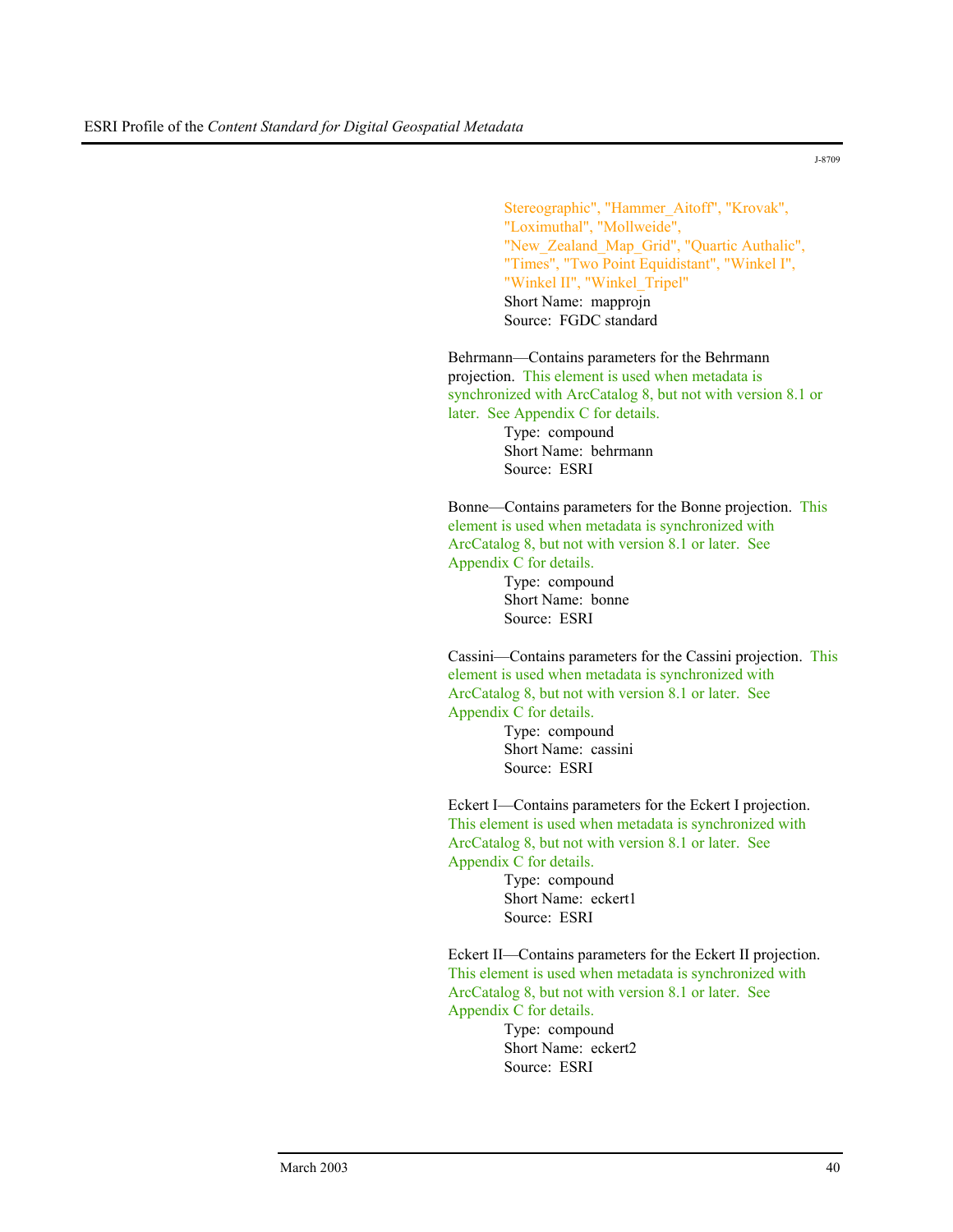Stereographic", "Hammer_Aitoff", "Krovak", "Loximuthal", "Mollweide", "New_Zealand_Map_Grid", "Quartic Authalic", "Times", "Two Point Equidistant", "Winkel I", "Winkel II", "Winkel_Tripel"
Short Name: mapprojn
Source: FGDC standard

Behrmann—Contains parameters for the Behrmann projection. This element is used when metadata is synchronized with ArcCatalog 8, but not with version 8.1 or later. See Appendix C for details.
Type: compound
Short Name: behrmann
Source: ESRI

Bonne—Contains parameters for the Bonne projection. This element is used when metadata is synchronized with ArcCatalog 8, but not with version 8.1 or later. See Appendix C for details.
Type: compound
Short Name: bonne
Source: ESRI

Cassini—Contains parameters for the Cassini projection. This element is used when metadata is synchronized with ArcCatalog 8, but not with version 8.1 or later. See Appendix C for details.
Type: compound
Short Name: cassini
Source: ESRI

Eckert I—Contains parameters for the Eckert I projection. This element is used when metadata is synchronized with ArcCatalog 8, but not with version 8.1 or later. See Appendix C for details.
Type: compound
Short Name: eckert1
Source: ESRI

Eckert II—Contains parameters for the Eckert II projection. This element is used when metadata is synchronized with ArcCatalog 8, but not with version 8.1 or later. See Appendix C for details.
Type: compound
Short Name: eckert2
Source: ESRI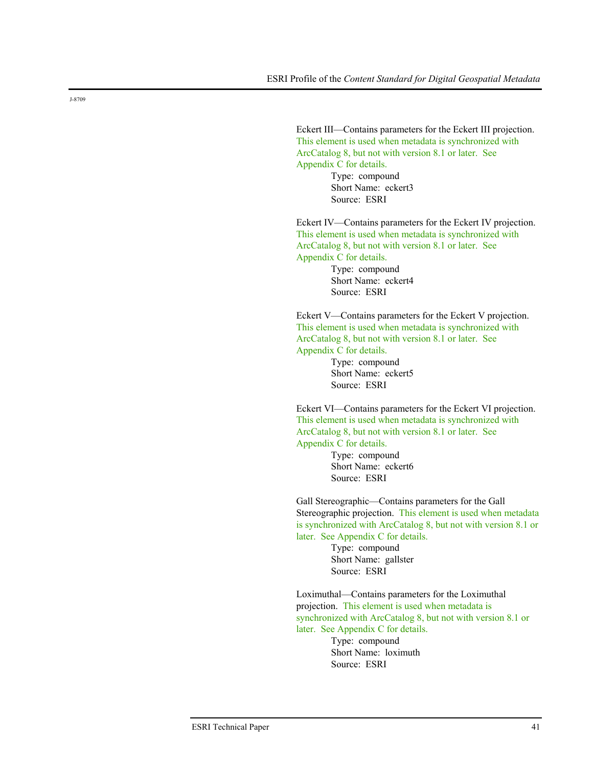J-8709

Eckert III—Contains parameters for the Eckert III projection. This element is used when metadata is synchronized with ArcCatalog 8, but not with version 8.1 or later. See Appendix C for details.

Type: compound
Short Name: eckert3
Source: ESRI

Eckert IV—Contains parameters for the Eckert IV projection. This element is used when metadata is synchronized with ArcCatalog 8, but not with version 8.1 or later. See Appendix C for details.

Type: compound
Short Name: eckert4
Source: ESRI

Eckert V—Contains parameters for the Eckert V projection. This element is used when metadata is synchronized with ArcCatalog 8, but not with version 8.1 or later. See Appendix C for details.

Type: compound
Short Name: eckert5
Source: ESRI

Eckert VI—Contains parameters for the Eckert VI projection. This element is used when metadata is synchronized with ArcCatalog 8, but not with version 8.1 or later. See Appendix C for details.

Type: compound
Short Name: eckert6
Source: ESRI

Gall Stereographic—Contains parameters for the Gall Stereographic projection. This element is used when metadata is synchronized with ArcCatalog 8, but not with version 8.1 or later. See Appendix C for details.

Type: compound
Short Name: gallster
Source: ESRI

Loximuthal—Contains parameters for the Loximuthal projection. This element is used when metadata is synchronized with ArcCatalog 8, but not with version 8.1 or later. See Appendix C for details.

Type: compound
Short Name: loximuth
Source: ESRI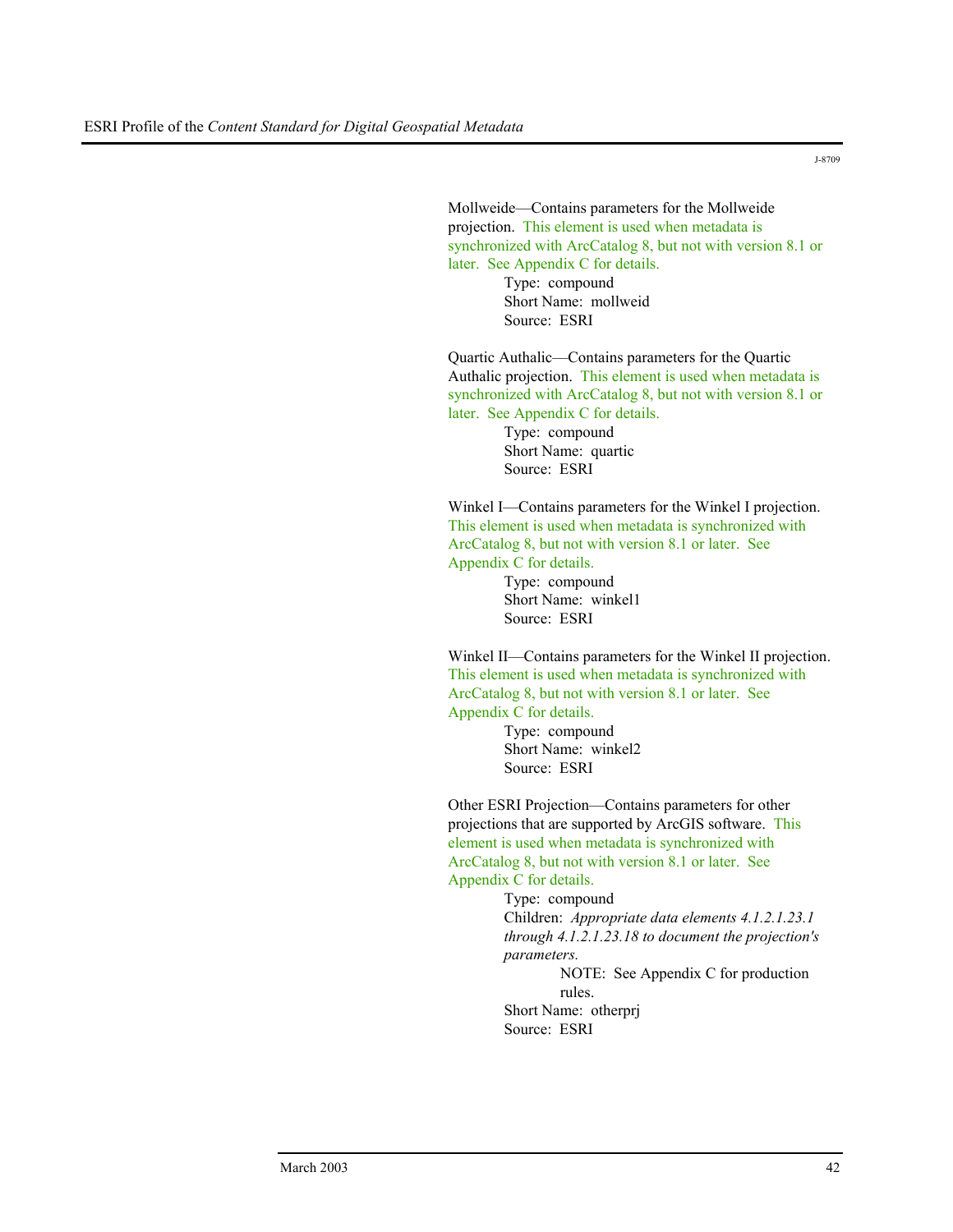Mollweide—Contains parameters for the Mollweide projection. This element is used when metadata is synchronized with ArcCatalog 8, but not with version 8.1 or later. See Appendix C for details.

Type: compound
Short Name: mollweid
Source: ESRI

Quartic Authalic—Contains parameters for the Quartic Authalic projection. This element is used when metadata is synchronized with ArcCatalog 8, but not with version 8.1 or later. See Appendix C for details.

Type: compound
Short Name: quartic
Source: ESRI

Winkel I—Contains parameters for the Winkel I projection. This element is used when metadata is synchronized with ArcCatalog 8, but not with version 8.1 or later. See Appendix C for details.

Type: compound
Short Name: winkel1
Source: ESRI

Winkel II—Contains parameters for the Winkel II projection. This element is used when metadata is synchronized with ArcCatalog 8, but not with version 8.1 or later. See Appendix C for details.

Type: compound
Short Name: winkel2
Source: ESRI

Other ESRI Projection—Contains parameters for other projections that are supported by ArcGIS software. This element is used when metadata is synchronized with ArcCatalog 8, but not with version 8.1 or later. See Appendix C for details.

Type: compound
Children: *Appropriate data elements 4.1.2.1.23.1 through 4.1.2.1.23.18 to document the projection's parameters.*

NOTE: See Appendix C for production rules.

Short Name: otherprj
Source: ESRI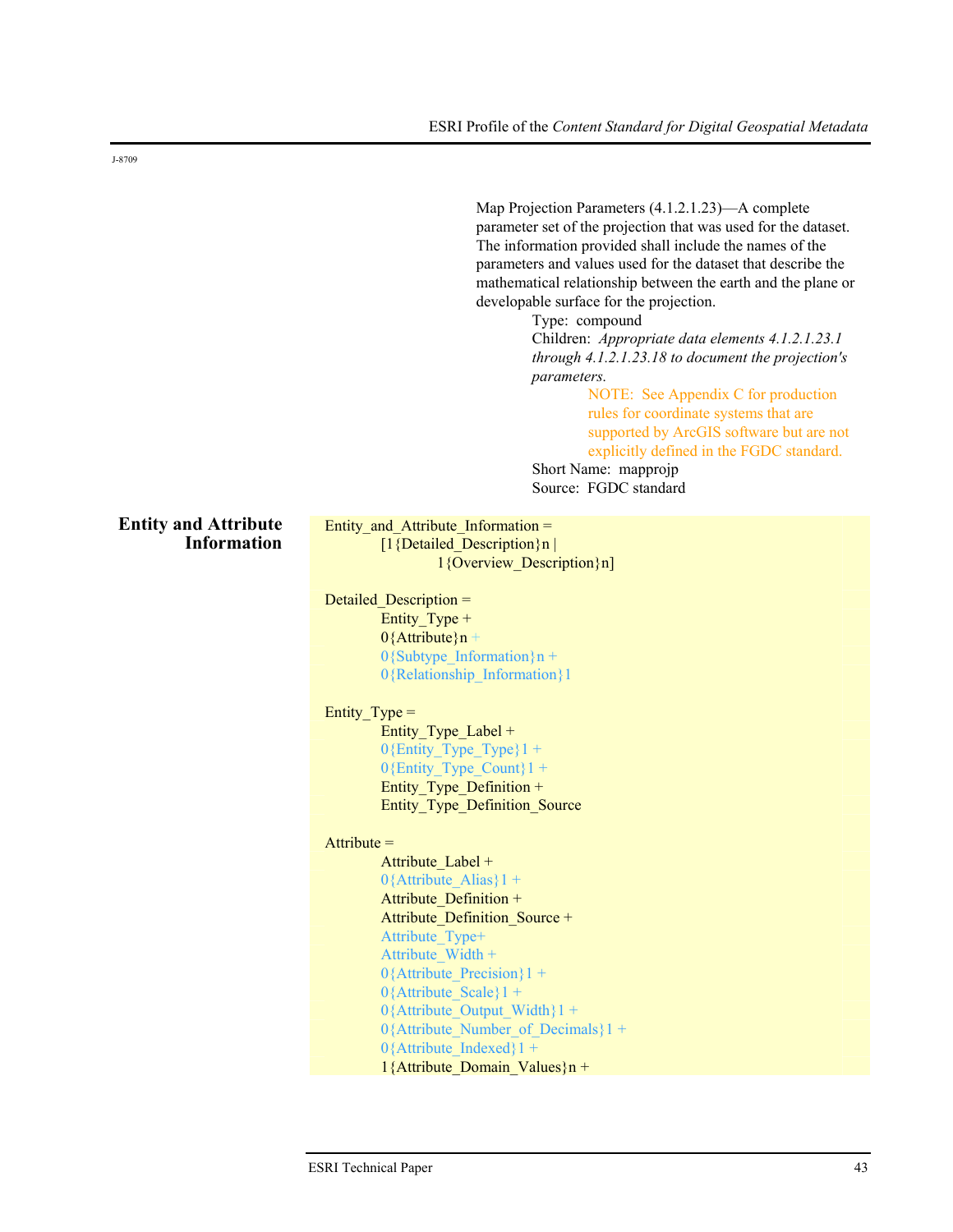J-8709

Map Projection Parameters (4.1.2.1.23)—A complete parameter set of the projection that was used for the dataset. The information provided shall include the names of the parameters and values used for the dataset that describe the mathematical relationship between the earth and the plane or developable surface for the projection.

Type: compound

Children: *Appropriate data elements 4.1.2.1.23.1 through 4.1.2.1.23.18 to document the projection's parameters.*

NOTE: See Appendix C for production rules for coordinate systems that are supported by ArcGIS software but are not explicitly defined in the FGDC standard.

Short Name: mapprojp

Source: FGDC standard

## Entity and Attribute Information

```
Entity_and_Attribute_Information =
        [1{Detailed_Description}n |
                1{Overview_Description}n]

Detailed_Description =
        Entity_Type +
        0{Attribute}n +
        0{Subtype_Information}n +
        0{Relationship_Information}1

Entity_Type =
        Entity_Type_Label +
        0{Entity_Type_Type}1 +
        0{Entity_Type_Count}1 +
        Entity_Type_Definition +
        Entity_Type_Definition_Source

Attribute =
        Attribute_Label +
        0{Attribute_Alias}1 +
        Attribute_Definition +
        Attribute_Definition_Source +
        Attribute_Type+
        Attribute_Width +
        0{Attribute_Precision}1 +
        0{Attribute_Scale}1 +
        0{Attribute_Output_Width}1 +
        0{Attribute_Number_of_Decimals}1 +
        0{Attribute_Indexed}1 +
        1{Attribute_Domain_Values}n +
```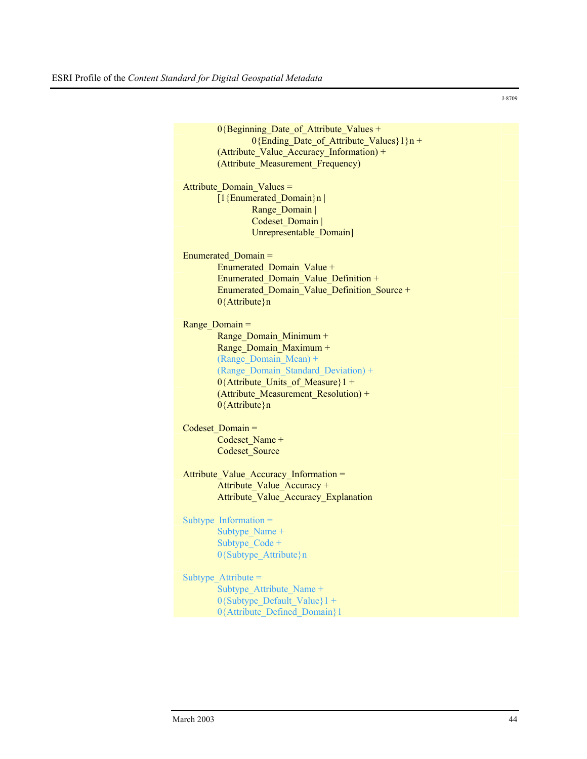```
        0{Beginning_Date_of_Attribute_Values +
                0{Ending_Date_of_Attribute_Values}1}n +
        (Attribute_Value_Accuracy_Information) +
        (Attribute_Measurement_Frequency)

Attribute_Domain_Values =
        [1{Enumerated_Domain}n |
                Range_Domain |
                Codeset_Domain |
                Unrepresentable_Domain]

Enumerated_Domain =
        Enumerated_Domain_Value +
        Enumerated_Domain_Value_Definition +
        Enumerated_Domain_Value_Definition_Source +
        0{Attribute}n

Range_Domain =
        Range_Domain_Minimum +
        Range_Domain_Maximum +
        (Range_Domain_Mean) +
        (Range_Domain_Standard_Deviation) +
        0{Attribute_Units_of_Measure}1 +
        (Attribute_Measurement_Resolution) +
        0{Attribute}n

Codeset_Domain =
        Codeset_Name +
        Codeset_Source

Attribute_Value_Accuracy_Information =
        Attribute_Value_Accuracy +
        Attribute_Value_Accuracy_Explanation

Subtype_Information =
        Subtype_Name +
        Subtype_Code +
        0{Subtype_Attribute}n

Subtype_Attribute =
        Subtype_Attribute_Name +
        0{Subtype_Default_Value}1 +
        0{Attribute_Defined_Domain}1
```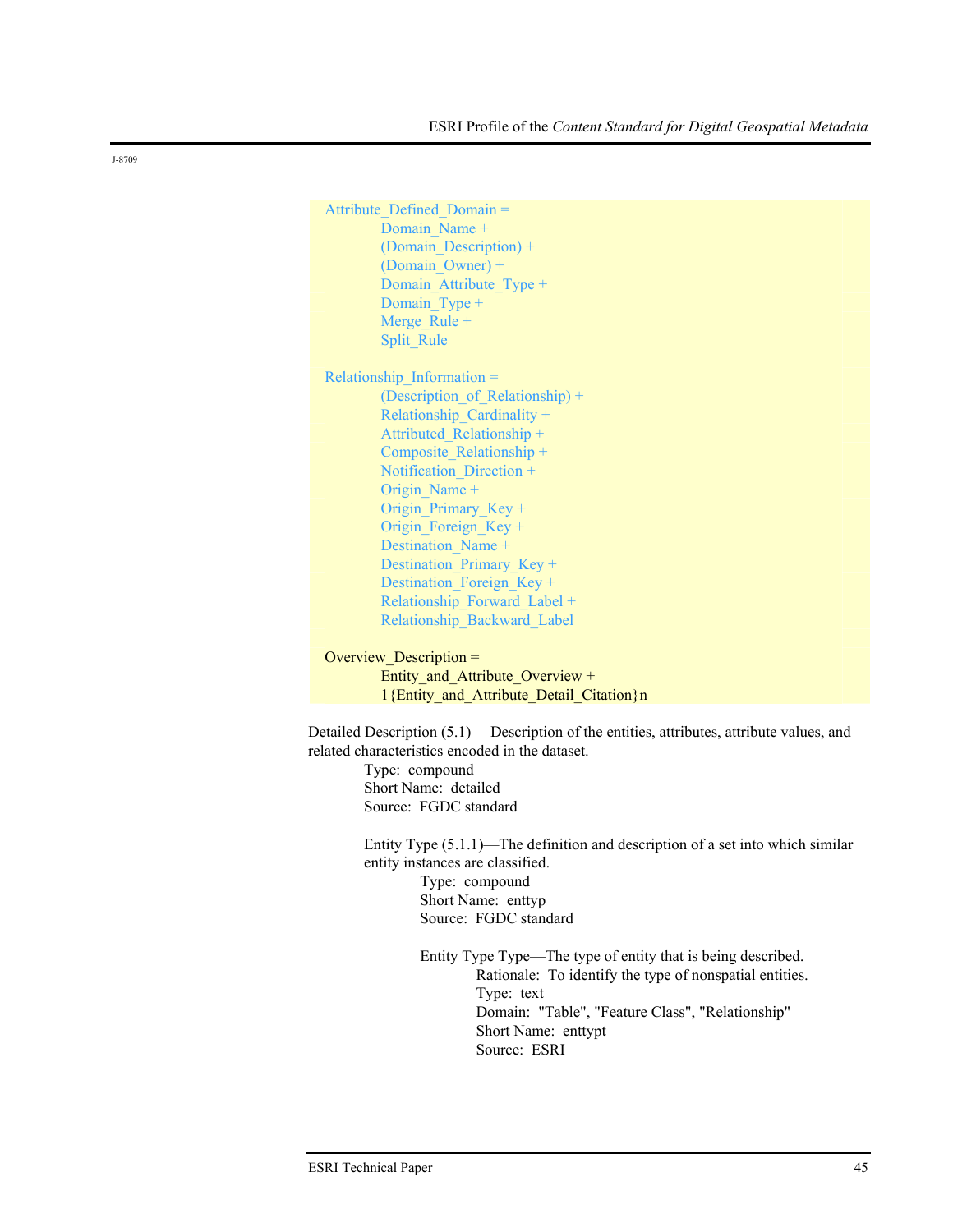J-8709

```
Attribute_Defined_Domain =
        Domain_Name +
        (Domain_Description) +
        (Domain_Owner) +
        Domain_Attribute_Type +
        Domain_Type +
        Merge_Rule +
        Split_Rule

Relationship_Information =
        (Description_of_Relationship) +
        Relationship_Cardinality +
        Attributed_Relationship +
        Composite_Relationship +
        Notification_Direction +
        Origin_Name +
        Origin_Primary_Key +
        Origin_Foreign_Key +
        Destination_Name +
        Destination_Primary_Key +
        Destination_Foreign_Key +
        Relationship_Forward_Label +
        Relationship_Backward_Label

Overview_Description =
        Entity_and_Attribute_Overview +
        1{Entity_and_Attribute_Detail_Citation}n
```

Detailed Description (5.1) —Description of the entities, attributes, attribute values, and related characteristics encoded in the dataset.

Type: compound
Short Name: detailed
Source: FGDC standard

Entity Type (5.1.1)—The definition and description of a set into which similar entity instances are classified.

Type: compound
Short Name: enttyp
Source: FGDC standard

Entity Type Type—The type of entity that is being described.

Rationale: To identify the type of nonspatial entities.
Type: text
Domain: "Table", "Feature Class", "Relationship"
Short Name: enttypt
Source: ESRI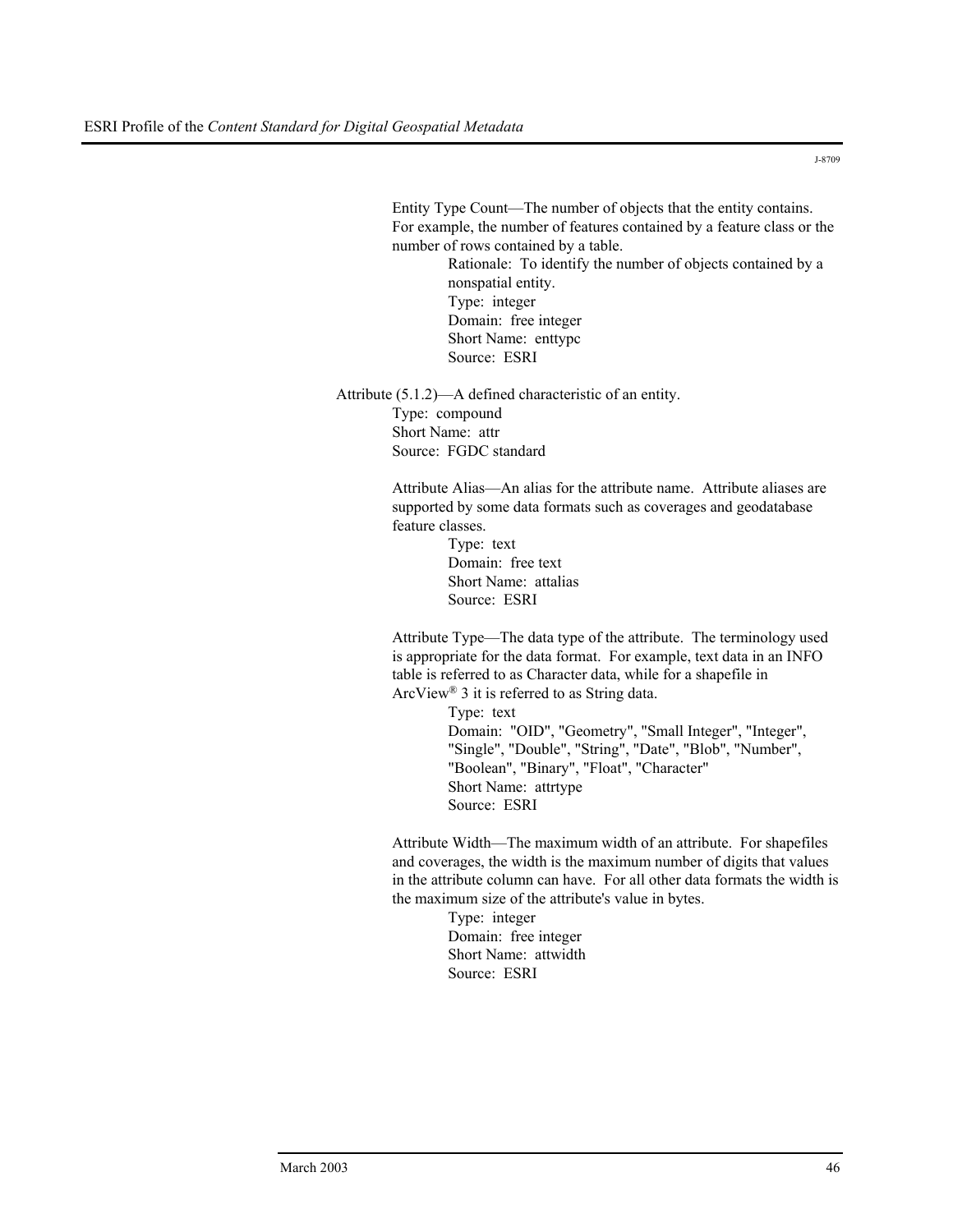Entity Type Count—The number of objects that the entity contains. For example, the number of features contained by a feature class or the number of rows contained by a table.

Rationale: To identify the number of objects contained by a nonspatial entity.
Type: integer
Domain: free integer
Short Name: enttypc
Source: ESRI

Attribute (5.1.2)—A defined characteristic of an entity.
Type: compound
Short Name: attr
Source: FGDC standard

Attribute Alias—An alias for the attribute name. Attribute aliases are supported by some data formats such as coverages and geodatabase feature classes.

Type: text
Domain: free text
Short Name: attalias
Source: ESRI

Attribute Type—The data type of the attribute. The terminology used is appropriate for the data format. For example, text data in an INFO table is referred to as Character data, while for a shapefile in ArcView® 3 it is referred to as String data.

Type: text
Domain: "OID", "Geometry", "Small Integer", "Integer", "Single", "Double", "String", "Date", "Blob", "Number", "Boolean", "Binary", "Float", "Character"
Short Name: attrtype
Source: ESRI

Attribute Width—The maximum width of an attribute. For shapefiles and coverages, the width is the maximum number of digits that values in the attribute column can have. For all other data formats the width is the maximum size of the attribute's value in bytes.

Type: integer
Domain: free integer
Short Name: attwidth
Source: ESRI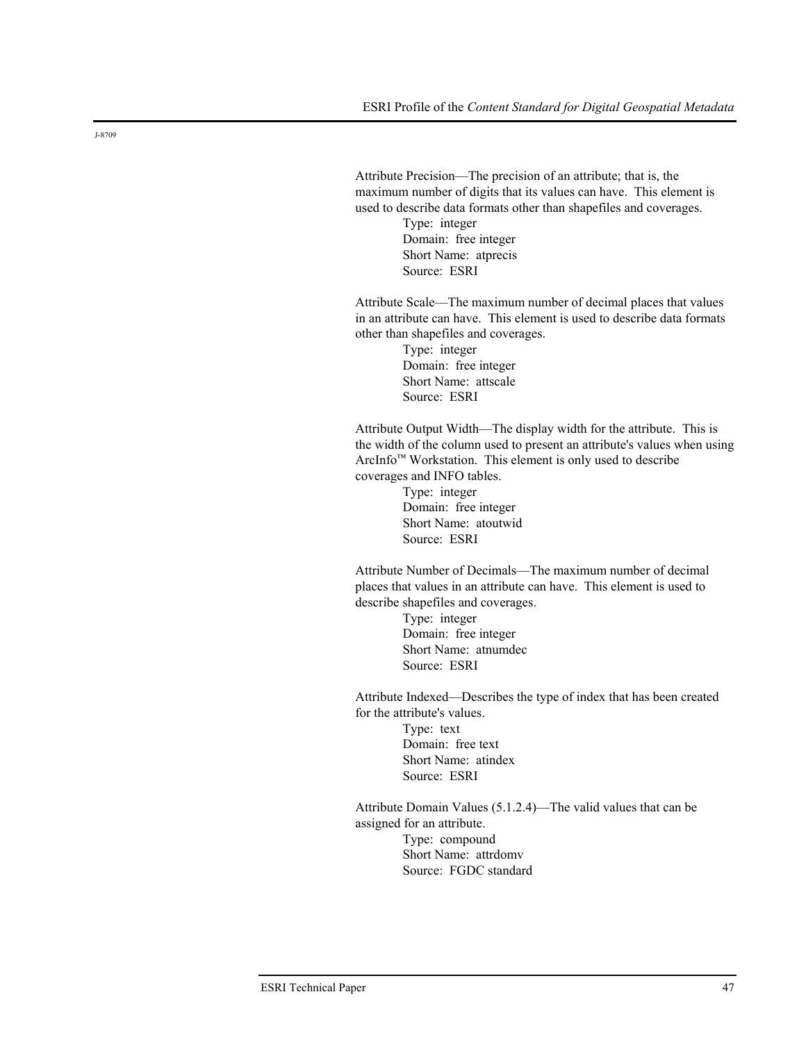Attribute Precision—The precision of an attribute; that is, the maximum number of digits that its values can have. This element is used to describe data formats other than shapefiles and coverages.

Type: integer
Domain: free integer
Short Name: atprecis
Source: ESRI

Attribute Scale—The maximum number of decimal places that values in an attribute can have. This element is used to describe data formats other than shapefiles and coverages.

Type: integer
Domain: free integer
Short Name: attscale
Source: ESRI

Attribute Output Width—The display width for the attribute. This is the width of the column used to present an attribute's values when using ArcInfo™ Workstation. This element is only used to describe coverages and INFO tables.

Type: integer
Domain: free integer
Short Name: atoutwid
Source: ESRI

Attribute Number of Decimals—The maximum number of decimal places that values in an attribute can have. This element is used to describe shapefiles and coverages.

Type: integer
Domain: free integer
Short Name: atnumdec
Source: ESRI

Attribute Indexed—Describes the type of index that has been created for the attribute's values.

Type: text
Domain: free text
Short Name: atindex
Source: ESRI

Attribute Domain Values (5.1.2.4)—The valid values that can be assigned for an attribute.

Type: compound
Short Name: attrdomv
Source: FGDC standard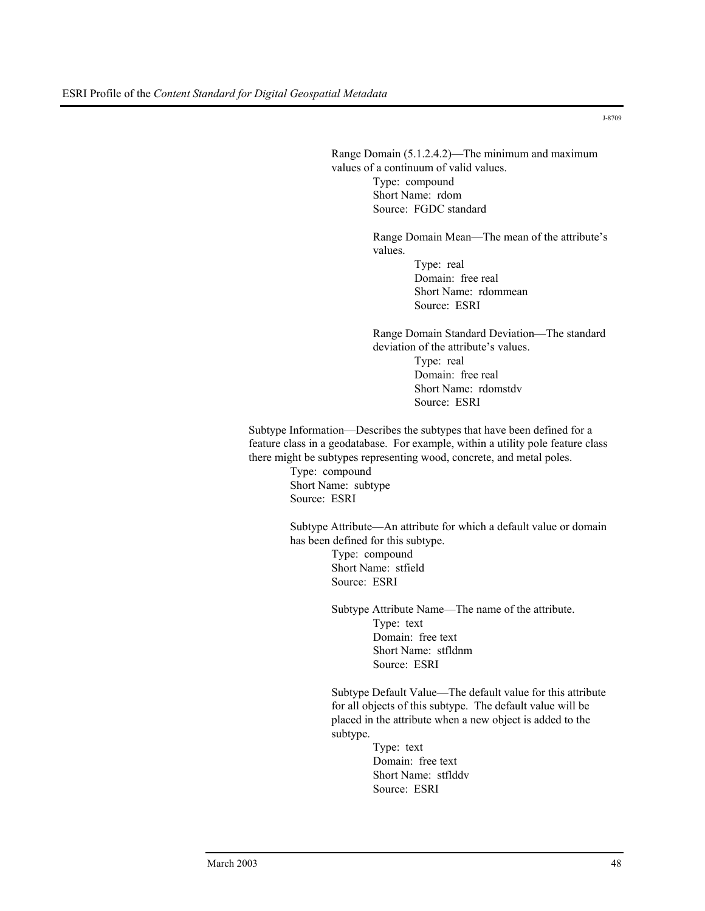Range Domain (5.1.2.4.2)—The minimum and maximum values of a continuum of valid values.
Type: compound
Short Name: rdom
Source: FGDC standard

Range Domain Mean—The mean of the attribute's values.
Type: real
Domain: free real
Short Name: rdommean
Source: ESRI

Range Domain Standard Deviation—The standard deviation of the attribute's values.
Type: real
Domain: free real
Short Name: rdomstdv
Source: ESRI

Subtype Information—Describes the subtypes that have been defined for a feature class in a geodatabase. For example, within a utility pole feature class there might be subtypes representing wood, concrete, and metal poles.
Type: compound
Short Name: subtype
Source: ESRI

Subtype Attribute—An attribute for which a default value or domain has been defined for this subtype.
Type: compound
Short Name: stfield
Source: ESRI

Subtype Attribute Name—The name of the attribute.
Type: text
Domain: free text
Short Name: stfldnm
Source: ESRI

Subtype Default Value—The default value for this attribute for all objects of this subtype. The default value will be placed in the attribute when a new object is added to the subtype.
Type: text
Domain: free text
Short Name: stflddv
Source: ESRI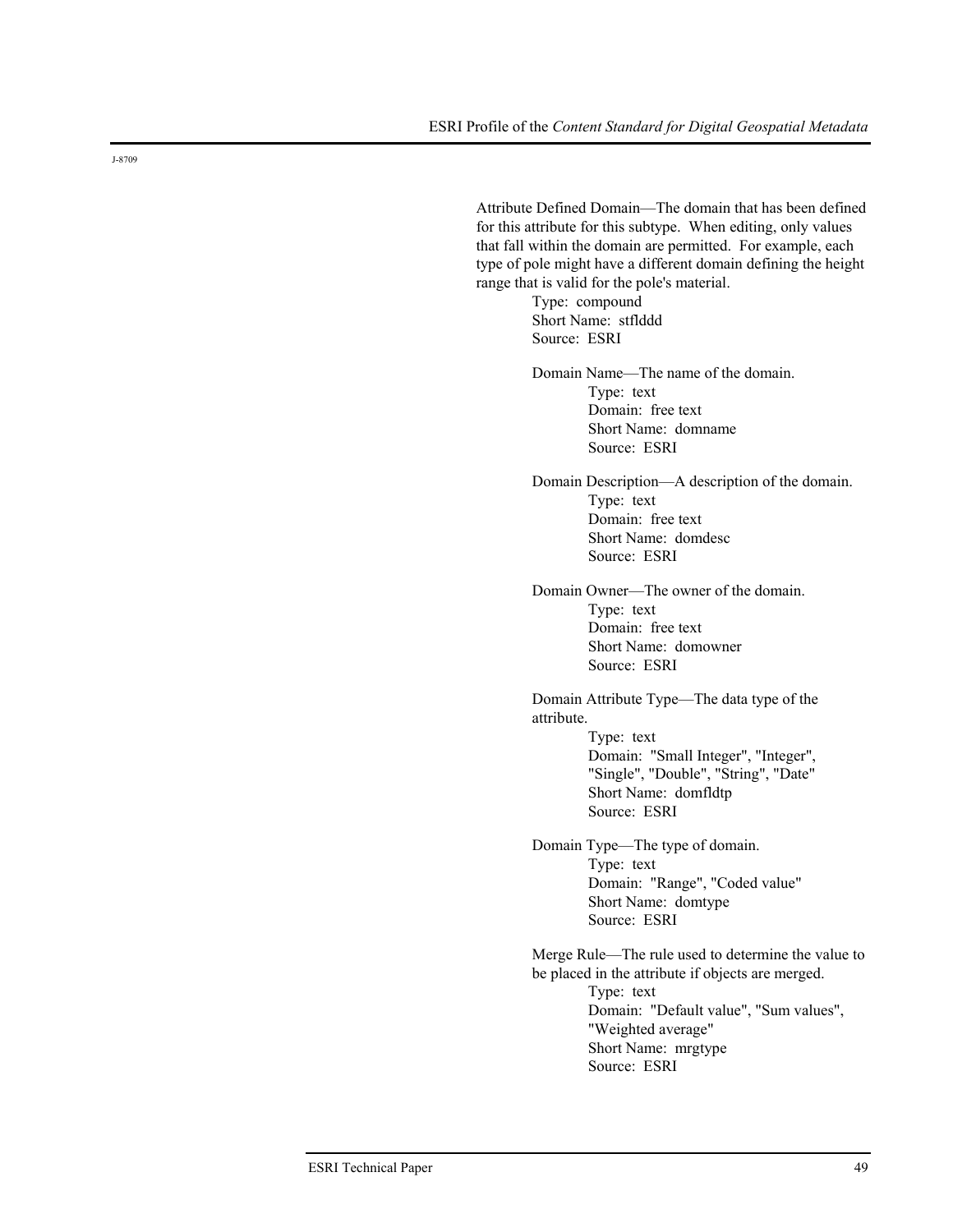Attribute Defined Domain—The domain that has been defined for this attribute for this subtype. When editing, only values that fall within the domain are permitted. For example, each type of pole might have a different domain defining the height range that is valid for the pole's material.

> Type: compound
> Short Name: stflddd
> Source: ESRI
>
> Domain Name—The name of the domain.
>
> > Type: text
> > Domain: free text
> > Short Name: domname
> > Source: ESRI
>
> Domain Description—A description of the domain.
>
> > Type: text
> > Domain: free text
> > Short Name: domdesc
> > Source: ESRI
>
> Domain Owner—The owner of the domain.
>
> > Type: text
> > Domain: free text
> > Short Name: domowner
> > Source: ESRI
>
> Domain Attribute Type—The data type of the attribute.
>
> > Type: text
> > Domain: "Small Integer", "Integer", "Single", "Double", "String", "Date"
> > Short Name: domfldtp
> > Source: ESRI
>
> Domain Type—The type of domain.
>
> > Type: text
> > Domain: "Range", "Coded value"
> > Short Name: domtype
> > Source: ESRI
>
> Merge Rule—The rule used to determine the value to be placed in the attribute if objects are merged.
>
> > Type: text
> > Domain: "Default value", "Sum values", "Weighted average"
> > Short Name: mrgtype
> > Source: ESRI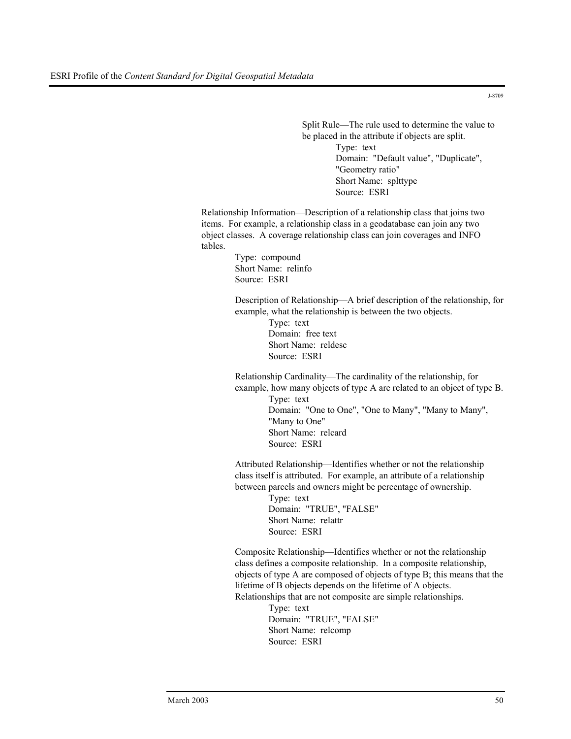Split Rule—The rule used to determine the value to be placed in the attribute if objects are split.

Type: text
Domain: "Default value", "Duplicate", "Geometry ratio"
Short Name: splttype
Source: ESRI

Relationship Information—Description of a relationship class that joins two items. For example, a relationship class in a geodatabase can join any two object classes. A coverage relationship class can join coverages and INFO tables.

Type: compound
Short Name: relinfo
Source: ESRI

Description of Relationship—A brief description of the relationship, for example, what the relationship is between the two objects.

Type: text
Domain: free text
Short Name: reldesc
Source: ESRI

Relationship Cardinality—The cardinality of the relationship, for example, how many objects of type A are related to an object of type B.

Type: text
Domain: "One to One", "One to Many", "Many to Many", "Many to One"
Short Name: relcard
Source: ESRI

Attributed Relationship—Identifies whether or not the relationship class itself is attributed. For example, an attribute of a relationship between parcels and owners might be percentage of ownership.

Type: text
Domain: "TRUE", "FALSE"
Short Name: relattr
Source: ESRI

Composite Relationship—Identifies whether or not the relationship class defines a composite relationship. In a composite relationship, objects of type A are composed of objects of type B; this means that the lifetime of B objects depends on the lifetime of A objects. Relationships that are not composite are simple relationships.

Type: text
Domain: "TRUE", "FALSE"
Short Name: relcomp
Source: ESRI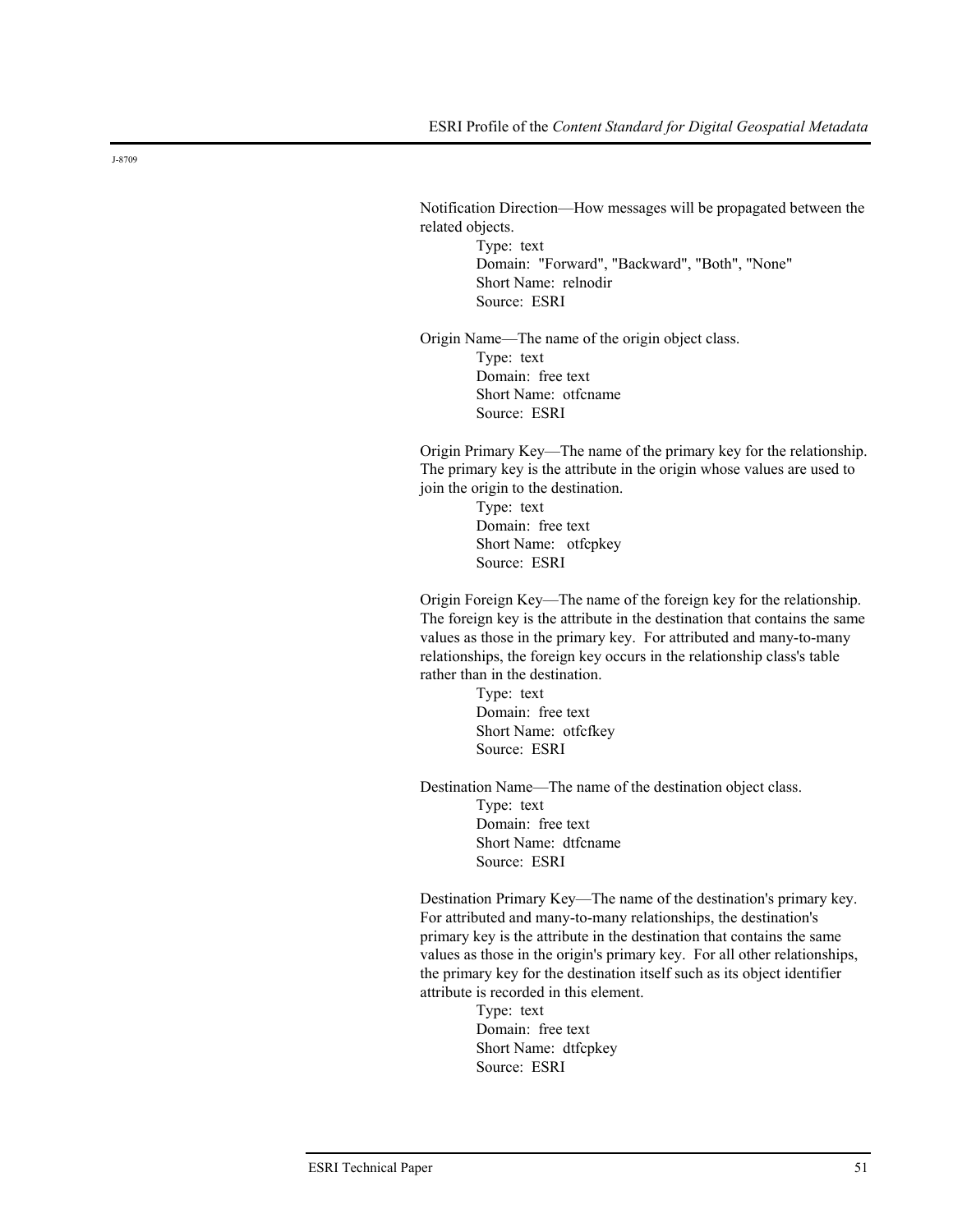Notification Direction—How messages will be propagated between the related objects.

Type: text
Domain: "Forward", "Backward", "Both", "None"
Short Name: relnodir
Source: ESRI

Origin Name—The name of the origin object class.

Type: text
Domain: free text
Short Name: otfcname
Source: ESRI

Origin Primary Key—The name of the primary key for the relationship. The primary key is the attribute in the origin whose values are used to join the origin to the destination.

Type: text
Domain: free text
Short Name: otfcpkey
Source: ESRI

Origin Foreign Key—The name of the foreign key for the relationship. The foreign key is the attribute in the destination that contains the same values as those in the primary key. For attributed and many-to-many relationships, the foreign key occurs in the relationship class's table rather than in the destination.

Type: text
Domain: free text
Short Name: otfcfkey
Source: ESRI

Destination Name—The name of the destination object class.

Type: text
Domain: free text
Short Name: dtfcname
Source: ESRI

Destination Primary Key—The name of the destination's primary key. For attributed and many-to-many relationships, the destination's primary key is the attribute in the destination that contains the same values as those in the origin's primary key. For all other relationships, the primary key for the destination itself such as its object identifier attribute is recorded in this element.

Type: text
Domain: free text
Short Name: dtfcpkey
Source: ESRI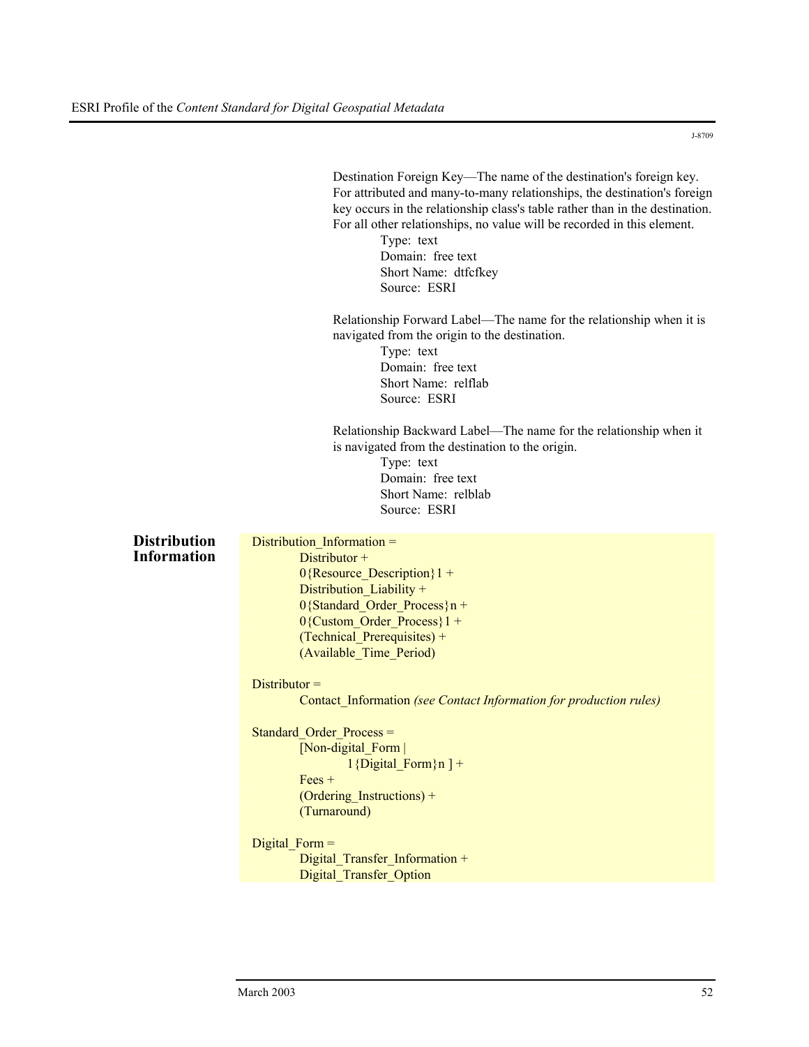J-8709

Destination Foreign Key—The name of the destination's foreign key. For attributed and many-to-many relationships, the destination's foreign key occurs in the relationship class's table rather than in the destination. For all other relationships, no value will be recorded in this element.

> Type: text  
> Domain: free text  
> Short Name: dtfcfkey  
> Source: ESRI

Relationship Forward Label—The name for the relationship when it is navigated from the origin to the destination.

> Type: text  
> Domain: free text  
> Short Name: relflab  
> Source: ESRI

Relationship Backward Label—The name for the relationship when it is navigated from the destination to the origin.

> Type: text  
> Domain: free text  
> Short Name: relblab  
> Source: ESRI

## Distribution Information

```
Distribution_Information =
        Distributor +
        0{Resource_Description}1 +
        Distribution_Liability +
        0{Standard_Order_Process}n +
        0{Custom_Order_Process}1 +
        (Technical_Prerequisites) +
        (Available_Time_Period)

Distributor =
        Contact_Information (see Contact Information for production rules)

Standard_Order_Process =
        [Non-digital_Form |
                1{Digital_Form}n ] +
        Fees +
        (Ordering_Instructions) +
        (Turnaround)

Digital_Form =
        Digital_Transfer_Information +
        Digital_Transfer_Option
```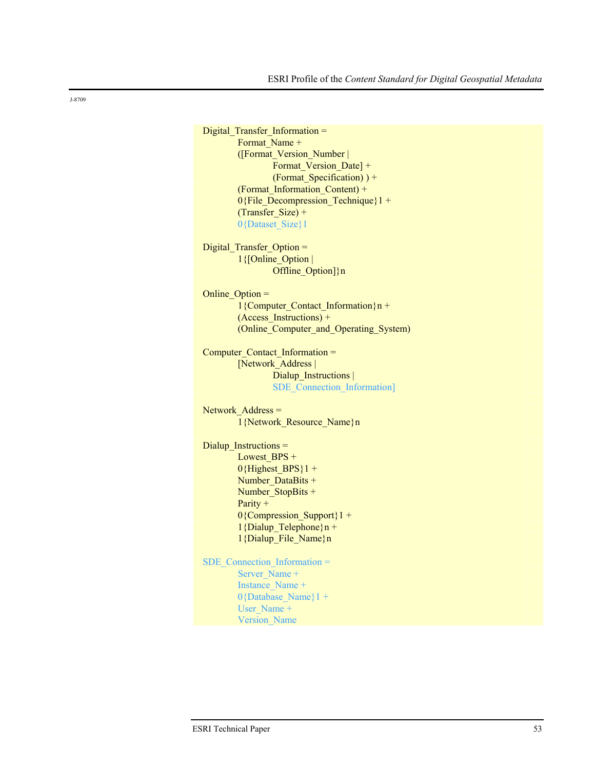J-8709

```
Digital_Transfer_Information =
        Format_Name +
        ([Format_Version_Number |
                Format_Version_Date] +
                (Format_Specification) ) +
        (Format_Information_Content) +
        0{File_Decompression_Technique}1 +
        (Transfer_Size) +
        0{Dataset_Size}1

Digital_Transfer_Option =
        1{[Online_Option |
                Offline_Option]}n

Online_Option =
        1{Computer_Contact_Information}n +
        (Access_Instructions) +
        (Online_Computer_and_Operating_System)

Computer_Contact_Information =
        [Network_Address |
                Dialup_Instructions |
                SDE_Connection_Information]

Network_Address =
        1{Network_Resource_Name}n

Dialup_Instructions =
        Lowest_BPS +
        0{Highest_BPS}1 +
        Number_DataBits +
        Number_StopBits +
        Parity +
        0{Compression_Support}1 +
        1{Dialup_Telephone}n +
        1{Dialup_File_Name}n

SDE_Connection_Information =
        Server_Name +
        Instance_Name +
        0{Database_Name}1 +
        User_Name +
        Version_Name
```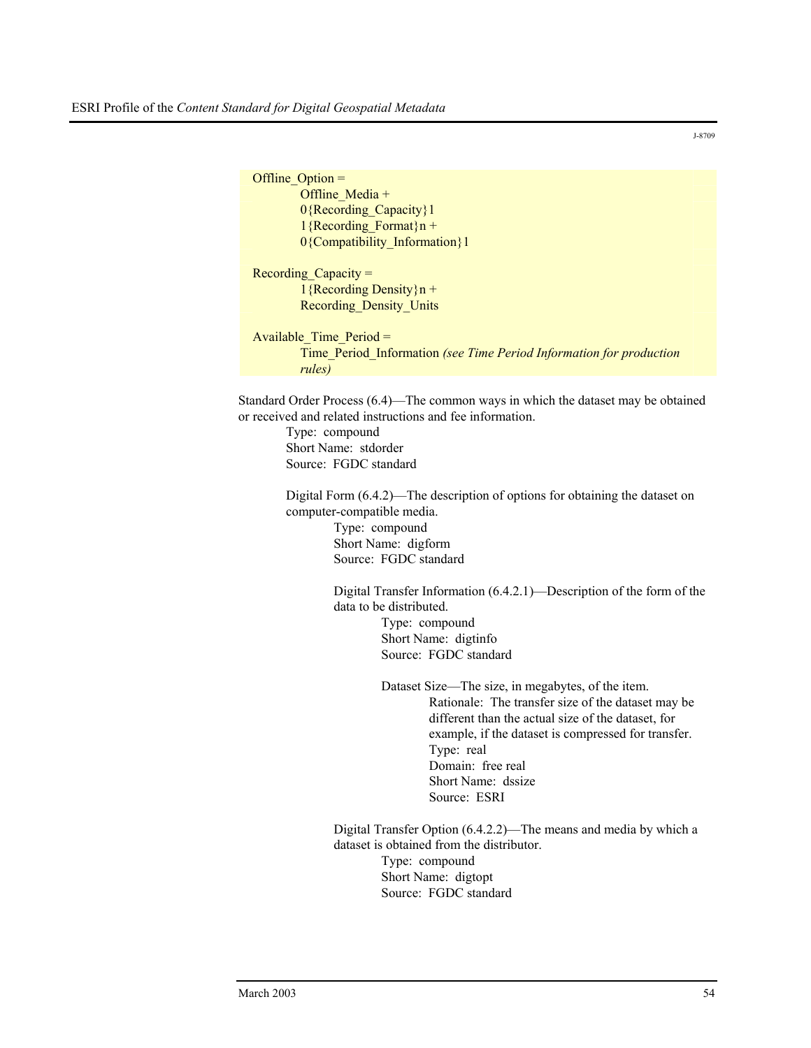Offline_Option =
  Offline_Media +
  0{Recording_Capacity}1
  1{Recording_Format}n +
  0{Compatibility_Information}1

Recording_Capacity =
  1{Recording Density}n +
  Recording_Density_Units

Available_Time_Period =
  Time_Period_Information *(see Time Period Information for production rules)*

Standard Order Process (6.4)—The common ways in which the dataset may be obtained or received and related instructions and fee information.

- Type: compound
- Short Name: stdorder
- Source: FGDC standard

Digital Form (6.4.2)—The description of options for obtaining the dataset on computer-compatible media.

- Type: compound
- Short Name: digform
- Source: FGDC standard

Digital Transfer Information (6.4.2.1)—Description of the form of the data to be distributed.

- Type: compound
- Short Name: digtinfo
- Source: FGDC standard

Dataset Size—The size, in megabytes, of the item.

- Rationale: The transfer size of the dataset may be different than the actual size of the dataset, for example, if the dataset is compressed for transfer.
- Type: real
- Domain: free real
- Short Name: dssize
- Source: ESRI

Digital Transfer Option (6.4.2.2)—The means and media by which a dataset is obtained from the distributor.

- Type: compound
- Short Name: digtopt
- Source: FGDC standard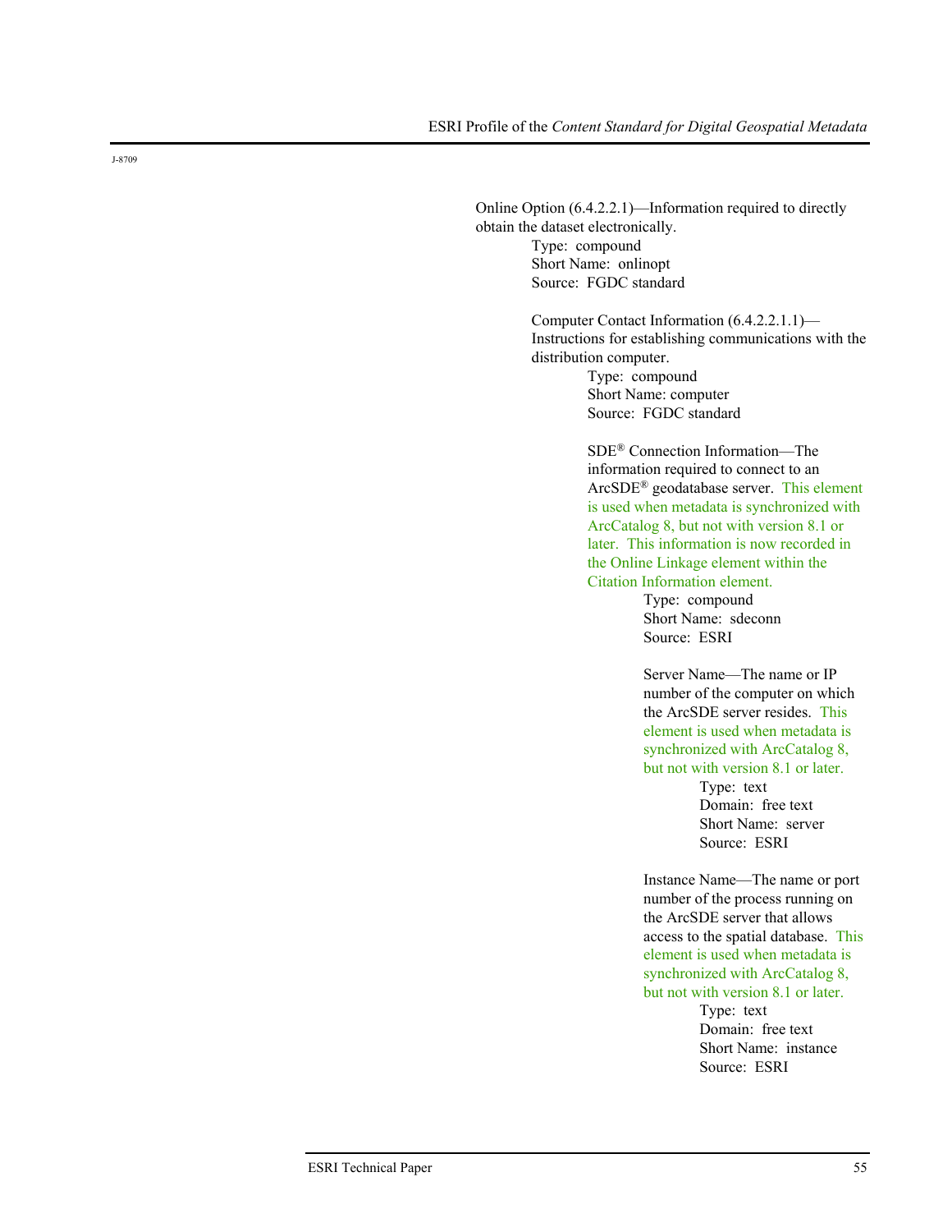Online Option (6.4.2.2.1)—Information required to directly obtain the dataset electronically.

Type: compound
Short Name: onlinopt
Source: FGDC standard

Computer Contact Information (6.4.2.2.1.1)—Instructions for establishing communications with the distribution computer.

Type: compound
Short Name: computer
Source: FGDC standard

SDE® Connection Information—The information required to connect to an ArcSDE® geodatabase server. This element is used when metadata is synchronized with ArcCatalog 8, but not with version 8.1 or later. This information is now recorded in the Online Linkage element within the Citation Information element.

Type: compound
Short Name: sdeconn
Source: ESRI

Server Name—The name or IP number of the computer on which the ArcSDE server resides. This element is used when metadata is synchronized with ArcCatalog 8, but not with version 8.1 or later.

Type: text
Domain: free text
Short Name: server
Source: ESRI

Instance Name—The name or port number of the process running on the ArcSDE server that allows access to the spatial database. This element is used when metadata is synchronized with ArcCatalog 8, but not with version 8.1 or later.

Type: text
Domain: free text
Short Name: instance
Source: ESRI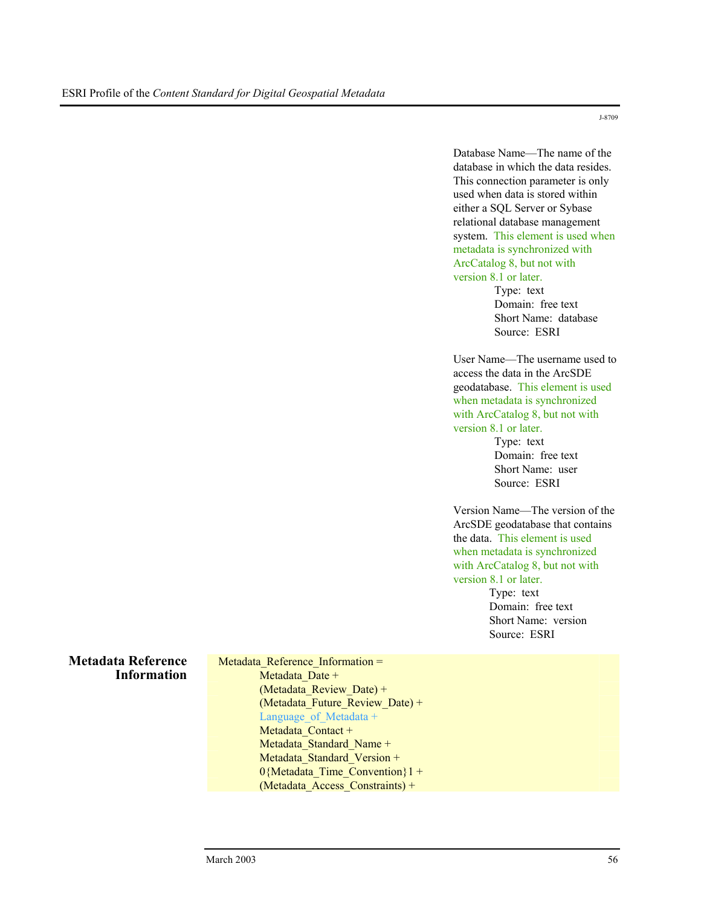J-8709

Database Name—The name of the database in which the data resides. This connection parameter is only used when data is stored within either a SQL Server or Sybase relational database management system. This element is used when metadata is synchronized with ArcCatalog 8, but not with version 8.1 or later.

Type: text
Domain: free text
Short Name: database
Source: ESRI

User Name—The username used to access the data in the ArcSDE geodatabase. This element is used when metadata is synchronized with ArcCatalog 8, but not with version 8.1 or later.

Type: text
Domain: free text
Short Name: user
Source: ESRI

Version Name—The version of the ArcSDE geodatabase that contains the data. This element is used when metadata is synchronized with ArcCatalog 8, but not with version 8.1 or later.

Type: text
Domain: free text
Short Name: version
Source: ESRI

## Metadata Reference Information

Metadata_Reference_Information =
Metadata_Date +
(Metadata_Review_Date) +
(Metadata_Future_Review_Date) +
Language_of_Metadata +
Metadata_Contact +
Metadata_Standard_Name +
Metadata_Standard_Version +
0{Metadata_Time_Convention}1 +
(Metadata_Access_Constraints) +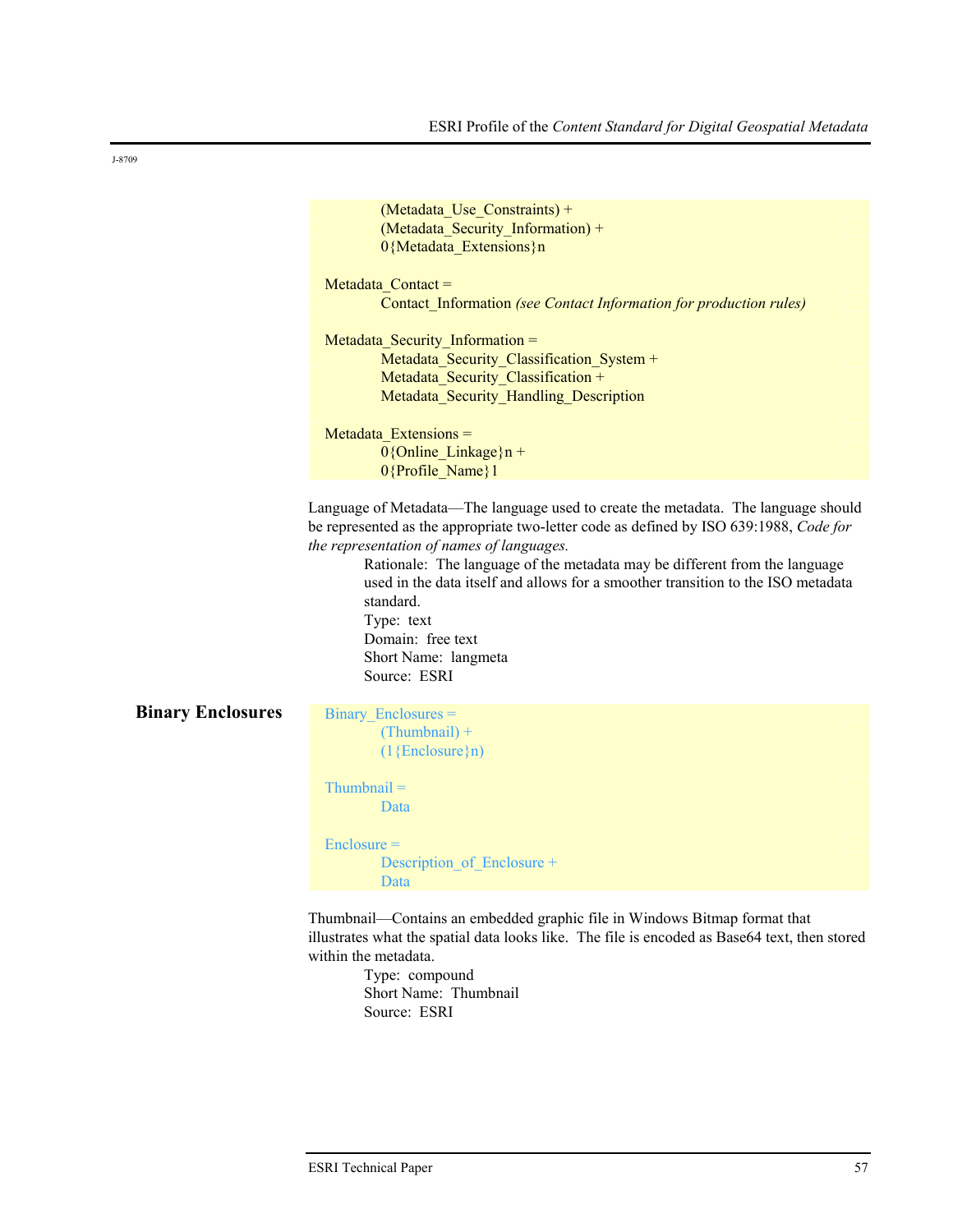```
        (Metadata_Use_Constraints) +
        (Metadata_Security_Information) +
        0{Metadata_Extensions}n

Metadata_Contact =
        Contact_Information (see Contact Information for production rules)

Metadata_Security_Information =
        Metadata_Security_Classification_System +
        Metadata_Security_Classification +
        Metadata_Security_Handling_Description

Metadata_Extensions =
        0{Online_Linkage}n +
        0{Profile_Name}1
```

Language of Metadata—The language used to create the metadata. The language should be represented as the appropriate two-letter code as defined by ISO 639:1988, *Code for the representation of names of languages.*

> Rationale: The language of the metadata may be different from the language used in the data itself and allows for a smoother transition to the ISO metadata standard.
> Type: text
> Domain: free text
> Short Name: langmeta
> Source: ESRI

## Binary Enclosures

```
Binary_Enclosures =
        (Thumbnail) +
        (1{Enclosure}n)

Thumbnail =
        Data

Enclosure =
        Description_of_Enclosure +
        Data
```

Thumbnail—Contains an embedded graphic file in Windows Bitmap format that illustrates what the spatial data looks like. The file is encoded as Base64 text, then stored within the metadata.

> Type: compound
> Short Name: Thumbnail
> Source: ESRI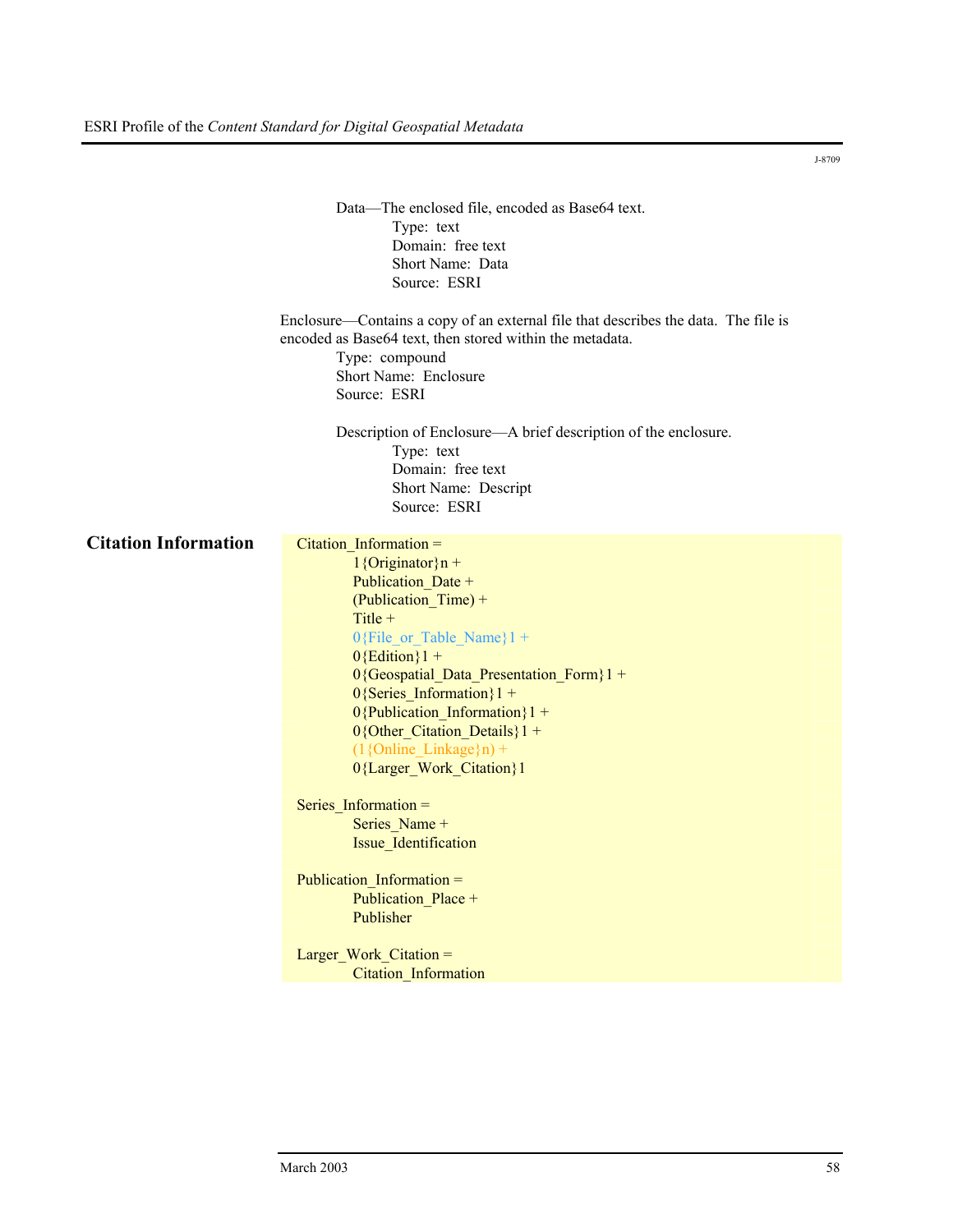J-8709

Data—The enclosed file, encoded as Base64 text.
Type: text
Domain: free text
Short Name: Data
Source: ESRI

Enclosure—Contains a copy of an external file that describes the data. The file is encoded as Base64 text, then stored within the metadata.
Type: compound
Short Name: Enclosure
Source: ESRI

Description of Enclosure—A brief description of the enclosure.
Type: text
Domain: free text
Short Name: Descript
Source: ESRI

## Citation Information

Citation_Information =
1{Originator}n +
Publication_Date +
(Publication_Time) +
Title +
0{File_or_Table_Name}1 +
0{Edition}1 +
0{Geospatial_Data_Presentation_Form}1 +
0{Series_Information}1 +
0{Publication_Information}1 +
0{Other_Citation_Details}1 +
(1{Online_Linkage}n) +
0{Larger_Work_Citation}1

Series_Information =
Series_Name +
Issue_Identification

Publication_Information =
Publication_Place +
Publisher

Larger_Work_Citation =
Citation_Information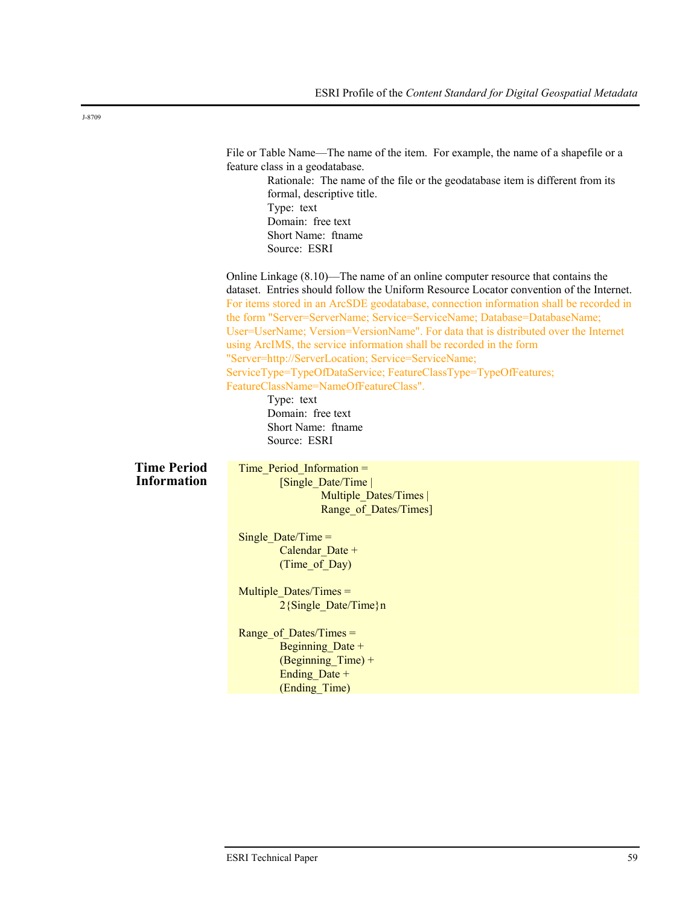File or Table Name—The name of the item. For example, the name of a shapefile or a feature class in a geodatabase.

Rationale: The name of the file or the geodatabase item is different from its formal, descriptive title.
Type: text
Domain: free text
Short Name: ftname
Source: ESRI

Online Linkage (8.10)—The name of an online computer resource that contains the dataset. Entries should follow the Uniform Resource Locator convention of the Internet. For items stored in an ArcSDE geodatabase, connection information shall be recorded in the form "Server=ServerName; Service=ServiceName; Database=DatabaseName; User=UserName; Version=VersionName". For data that is distributed over the Internet using ArcIMS, the service information shall be recorded in the form "Server=http://ServerLocation; Service=ServiceName; ServiceType=TypeOfDataService; FeatureClassType=TypeOfFeatures; FeatureClassName=NameOfFeatureClass".

Type: text
Domain: free text
Short Name: ftname
Source: ESRI

## Time Period Information

```
Time_Period_Information =
        [Single_Date/Time |
                Multiple_Dates/Times |
                Range_of_Dates/Times]

Single_Date/Time =
        Calendar_Date +
        (Time_of_Day)

Multiple_Dates/Times =
        2{Single_Date/Time}n

Range_of_Dates/Times =
        Beginning_Date +
        (Beginning_Time) +
        Ending_Date +
        (Ending_Time)
```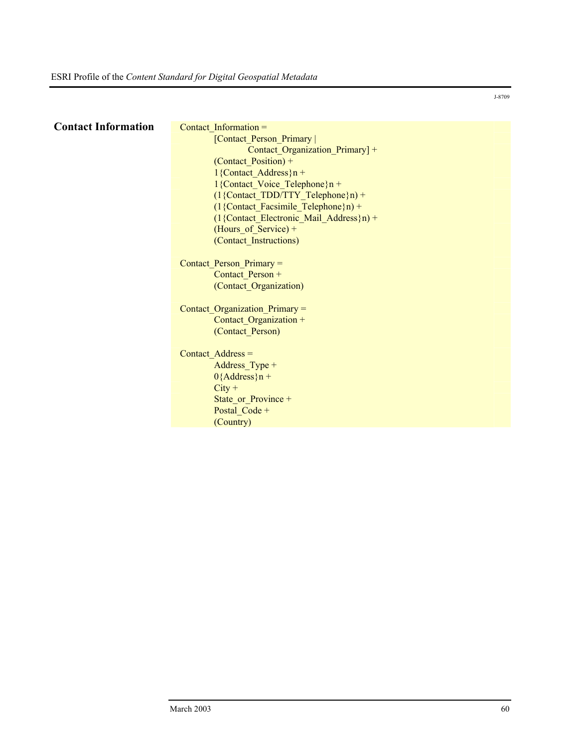## Contact Information

```
Contact_Information =
        [Contact_Person_Primary |
                Contact_Organization_Primary] +
        (Contact_Position) +
        1{Contact_Address}n +
        1{Contact_Voice_Telephone}n +
        (1{Contact_TDD/TTY_Telephone}n) +
        (1{Contact_Facsimile_Telephone}n) +
        (1{Contact_Electronic_Mail_Address}n) +
        (Hours_of_Service) +
        (Contact_Instructions)

Contact_Person_Primary =
        Contact_Person +
        (Contact_Organization)

Contact_Organization_Primary =
        Contact_Organization +
        (Contact_Person)

Contact_Address =
        Address_Type +
        0{Address}n +
        City +
        State_or_Province +
        Postal_Code +
        (Country)
```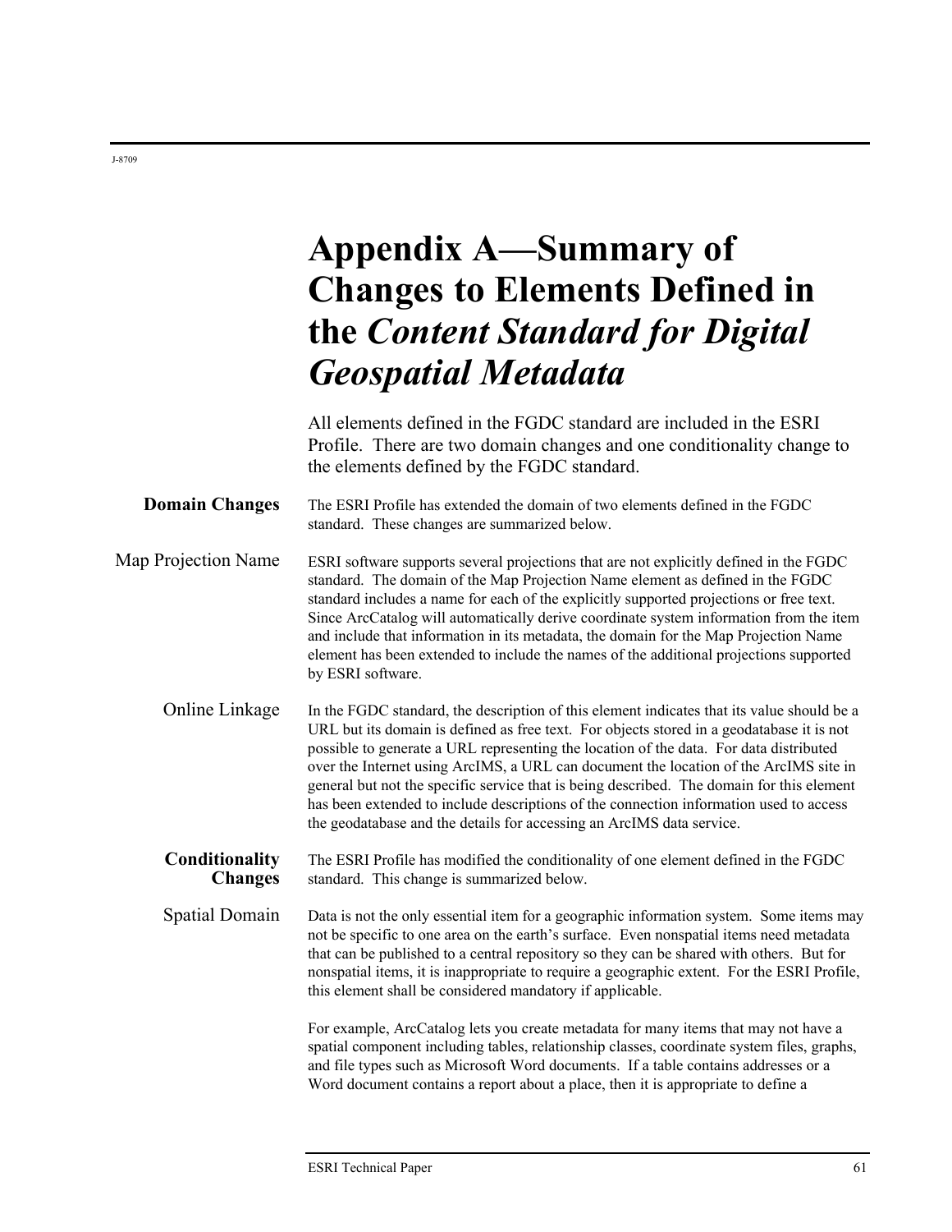# Appendix A—Summary of Changes to Elements Defined in the *Content Standard for Digital Geospatial Metadata*

All elements defined in the FGDC standard are included in the ESRI Profile. There are two domain changes and one conditionality change to the elements defined by the FGDC standard.

## Domain Changes

The ESRI Profile has extended the domain of two elements defined in the FGDC standard. These changes are summarized below.

### Map Projection Name

ESRI software supports several projections that are not explicitly defined in the FGDC standard. The domain of the Map Projection Name element as defined in the FGDC standard includes a name for each of the explicitly supported projections or free text. Since ArcCatalog will automatically derive coordinate system information from the item and include that information in its metadata, the domain for the Map Projection Name element has been extended to include the names of the additional projections supported by ESRI software.

### Online Linkage

In the FGDC standard, the description of this element indicates that its value should be a URL but its domain is defined as free text. For objects stored in a geodatabase it is not possible to generate a URL representing the location of the data. For data distributed over the Internet using ArcIMS, a URL can document the location of the ArcIMS site in general but not the specific service that is being described. The domain for this element has been extended to include descriptions of the connection information used to access the geodatabase and the details for accessing an ArcIMS data service.

## Conditionality Changes

The ESRI Profile has modified the conditionality of one element defined in the FGDC standard. This change is summarized below.

### Spatial Domain

Data is not the only essential item for a geographic information system. Some items may not be specific to one area on the earth's surface. Even nonspatial items need metadata that can be published to a central repository so they can be shared with others. But for nonspatial items, it is inappropriate to require a geographic extent. For the ESRI Profile, this element shall be considered mandatory if applicable.

For example, ArcCatalog lets you create metadata for many items that may not have a spatial component including tables, relationship classes, coordinate system files, graphs, and file types such as Microsoft Word documents. If a table contains addresses or a Word document contains a report about a place, then it is appropriate to define a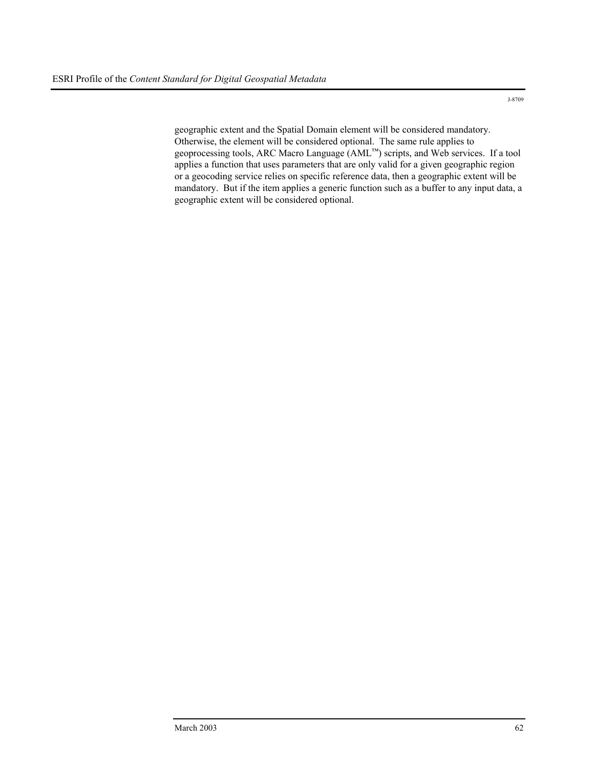geographic extent and the Spatial Domain element will be considered mandatory. Otherwise, the element will be considered optional. The same rule applies to geoprocessing tools, ARC Macro Language (AML™) scripts, and Web services. If a tool applies a function that uses parameters that are only valid for a given geographic region or a geocoding service relies on specific reference data, then a geographic extent will be mandatory. But if the item applies a generic function such as a buffer to any input data, a geographic extent will be considered optional.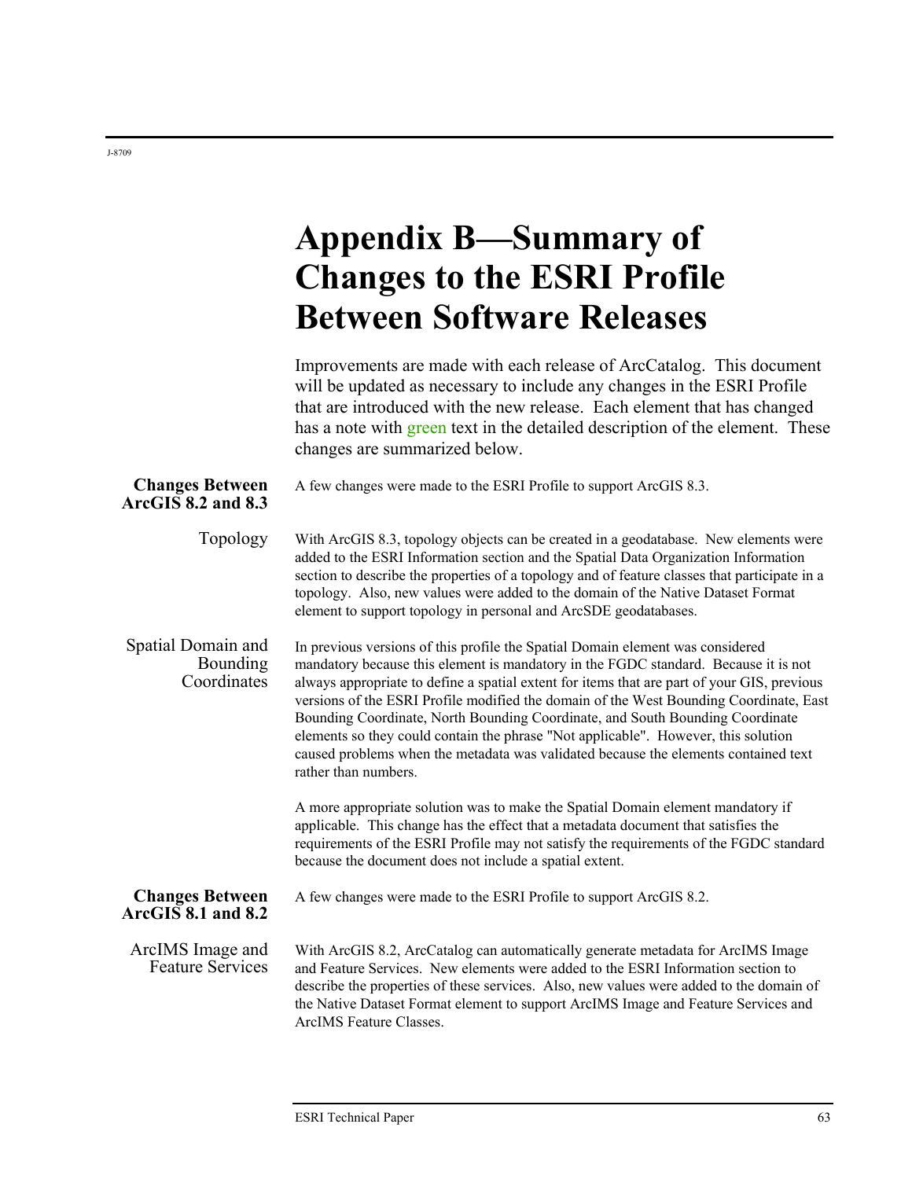# Appendix B—Summary of Changes to the ESRI Profile Between Software Releases

Improvements are made with each release of ArcCatalog. This document will be updated as necessary to include any changes in the ESRI Profile that are introduced with the new release. Each element that has changed has a note with green text in the detailed description of the element. These changes are summarized below.

## Changes Between ArcGIS 8.2 and 8.3

A few changes were made to the ESRI Profile to support ArcGIS 8.3.

### Topology

With ArcGIS 8.3, topology objects can be created in a geodatabase. New elements were added to the ESRI Information section and the Spatial Data Organization Information section to describe the properties of a topology and of feature classes that participate in a topology. Also, new values were added to the domain of the Native Dataset Format element to support topology in personal and ArcSDE geodatabases.

### Spatial Domain and Bounding Coordinates

In previous versions of this profile the Spatial Domain element was considered mandatory because this element is mandatory in the FGDC standard. Because it is not always appropriate to define a spatial extent for items that are part of your GIS, previous versions of the ESRI Profile modified the domain of the West Bounding Coordinate, East Bounding Coordinate, North Bounding Coordinate, and South Bounding Coordinate elements so they could contain the phrase "Not applicable". However, this solution caused problems when the metadata was validated because the elements contained text rather than numbers.

A more appropriate solution was to make the Spatial Domain element mandatory if applicable. This change has the effect that a metadata document that satisfies the requirements of the ESRI Profile may not satisfy the requirements of the FGDC standard because the document does not include a spatial extent.

## Changes Between ArcGIS 8.1 and 8.2

A few changes were made to the ESRI Profile to support ArcGIS 8.2.

### ArcIMS Image and Feature Services

With ArcGIS 8.2, ArcCatalog can automatically generate metadata for ArcIMS Image and Feature Services. New elements were added to the ESRI Information section to describe the properties of these services. Also, new values were added to the domain of the Native Dataset Format element to support ArcIMS Image and Feature Services and ArcIMS Feature Classes.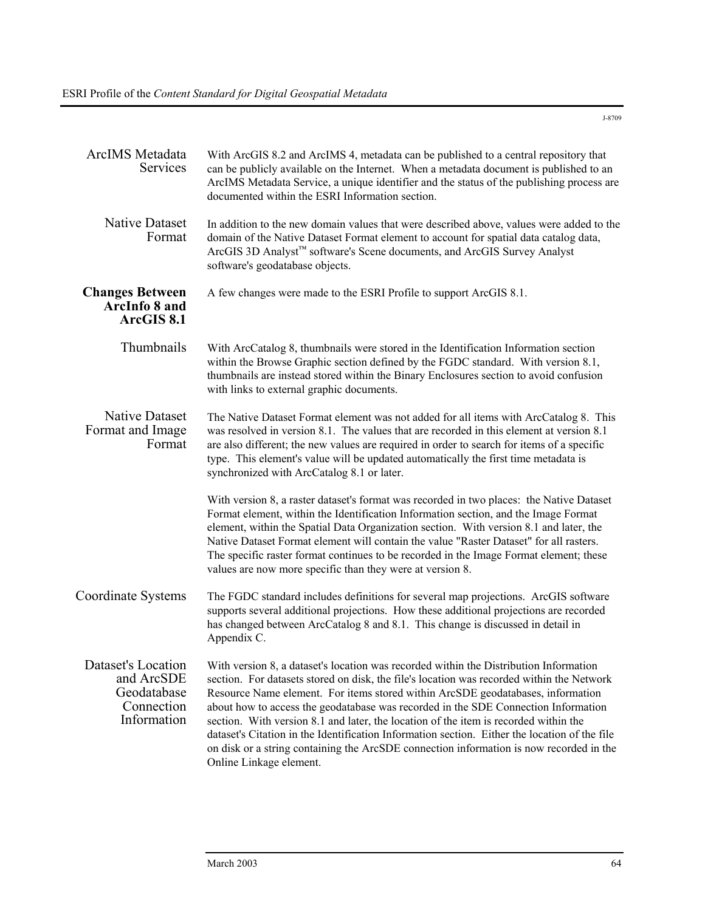#### ArcIMS Metadata Services

With ArcGIS 8.2 and ArcIMS 4, metadata can be published to a central repository that can be publicly available on the Internet. When a metadata document is published to an ArcIMS Metadata Service, a unique identifier and the status of the publishing process are documented within the ESRI Information section.

#### Native Dataset Format

In addition to the new domain values that were described above, values were added to the domain of the Native Dataset Format element to account for spatial data catalog data, ArcGIS 3D Analyst™ software's Scene documents, and ArcGIS Survey Analyst software's geodatabase objects.

### Changes Between ArcInfo 8 and ArcGIS 8.1

A few changes were made to the ESRI Profile to support ArcGIS 8.1.

#### Thumbnails

With ArcCatalog 8, thumbnails were stored in the Identification Information section within the Browse Graphic section defined by the FGDC standard. With version 8.1, thumbnails are instead stored within the Binary Enclosures section to avoid confusion with links to external graphic documents.

#### Native Dataset Format and Image Format

The Native Dataset Format element was not added for all items with ArcCatalog 8. This was resolved in version 8.1. The values that are recorded in this element at version 8.1 are also different; the new values are required in order to search for items of a specific type. This element's value will be updated automatically the first time metadata is synchronized with ArcCatalog 8.1 or later.

With version 8, a raster dataset's format was recorded in two places: the Native Dataset Format element, within the Identification Information section, and the Image Format element, within the Spatial Data Organization section. With version 8.1 and later, the Native Dataset Format element will contain the value "Raster Dataset" for all rasters. The specific raster format continues to be recorded in the Image Format element; these values are now more specific than they were at version 8.

#### Coordinate Systems

The FGDC standard includes definitions for several map projections. ArcGIS software supports several additional projections. How these additional projections are recorded has changed between ArcCatalog 8 and 8.1. This change is discussed in detail in Appendix C.

#### Dataset's Location and ArcSDE Geodatabase Connection Information

With version 8, a dataset's location was recorded within the Distribution Information section. For datasets stored on disk, the file's location was recorded within the Network Resource Name element. For items stored within ArcSDE geodatabases, information about how to access the geodatabase was recorded in the SDE Connection Information section. With version 8.1 and later, the location of the item is recorded within the dataset's Citation in the Identification Information section. Either the location of the file on disk or a string containing the ArcSDE connection information is now recorded in the Online Linkage element.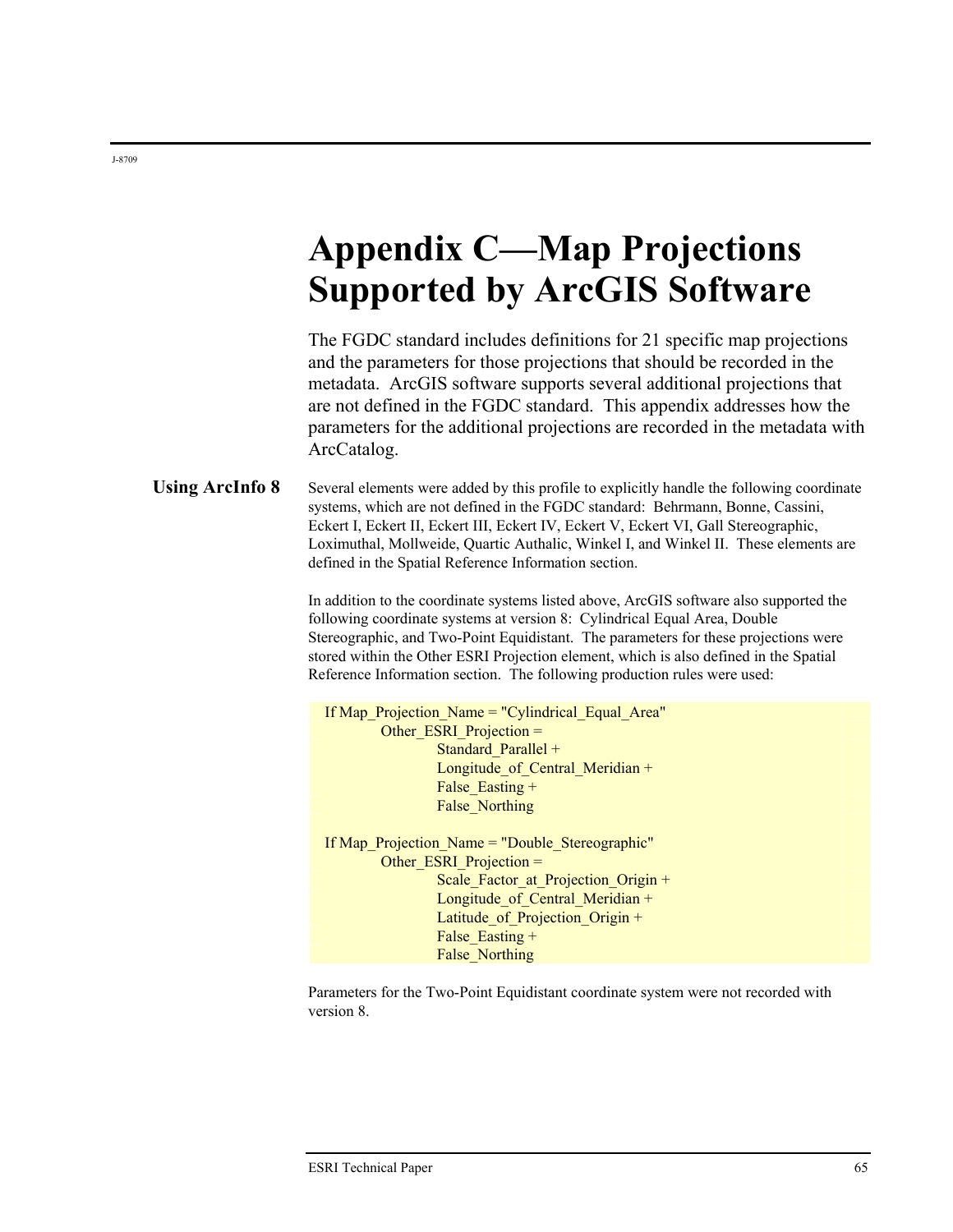# Appendix C—Map Projections Supported by ArcGIS Software

The FGDC standard includes definitions for 21 specific map projections and the parameters for those projections that should be recorded in the metadata. ArcGIS software supports several additional projections that are not defined in the FGDC standard. This appendix addresses how the parameters for the additional projections are recorded in the metadata with ArcCatalog.

## Using ArcInfo 8

Several elements were added by this profile to explicitly handle the following coordinate systems, which are not defined in the FGDC standard: Behrmann, Bonne, Cassini, Eckert I, Eckert II, Eckert III, Eckert IV, Eckert V, Eckert VI, Gall Stereographic, Loximuthal, Mollweide, Quartic Authalic, Winkel I, and Winkel II. These elements are defined in the Spatial Reference Information section.

In addition to the coordinate systems listed above, ArcGIS software also supported the following coordinate systems at version 8: Cylindrical Equal Area, Double Stereographic, and Two-Point Equidistant. The parameters for these projections were stored within the Other ESRI Projection element, which is also defined in the Spatial Reference Information section. The following production rules were used:

```
If Map_Projection_Name = "Cylindrical_Equal_Area"
        Other_ESRI_Projection =
                Standard_Parallel +
                Longitude_of_Central_Meridian +
                False_Easting +
                False_Northing

If Map_Projection_Name = "Double_Stereographic"
        Other_ESRI_Projection =
                Scale_Factor_at_Projection_Origin +
                Longitude_of_Central_Meridian +
                Latitude_of_Projection_Origin +
                False_Easting +
                False_Northing
```

Parameters for the Two-Point Equidistant coordinate system were not recorded with version 8.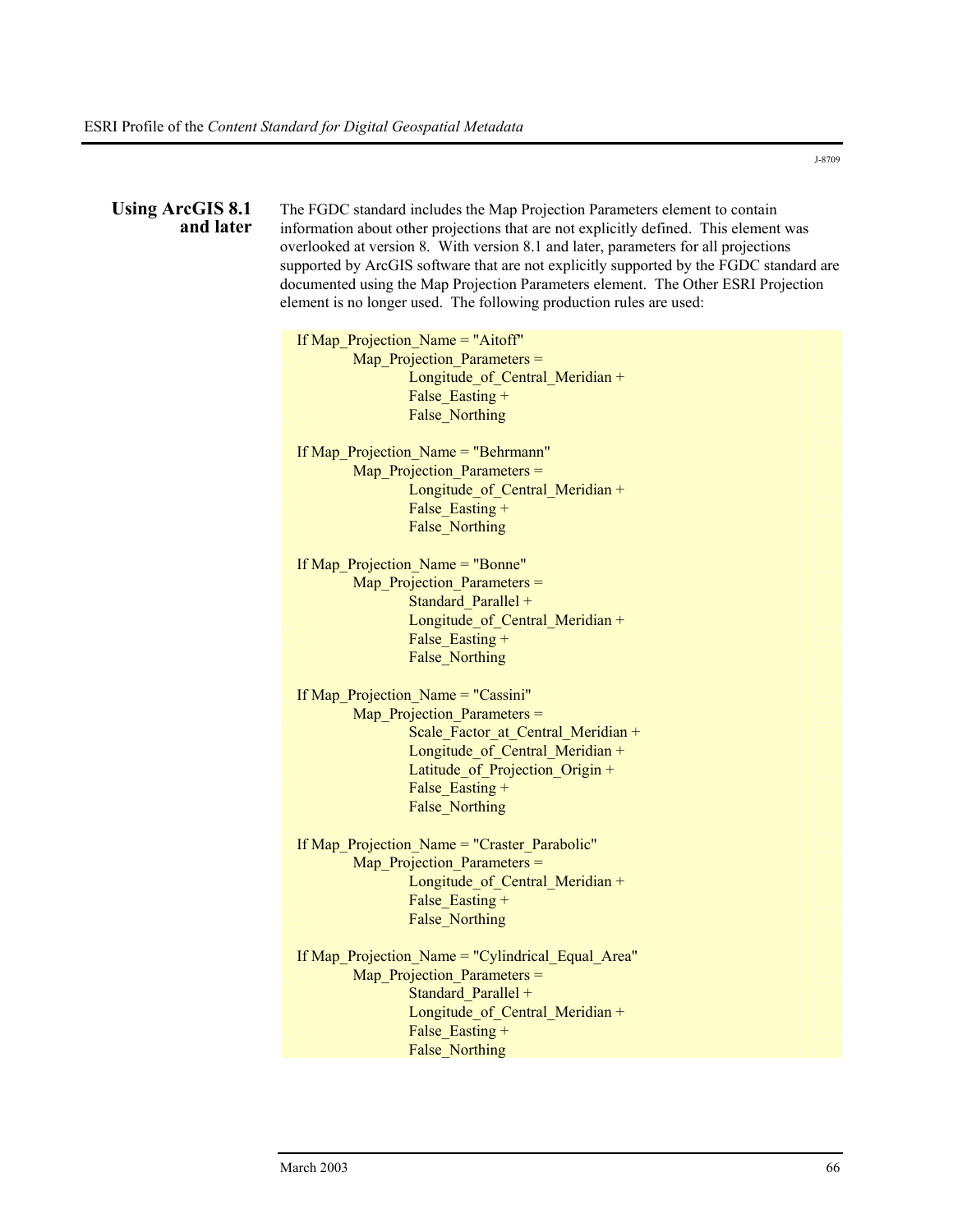## Using ArcGIS 8.1 and later

The FGDC standard includes the Map Projection Parameters element to contain information about other projections that are not explicitly defined. This element was overlooked at version 8. With version 8.1 and later, parameters for all projections supported by ArcGIS software that are not explicitly supported by the FGDC standard are documented using the Map Projection Parameters element. The Other ESRI Projection element is no longer used. The following production rules are used:

```
If Map_Projection_Name = "Aitoff"
        Map_Projection_Parameters =
                Longitude_of_Central_Meridian +
                False_Easting +
                False_Northing

If Map_Projection_Name = "Behrmann"
        Map_Projection_Parameters =
                Longitude_of_Central_Meridian +
                False_Easting +
                False_Northing

If Map_Projection_Name = "Bonne"
        Map_Projection_Parameters =
                Standard_Parallel +
                Longitude_of_Central_Meridian +
                False_Easting +
                False_Northing

If Map_Projection_Name = "Cassini"
        Map_Projection_Parameters =
                Scale_Factor_at_Central_Meridian +
                Longitude_of_Central_Meridian +
                Latitude_of_Projection_Origin +
                False_Easting +
                False_Northing

If Map_Projection_Name = "Craster_Parabolic"
        Map_Projection_Parameters =
                Longitude_of_Central_Meridian +
                False_Easting +
                False_Northing

If Map_Projection_Name = "Cylindrical_Equal_Area"
        Map_Projection_Parameters =
                Standard_Parallel +
                Longitude_of_Central_Meridian +
                False_Easting +
                False_Northing
```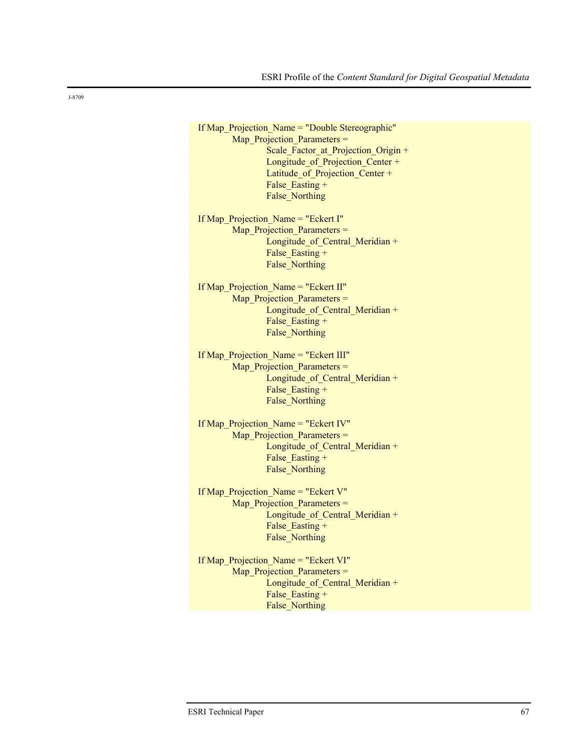J-8709

```
If Map_Projection_Name = "Double Stereographic"
        Map_Projection_Parameters =
                Scale_Factor_at_Projection_Origin +
                Longitude_of_Projection_Center +
                Latitude_of_Projection_Center +
                False_Easting +
                False_Northing

If Map_Projection_Name = "Eckert I"
        Map_Projection_Parameters =
                Longitude_of_Central_Meridian +
                False_Easting +
                False_Northing

If Map_Projection_Name = "Eckert II"
        Map_Projection_Parameters =
                Longitude_of_Central_Meridian +
                False_Easting +
                False_Northing

If Map_Projection_Name = "Eckert III"
        Map_Projection_Parameters =
                Longitude_of_Central_Meridian +
                False_Easting +
                False_Northing

If Map_Projection_Name = "Eckert IV"
        Map_Projection_Parameters =
                Longitude_of_Central_Meridian +
                False_Easting +
                False_Northing

If Map_Projection_Name = "Eckert V"
        Map_Projection_Parameters =
                Longitude_of_Central_Meridian +
                False_Easting +
                False_Northing

If Map_Projection_Name = "Eckert VI"
        Map_Projection_Parameters =
                Longitude_of_Central_Meridian +
                False_Easting +
                False_Northing
```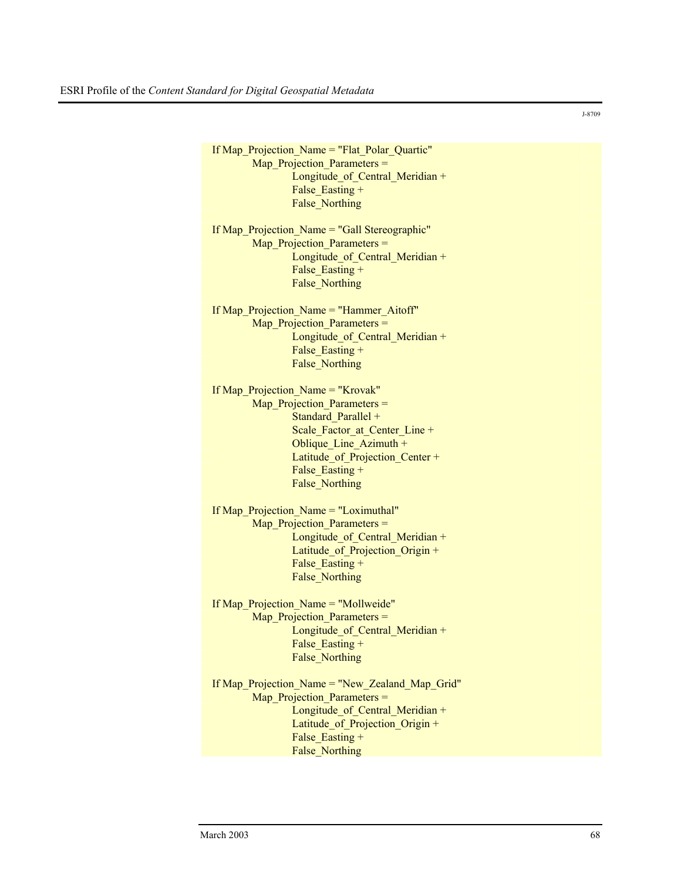```
If Map_Projection_Name = "Flat_Polar_Quartic"
        Map_Projection_Parameters =
                Longitude_of_Central_Meridian +
                False_Easting +
                False_Northing

If Map_Projection_Name = "Gall Stereographic"
        Map_Projection_Parameters =
                Longitude_of_Central_Meridian +
                False_Easting +
                False_Northing

If Map_Projection_Name = "Hammer_Aitoff"
        Map_Projection_Parameters =
                Longitude_of_Central_Meridian +
                False_Easting +
                False_Northing

If Map_Projection_Name = "Krovak"
        Map_Projection_Parameters =
                Standard_Parallel +
                Scale_Factor_at_Center_Line +
                Oblique_Line_Azimuth +
                Latitude_of_Projection_Center +
                False_Easting +
                False_Northing

If Map_Projection_Name = "Loximuthal"
        Map_Projection_Parameters =
                Longitude_of_Central_Meridian +
                Latitude_of_Projection_Origin +
                False_Easting +
                False_Northing

If Map_Projection_Name = "Mollweide"
        Map_Projection_Parameters =
                Longitude_of_Central_Meridian +
                False_Easting +
                False_Northing

If Map_Projection_Name = "New_Zealand_Map_Grid"
        Map_Projection_Parameters =
                Longitude_of_Central_Meridian +
                Latitude_of_Projection_Origin +
                False_Easting +
                False_Northing
```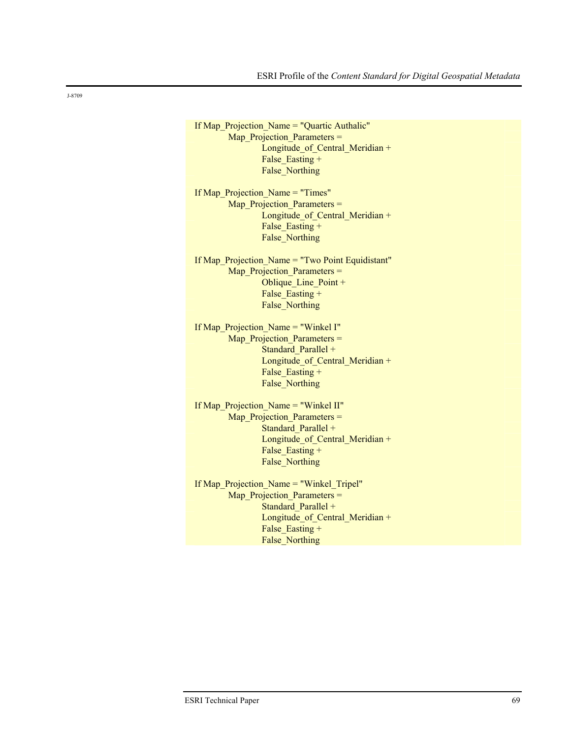J-8709

```
If Map_Projection_Name = "Quartic Authalic"
        Map_Projection_Parameters =
                Longitude_of_Central_Meridian +
                False_Easting +
                False_Northing

If Map_Projection_Name = "Times"
        Map_Projection_Parameters =
                Longitude_of_Central_Meridian +
                False_Easting +
                False_Northing

If Map_Projection_Name = "Two Point Equidistant"
        Map_Projection_Parameters =
                Oblique_Line_Point +
                False_Easting +
                False_Northing

If Map_Projection_Name = "Winkel I"
        Map_Projection_Parameters =
                Standard_Parallel +
                Longitude_of_Central_Meridian +
                False_Easting +
                False_Northing

If Map_Projection_Name = "Winkel II"
        Map_Projection_Parameters =
                Standard_Parallel +
                Longitude_of_Central_Meridian +
                False_Easting +
                False_Northing

If Map_Projection_Name = "Winkel_Tripel"
        Map_Projection_Parameters =
                Standard_Parallel +
                Longitude_of_Central_Meridian +
                False_Easting +
                False_Northing
```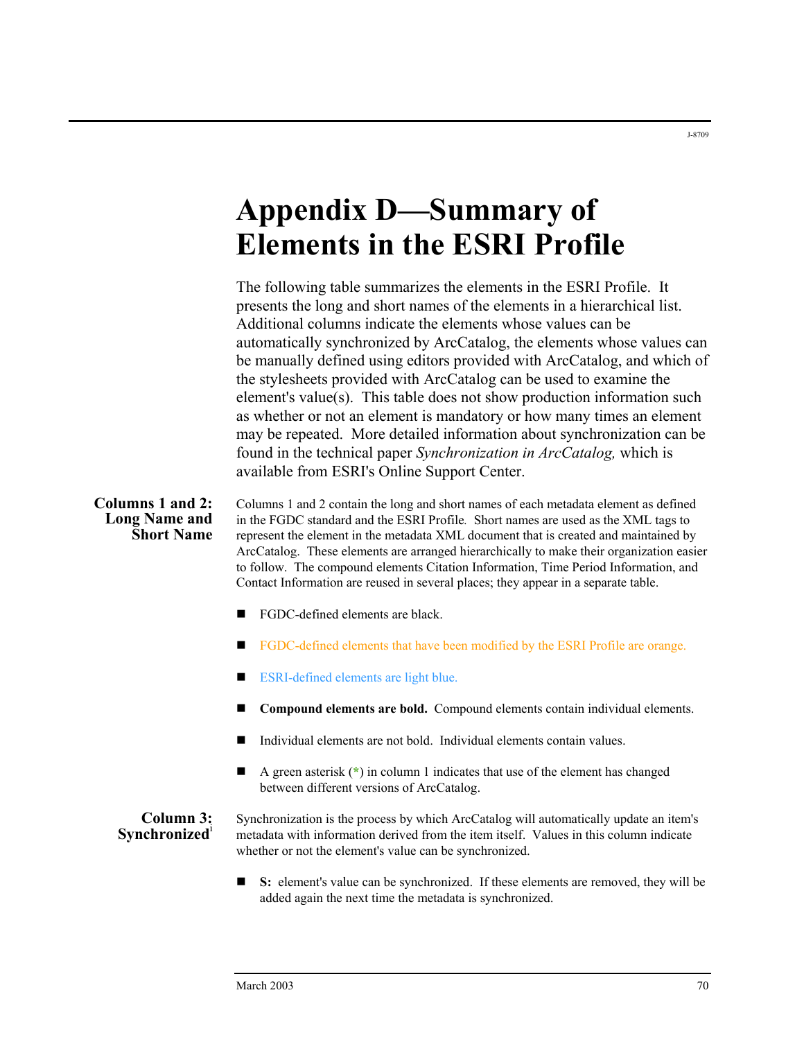# Appendix D—Summary of Elements in the ESRI Profile

The following table summarizes the elements in the ESRI Profile. It presents the long and short names of the elements in a hierarchical list. Additional columns indicate the elements whose values can be automatically synchronized by ArcCatalog, the elements whose values can be manually defined using editors provided with ArcCatalog, and which of the stylesheets provided with ArcCatalog can be used to examine the element's value(s). This table does not show production information such as whether or not an element is mandatory or how many times an element may be repeated. More detailed information about synchronization can be found in the technical paper *Synchronization in ArcCatalog,* which is available from ESRI's Online Support Center.

### Columns 1 and 2: Long Name and Short Name

Columns 1 and 2 contain the long and short names of each metadata element as defined in the FGDC standard and the ESRI Profile. Short names are used as the XML tags to represent the element in the metadata XML document that is created and maintained by ArcCatalog. These elements are arranged hierarchically to make their organization easier to follow. The compound elements Citation Information, Time Period Information, and Contact Information are reused in several places; they appear in a separate table.

- FGDC-defined elements are black.
- FGDC-defined elements that have been modified by the ESRI Profile are orange.
- ESRI-defined elements are light blue.
- **Compound elements are bold.** Compound elements contain individual elements.
- Individual elements are not bold. Individual elements contain values.
- A green asterisk (*) in column 1 indicates that use of the element has changed between different versions of ArcCatalog.

### Column 3: Synchronized[1]

Synchronization is the process by which ArcCatalog will automatically update an item's metadata with information derived from the item itself. Values in this column indicate whether or not the element's value can be synchronized.

- **S:** element's value can be synchronized. If these elements are removed, they will be added again the next time the metadata is synchronized.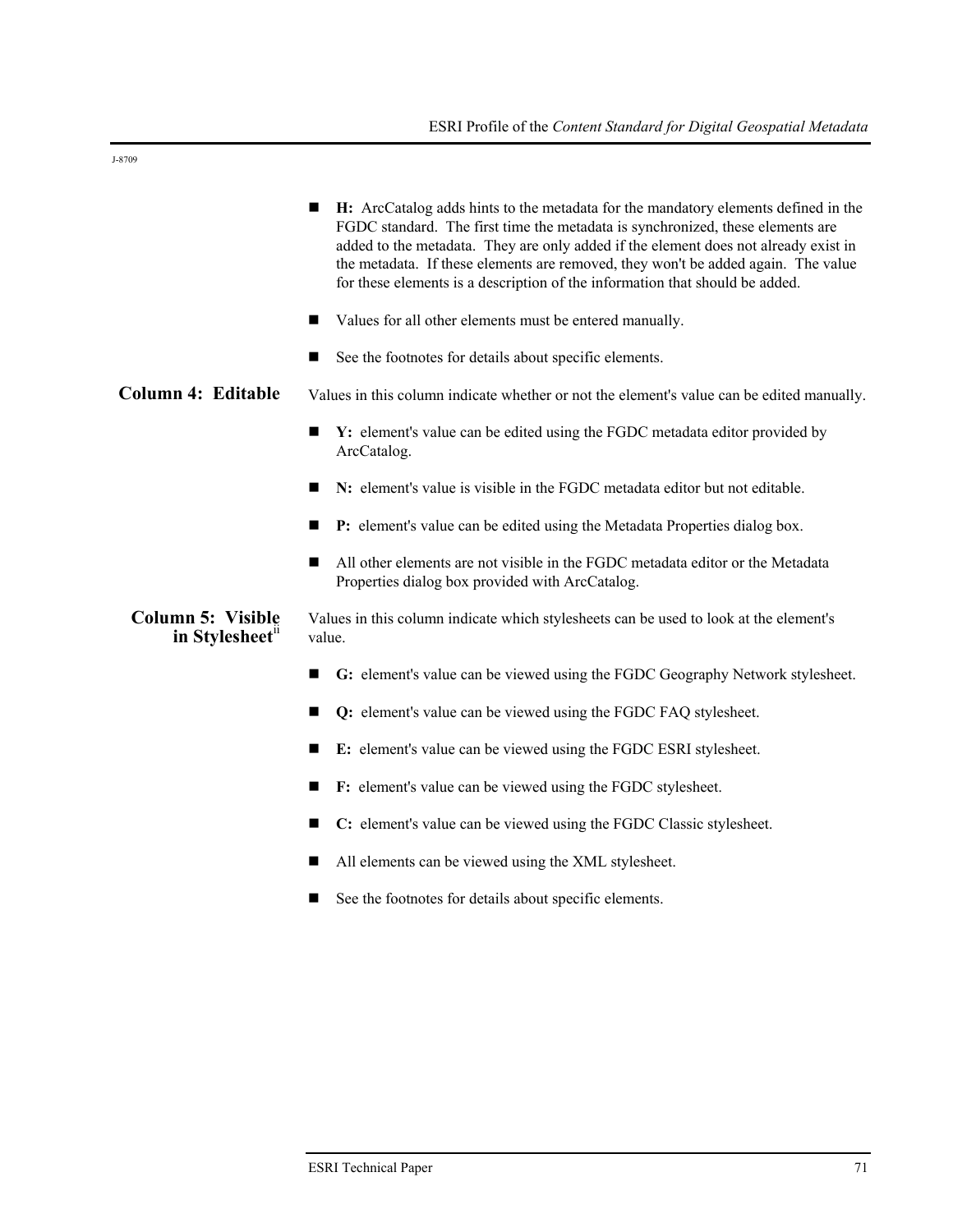- **H:** ArcCatalog adds hints to the metadata for the mandatory elements defined in the FGDC standard. The first time the metadata is synchronized, these elements are added to the metadata. They are only added if the element does not already exist in the metadata. If these elements are removed, they won't be added again. The value for these elements is a description of the information that should be added.
- Values for all other elements must be entered manually.
- See the footnotes for details about specific elements.

### Column 4: Editable

Values in this column indicate whether or not the element's value can be edited manually.

- **Y:** element's value can be edited using the FGDC metadata editor provided by ArcCatalog.
- **N:** element's value is visible in the FGDC metadata editor but not editable.
- **P:** element's value can be edited using the Metadata Properties dialog box.
- All other elements are not visible in the FGDC metadata editor or the Metadata Properties dialog box provided with ArcCatalog.

### Column 5: Visible in Stylesheet[ii]

Values in this column indicate which stylesheets can be used to look at the element's value.

- **G:** element's value can be viewed using the FGDC Geography Network stylesheet.
- **Q:** element's value can be viewed using the FGDC FAQ stylesheet.
- **E:** element's value can be viewed using the FGDC ESRI stylesheet.
- **F:** element's value can be viewed using the FGDC stylesheet.
- **C:** element's value can be viewed using the FGDC Classic stylesheet.
- All elements can be viewed using the XML stylesheet.
- See the footnotes for details about specific elements.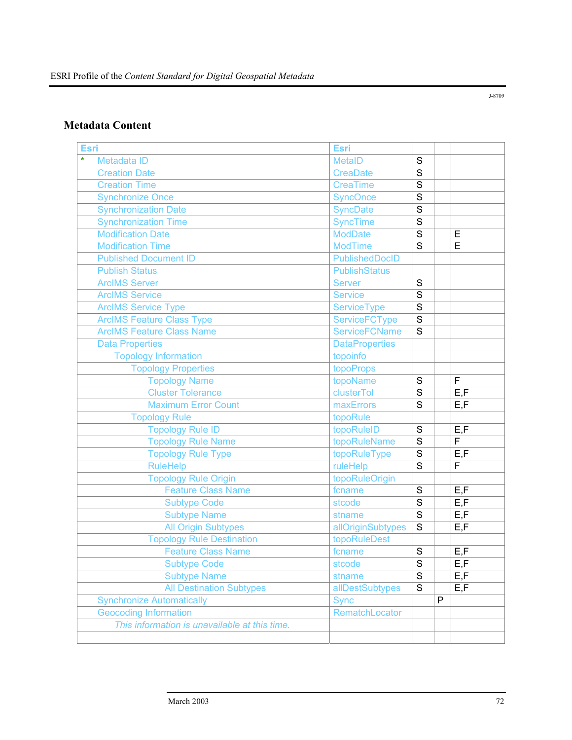## Metadata Content

| Esri | Esri | | | |
|---|---|---|---|---|
| * Metadata ID | MetaID | S | | |
| Creation Date | CreaDate | S | | |
| Creation Time | CreaTime | S | | |
| Synchronize Once | SyncOnce | S | | |
| Synchronization Date | SyncDate | S | | |
| Synchronization Time | SyncTime | S | | |
| Modification Date | ModDate | S | | E |
| Modification Time | ModTime | S | | E |
| Published Document ID | PublishedDocID | | | |
| Publish Status | PublishStatus | | | |
| ArcIMS Server | Server | S | | |
| ArcIMS Service | Service | S | | |
| ArcIMS Service Type | ServiceType | S | | |
| ArcIMS Feature Class Type | ServiceFCType | S | | |
| ArcIMS Feature Class Name | ServiceFCName | S | | |
| Data Properties | DataProperties | | | |
| Topology Information | topoinfo | | | |
| Topology Properties | topoProps | | | |
| Topology Name | topoName | S | | F |
| Cluster Tolerance | clusterTol | S | | E,F |
| Maximum Error Count | maxErrors | S | | E,F |
| Topology Rule | topoRule | | | |
| Topology Rule ID | topoRuleID | S | | E,F |
| Topology Rule Name | topoRuleName | S | | F |
| Topology Rule Type | topoRuleType | S | | E,F |
| RuleHelp | ruleHelp | S | | F |
| Topology Rule Origin | topoRuleOrigin | | | |
| Feature Class Name | fcname | S | | E,F |
| Subtype Code | stcode | S | | E,F |
| Subtype Name | stname | S | | E,F |
| All Origin Subtypes | allOriginSubtypes | S | | E,F |
| Topology Rule Destination | topoRuleDest | | | |
| Feature Class Name | fcname | S | | E,F |
| Subtype Code | stcode | S | | E,F |
| Subtype Name | stname | S | | E,F |
| All Destination Subtypes | allDestSubtypes | S | | E,F |
| Synchronize Automatically | Sync | | P | |
| Geocoding Information | RematchLocator | | | |
| *This information is unavailable at this time.* | | | | |
| | | | | |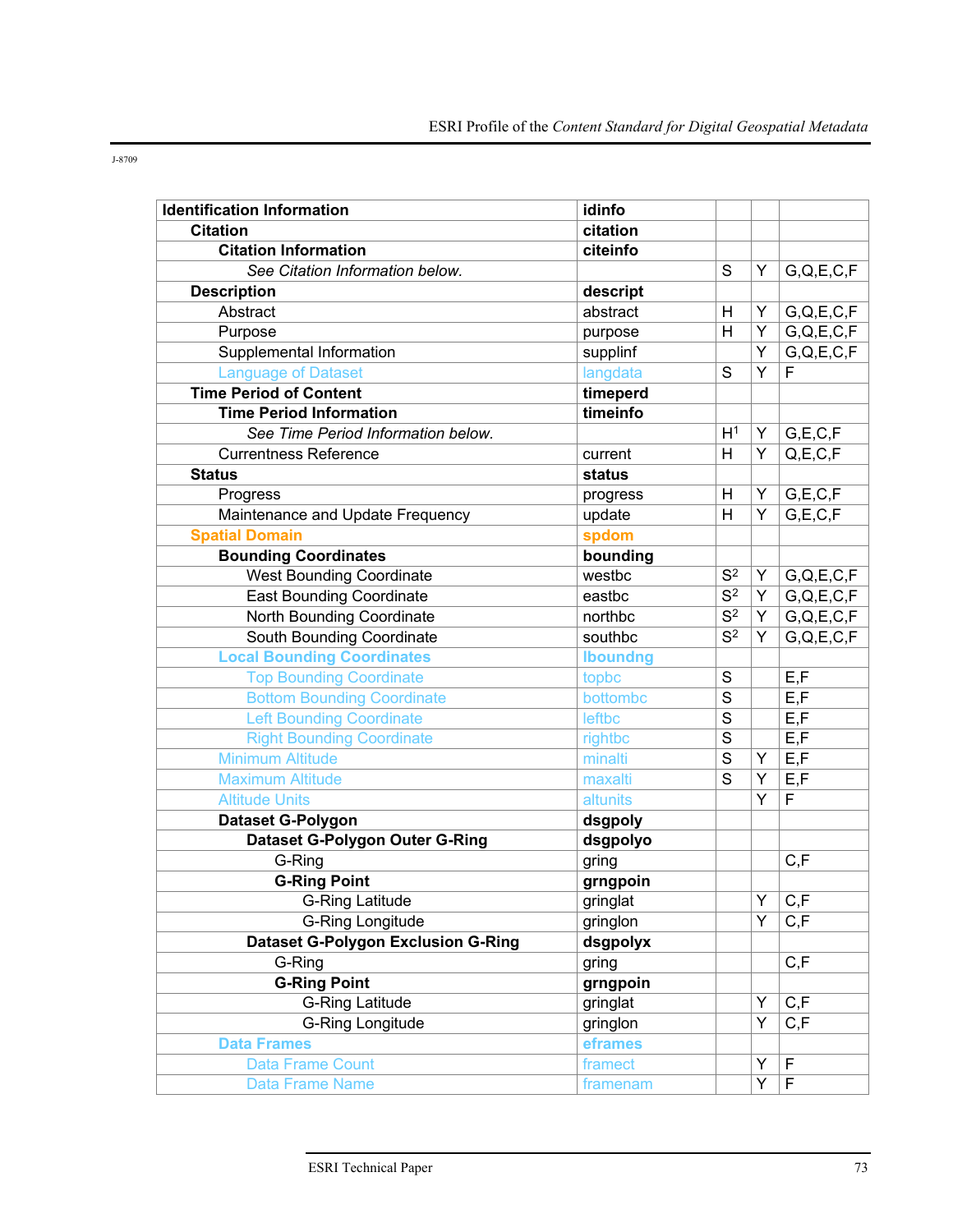J-8709

| Identification Information | idinfo | | | |
|---|---|---|---|---|
| Citation | citation | | | |
| Citation Information | citeinfo | | | |
| *See Citation Information below.* | | S | Y | G,Q,E,C,F |
| Description | descript | | | |
| Abstract | abstract | H | Y | G,Q,E,C,F |
| Purpose | purpose | H | Y | G,Q,E,C,F |
| Supplemental Information | supplinf | | Y | G,Q,E,C,F |
| Language of Dataset | langdata | S | Y | F |
| Time Period of Content | timeperd | | | |
| Time Period Information | timeinfo | | | |
| *See Time Period Information below.* | | H[1] | Y | G,E,C,F |
| Currentness Reference | current | H | Y | Q,E,C,F |
| Status | status | | | |
| Progress | progress | H | Y | G,E,C,F |
| Maintenance and Update Frequency | update | H | Y | G,E,C,F |
| Spatial Domain | spdom | | | |
| Bounding Coordinates | bounding | | | |
| West Bounding Coordinate | westbc | S[2] | Y | G,Q,E,C,F |
| East Bounding Coordinate | eastbc | S[2] | Y | G,Q,E,C,F |
| North Bounding Coordinate | northbc | S[2] | Y | G,Q,E,C,F |
| South Bounding Coordinate | southbc | S[2] | Y | G,Q,E,C,F |
| Local Bounding Coordinates | lboundng | | | |
| Top Bounding Coordinate | topbc | S | | E,F |
| Bottom Bounding Coordinate | bottombc | S | | E,F |
| Left Bounding Coordinate | leftbc | S | | E,F |
| Right Bounding Coordinate | rightbc | S | | E,F |
| Minimum Altitude | minalti | S | Y | E,F |
| Maximum Altitude | maxalti | S | Y | E,F |
| Altitude Units | altunits | | Y | F |
| Dataset G-Polygon | dsgpoly | | | |
| Dataset G-Polygon Outer G-Ring | dsgpolyo | | | |
| G-Ring | gring | | | C,F |
| G-Ring Point | grngpoin | | | |
| G-Ring Latitude | gringlat | | Y | C,F |
| G-Ring Longitude | gringlon | | Y | C,F |
| Dataset G-Polygon Exclusion G-Ring | dsgpolyx | | | |
| G-Ring | gring | | | C,F |
| G-Ring Point | grngpoin | | | |
| G-Ring Latitude | gringlat | | Y | C,F |
| G-Ring Longitude | gringlon | | Y | C,F |
| Data Frames | eframes | | | |
| Data Frame Count | framect | | Y | F |
| Data Frame Name | framenam | | Y | F |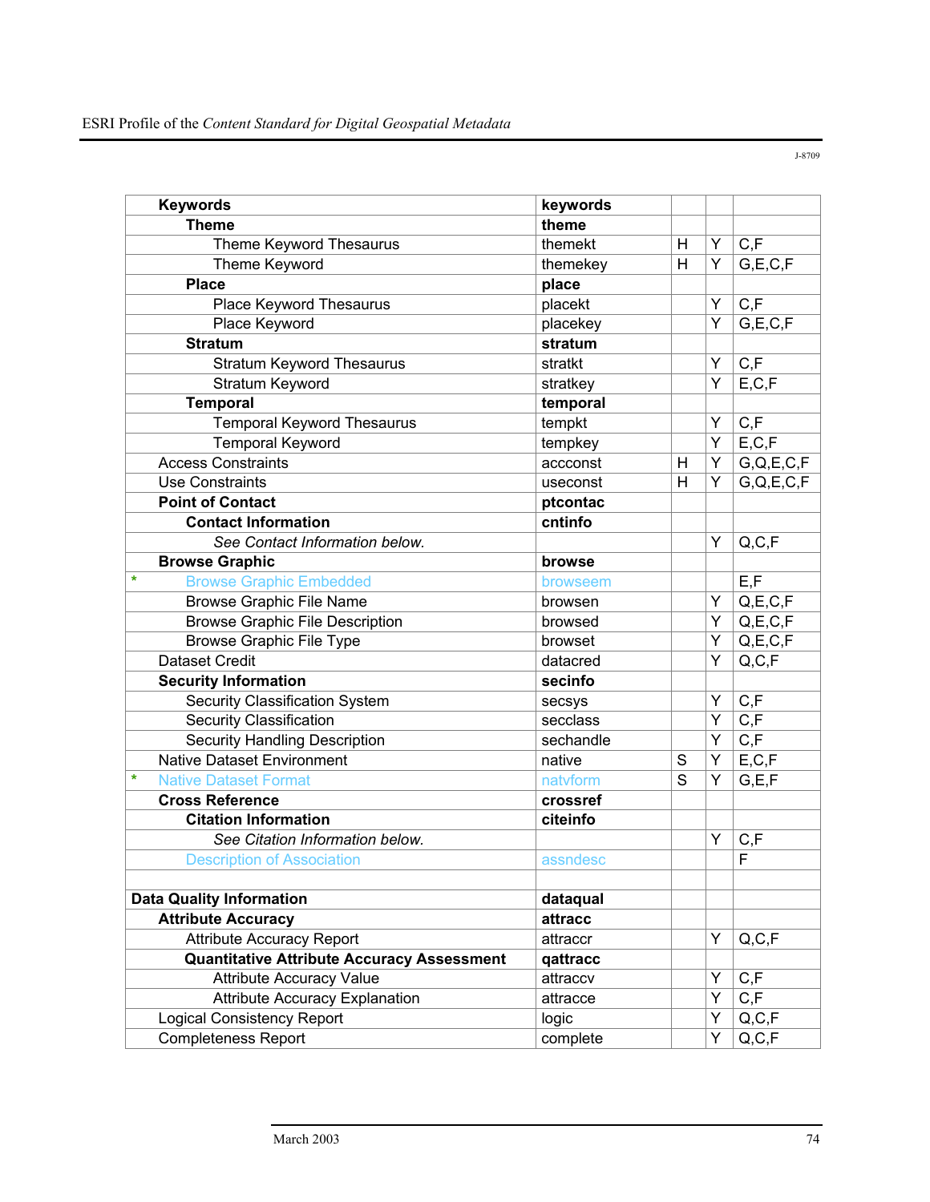J-8709

| | | | | | |
|---|---|---|---|---|---|
| | **Keywords** | **keywords** | | | |
| | **Theme** | **theme** | | | |
| | Theme Keyword Thesaurus | themekt | H | Y | C,F |
| | Theme Keyword | themekey | H | Y | G,E,C,F |
| | **Place** | **place** | | | |
| | Place Keyword Thesaurus | placekt | | Y | C,F |
| | Place Keyword | placekey | | Y | G,E,C,F |
| | **Stratum** | **stratum** | | | |
| | Stratum Keyword Thesaurus | stratkt | | Y | C,F |
| | Stratum Keyword | stratkey | | Y | E,C,F |
| | **Temporal** | **temporal** | | | |
| | Temporal Keyword Thesaurus | tempkt | | Y | C,F |
| | Temporal Keyword | tempkey | | Y | E,C,F |
| | Access Constraints | accconst | H | Y | G,Q,E,C,F |
| | Use Constraints | useconst | H | Y | G,Q,E,C,F |
| | **Point of Contact** | **ptcontac** | | | |
| | **Contact Information** | **cntinfo** | | | |
| | *See Contact Information below.* | | | Y | Q,C,F |
| | **Browse Graphic** | **browse** | | | |
| * | Browse Graphic Embedded | browseem | | | E,F |
| | Browse Graphic File Name | browsen | | Y | Q,E,C,F |
| | Browse Graphic File Description | browsed | | Y | Q,E,C,F |
| | Browse Graphic File Type | browset | | Y | Q,E,C,F |
| | Dataset Credit | datacred | | Y | Q,C,F |
| | **Security Information** | **secinfo** | | | |
| | Security Classification System | secsys | | Y | C,F |
| | Security Classification | secclass | | Y | C,F |
| | Security Handling Description | sechandle | | Y | C,F |
| | Native Dataset Environment | native | S | Y | E,C,F |
| * | Native Dataset Format | natvform | S | Y | G,E,F |
| | **Cross Reference** | **crossref** | | | |
| | **Citation Information** | **citeinfo** | | | |
| | *See Citation Information below.* | | | Y | C,F |
| | Description of Association | assndesc | | | F |
| | | | | | |
| | **Data Quality Information** | **dataqual** | | | |
| | **Attribute Accuracy** | **attracc** | | | |
| | Attribute Accuracy Report | attraccr | | Y | Q,C,F |
| | **Quantitative Attribute Accuracy Assessment** | **qattracc** | | | |
| | Attribute Accuracy Value | attraccv | | Y | C,F |
| | Attribute Accuracy Explanation | attracce | | Y | C,F |
| | Logical Consistency Report | logic | | Y | Q,C,F |
| | Completeness Report | complete | | Y | Q,C,F |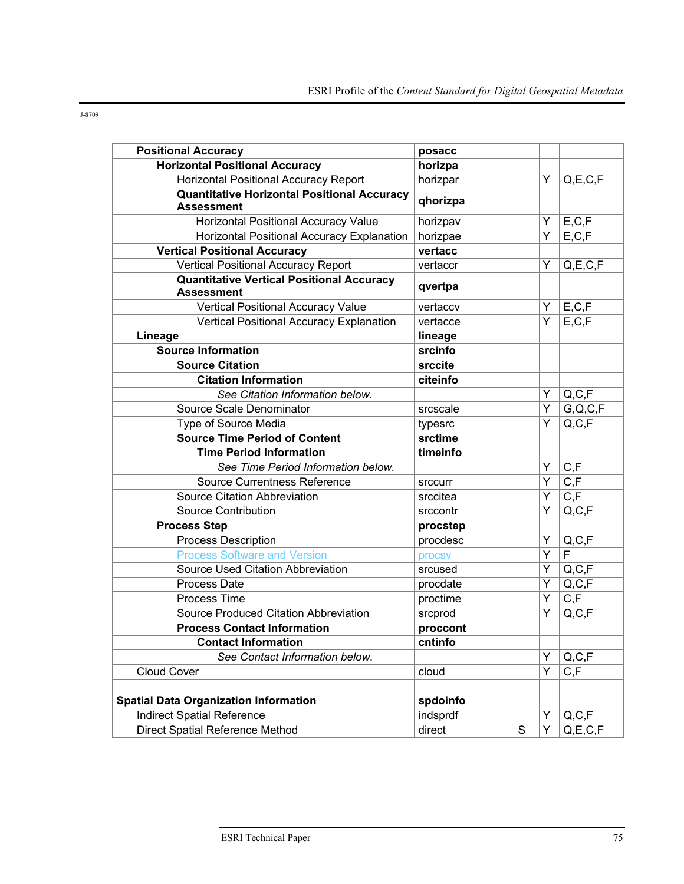J-8709

| | | | | |
|---|---|---|---|---|
| **Positional Accuracy** | **posacc** | | | |
| **Horizontal Positional Accuracy** | **horizpa** | | | |
| Horizontal Positional Accuracy Report | horizpar | | Y | Q,E,C,F |
| **Quantitative Horizontal Positional Accuracy Assessment** | **qhorizpa** | | | |
| Horizontal Positional Accuracy Value | horizpav | | Y | E,C,F |
| Horizontal Positional Accuracy Explanation | horizpae | | Y | E,C,F |
| **Vertical Positional Accuracy** | **vertacc** | | | |
| Vertical Positional Accuracy Report | vertaccr | | Y | Q,E,C,F |
| **Quantitative Vertical Positional Accuracy Assessment** | **qvertpa** | | | |
| Vertical Positional Accuracy Value | vertaccv | | Y | E,C,F |
| Vertical Positional Accuracy Explanation | vertacce | | Y | E,C,F |
| **Lineage** | **lineage** | | | |
| **Source Information** | **srcinfo** | | | |
| **Source Citation** | **srccite** | | | |
| **Citation Information** | **citeinfo** | | | |
| *See Citation Information below.* | | | Y | Q,C,F |
| Source Scale Denominator | srcscale | | Y | G,Q,C,F |
| Type of Source Media | typesrc | | Y | Q,C,F |
| **Source Time Period of Content** | **srctime** | | | |
| **Time Period Information** | **timeinfo** | | | |
| *See Time Period Information below.* | | | Y | C,F |
| Source Currentness Reference | srccurr | | Y | C,F |
| Source Citation Abbreviation | srccitea | | Y | C,F |
| Source Contribution | srccontr | | Y | Q,C,F |
| **Process Step** | **procstep** | | | |
| Process Description | procdesc | | Y | Q,C,F |
| Process Software and Version | procsv | | Y | F |
| Source Used Citation Abbreviation | srcused | | Y | Q,C,F |
| Process Date | procdate | | Y | Q,C,F |
| Process Time | proctime | | Y | C,F |
| Source Produced Citation Abbreviation | srcprod | | Y | Q,C,F |
| **Process Contact Information** | **proccont** | | | |
| **Contact Information** | **cntinfo** | | | |
| *See Contact Information below.* | | | Y | Q,C,F |
| Cloud Cover | cloud | | Y | C,F |
| | | | | |
| **Spatial Data Organization Information** | **spdoinfo** | | | |
| Indirect Spatial Reference | indsprdf | | Y | Q,C,F |
| Direct Spatial Reference Method | direct | S | Y | Q,E,C,F |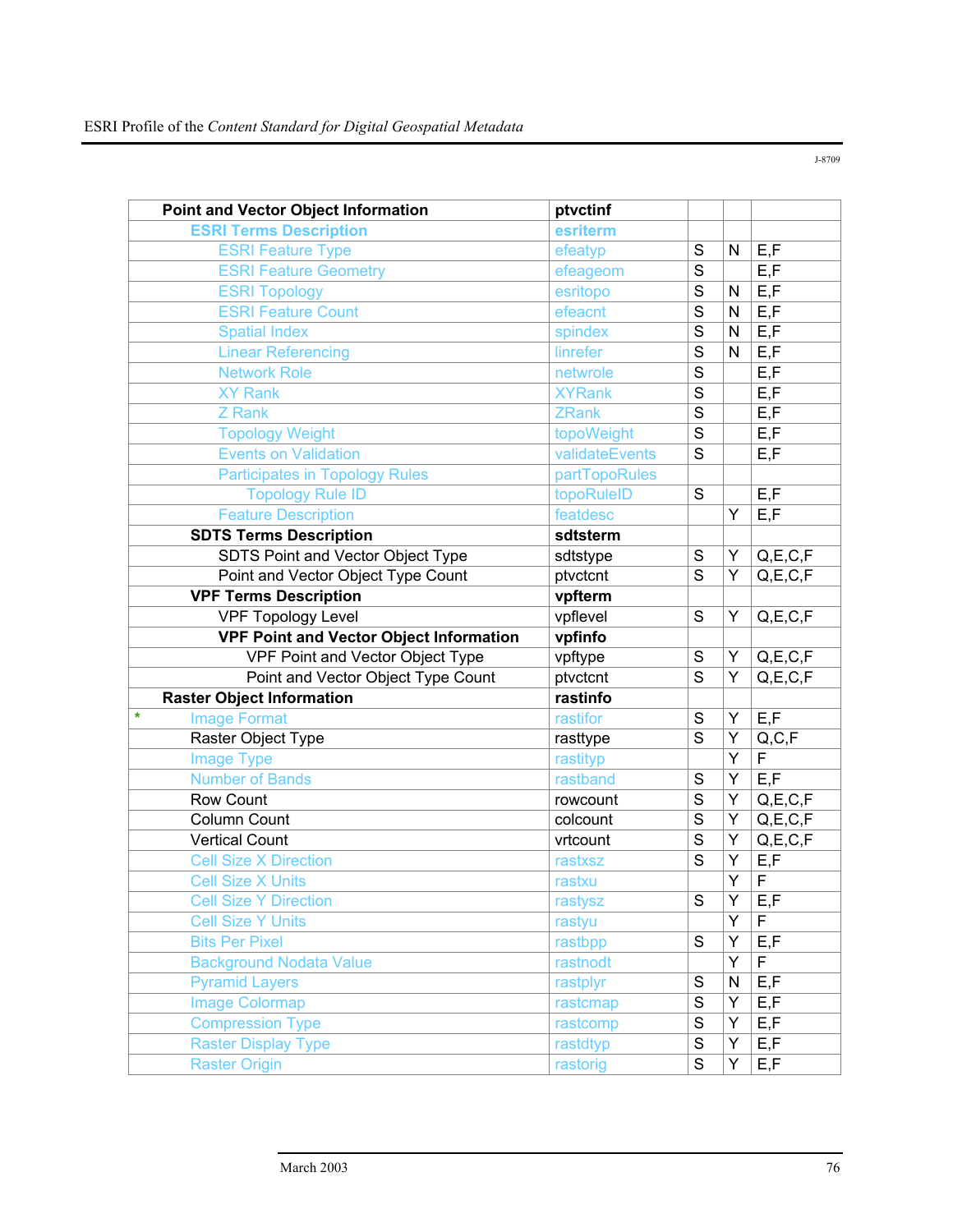J-8709

| Point and Vector Object Information | ptvctinf | | | |
|---|---|---|---|---|
| ESRI Terms Description | esriterm | | | |
| ESRI Feature Type | efeatyp | S | N | E,F |
| ESRI Feature Geometry | efeageom | S | | E,F |
| ESRI Topology | esritopo | S | N | E,F |
| ESRI Feature Count | efeacnt | S | N | E,F |
| Spatial Index | spindex | S | N | E,F |
| Linear Referencing | linrefer | S | N | E,F |
| Network Role | netwrole | S | | E,F |
| XY Rank | XYRank | S | | E,F |
| Z Rank | ZRank | S | | E,F |
| Topology Weight | topoWeight | S | | E,F |
| Events on Validation | validateEvents | S | | E,F |
| Participates in Topology Rules | partTopoRules | | | |
| Topology Rule ID | topoRuleID | S | | E,F |
| Feature Description | featdesc | | Y | E,F |
| SDTS Terms Description | sdtsterm | | | |
| SDTS Point and Vector Object Type | sdtstype | S | Y | Q,E,C,F |
| Point and Vector Object Type Count | ptvctcnt | S | Y | Q,E,C,F |
| VPF Terms Description | vpfterm | | | |
| VPF Topology Level | vpflevel | S | Y | Q,E,C,F |
| VPF Point and Vector Object Information | vpfinfo | | | |
| VPF Point and Vector Object Type | vpftype | S | Y | Q,E,C,F |
| Point and Vector Object Type Count | ptvctcnt | S | Y | Q,E,C,F |
| Raster Object Information | rastinfo | | | |
| * Image Format | rastifor | S | Y | E,F |
| Raster Object Type | rasttype | S | Y | Q,C,F |
| Image Type | rastityp | | Y | F |
| Number of Bands | rastband | S | Y | E,F |
| Row Count | rowcount | S | Y | Q,E,C,F |
| Column Count | colcount | S | Y | Q,E,C,F |
| Vertical Count | vrtcount | S | Y | Q,E,C,F |
| Cell Size X Direction | rastxsz | S | Y | E,F |
| Cell Size X Units | rastxu | | Y | F |
| Cell Size Y Direction | rastysz | S | Y | E,F |
| Cell Size Y Units | rastyu | | Y | F |
| Bits Per Pixel | rastbpp | S | Y | E,F |
| Background Nodata Value | rastnodt | | Y | F |
| Pyramid Layers | rastplyr | S | N | E,F |
| Image Colormap | rastcmap | S | Y | E,F |
| Compression Type | rastcomp | S | Y | E,F |
| Raster Display Type | rastdtyp | S | Y | E,F |
| Raster Origin | rastorig | S | Y | E,F |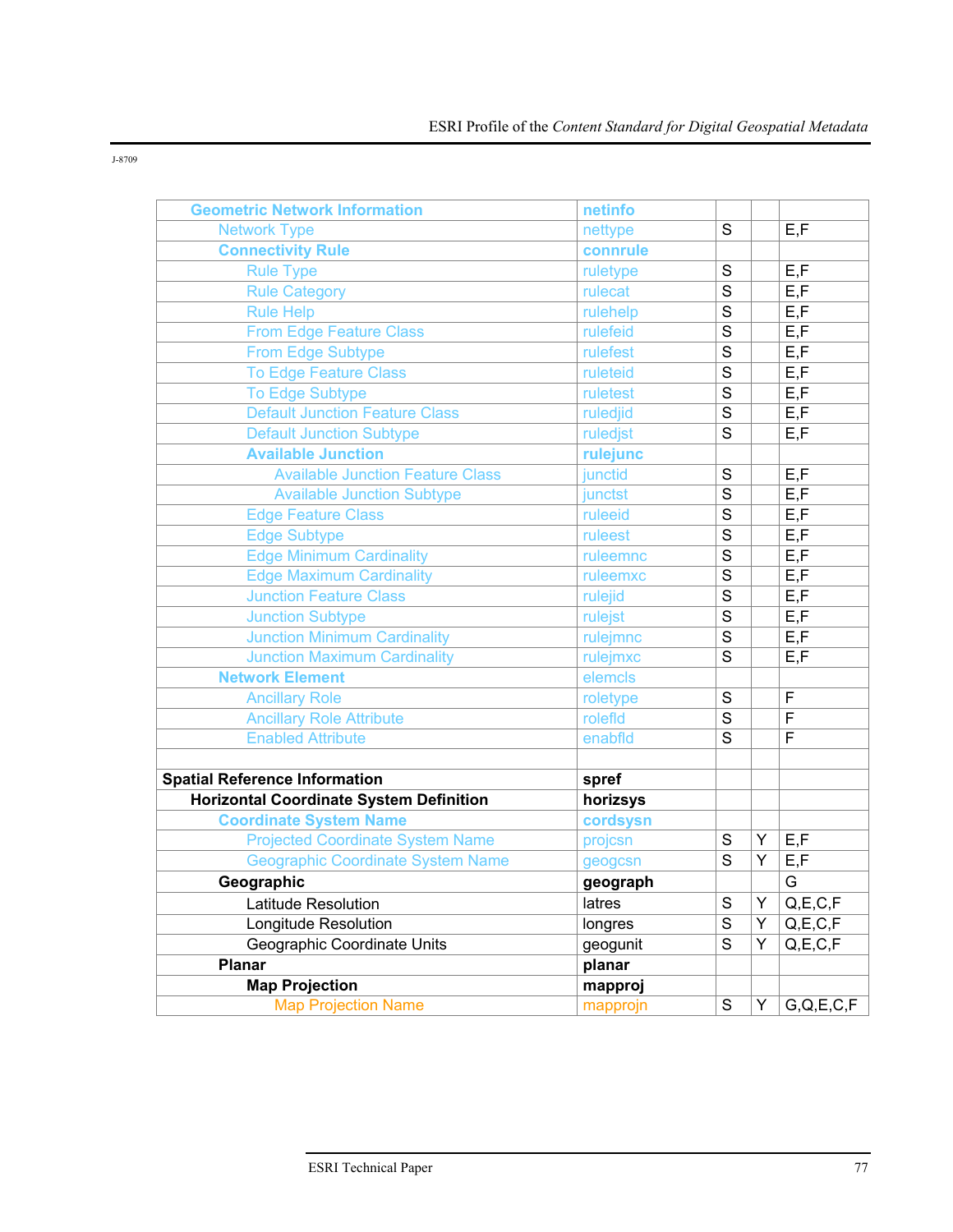J-8709

| | | | | |
|---|---|---|---|---|
| **Geometric Network Information** | **netinfo** | | | |
| Network Type | nettype | S | | E,F |
| **Connectivity Rule** | **connrule** | | | |
| Rule Type | ruletype | S | | E,F |
| Rule Category | rulecat | S | | E,F |
| Rule Help | rulehelp | S | | E,F |
| From Edge Feature Class | rulefeid | S | | E,F |
| From Edge Subtype | rulefest | S | | E,F |
| To Edge Feature Class | ruleteid | S | | E,F |
| To Edge Subtype | ruletest | S | | E,F |
| Default Junction Feature Class | ruledjid | S | | E,F |
| Default Junction Subtype | ruledjst | S | | E,F |
| **Available Junction** | **rulejunc** | | | |
| Available Junction Feature Class | junctid | S | | E,F |
| Available Junction Subtype | junctst | S | | E,F |
| Edge Feature Class | ruleeid | S | | E,F |
| Edge Subtype | ruleest | S | | E,F |
| Edge Minimum Cardinality | ruleemnc | S | | E,F |
| Edge Maximum Cardinality | ruleemxc | S | | E,F |
| Junction Feature Class | rulejid | S | | E,F |
| Junction Subtype | rulejst | S | | E,F |
| Junction Minimum Cardinality | rulejmnc | S | | E,F |
| Junction Maximum Cardinality | rulejmxc | S | | E,F |
| **Network Element** | elemcls | | | |
| Ancillary Role | roletype | S | | F |
| Ancillary Role Attribute | rolefld | S | | F |
| Enabled Attribute | enabfld | S | | F |
| | | | | |
| **Spatial Reference Information** | **spref** | | | |
| **Horizontal Coordinate System Definition** | **horizsys** | | | |
| **Coordinate System Name** | **cordsysn** | | | |
| Projected Coordinate System Name | projcsn | S | Y | E,F |
| Geographic Coordinate System Name | geogcsn | S | Y | E,F |
| **Geographic** | **geograph** | | | G |
| Latitude Resolution | latres | S | Y | Q,E,C,F |
| Longitude Resolution | longres | S | Y | Q,E,C,F |
| Geographic Coordinate Units | geogunit | S | Y | Q,E,C,F |
| **Planar** | **planar** | | | |
| **Map Projection** | **mapproj** | | | |
| Map Projection Name | mapprojn | S | Y | G,Q,E,C,F |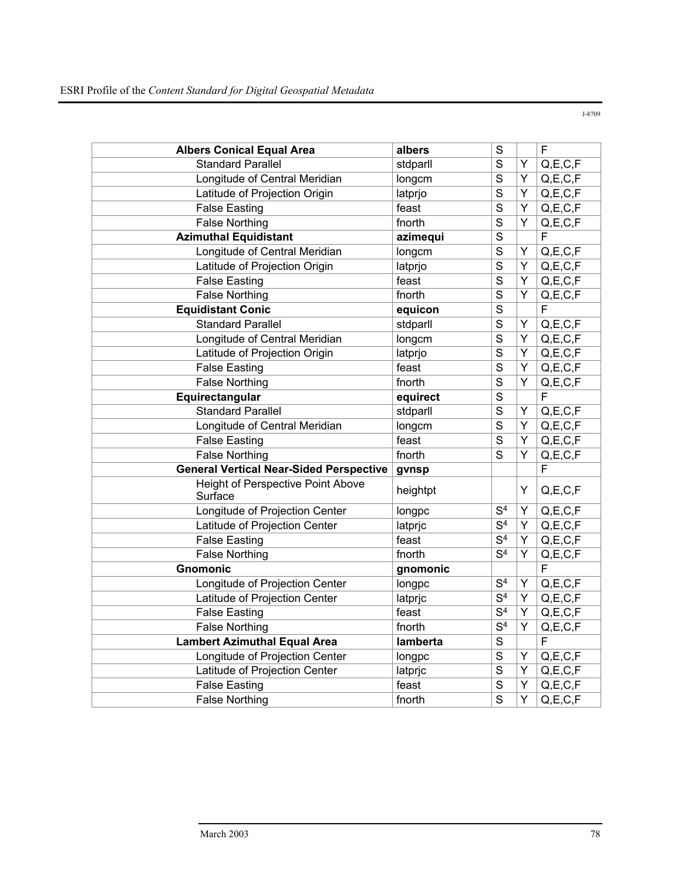J-8709

| | | | | |
|---|---|---|---|---|
| **Albers Conical Equal Area** | **albers** | S | | F |
| Standard Parallel | stdparll | S | Y | Q,E,C,F |
| Longitude of Central Meridian | longcm | S | Y | Q,E,C,F |
| Latitude of Projection Origin | latprjo | S | Y | Q,E,C,F |
| False Easting | feast | S | Y | Q,E,C,F |
| False Northing | fnorth | S | Y | Q,E,C,F |
| **Azimuthal Equidistant** | **azimequi** | S | | F |
| Longitude of Central Meridian | longcm | S | Y | Q,E,C,F |
| Latitude of Projection Origin | latprjo | S | Y | Q,E,C,F |
| False Easting | feast | S | Y | Q,E,C,F |
| False Northing | fnorth | S | Y | Q,E,C,F |
| **Equidistant Conic** | **equicon** | S | | F |
| Standard Parallel | stdparll | S | Y | Q,E,C,F |
| Longitude of Central Meridian | longcm | S | Y | Q,E,C,F |
| Latitude of Projection Origin | latprjo | S | Y | Q,E,C,F |
| False Easting | feast | S | Y | Q,E,C,F |
| False Northing | fnorth | S | Y | Q,E,C,F |
| **Equirectangular** | **equirect** | S | | F |
| Standard Parallel | stdparll | S | Y | Q,E,C,F |
| Longitude of Central Meridian | longcm | S | Y | Q,E,C,F |
| False Easting | feast | S | Y | Q,E,C,F |
| False Northing | fnorth | S | Y | Q,E,C,F |
| **General Vertical Near-Sided Perspective** | **gvnsp** | | | F |
| Height of Perspective Point Above Surface | heightpt | | Y | Q,E,C,F |
| Longitude of Projection Center | longpc | S[4] | Y | Q,E,C,F |
| Latitude of Projection Center | latprjc | S[4] | Y | Q,E,C,F |
| False Easting | feast | S[4] | Y | Q,E,C,F |
| False Northing | fnorth | S[4] | Y | Q,E,C,F |
| **Gnomonic** | **gnomonic** | | | F |
| Longitude of Projection Center | longpc | S[4] | Y | Q,E,C,F |
| Latitude of Projection Center | latprjc | S[4] | Y | Q,E,C,F |
| False Easting | feast | S[4] | Y | Q,E,C,F |
| False Northing | fnorth | S[4] | Y | Q,E,C,F |
| **Lambert Azimuthal Equal Area** | **lamberta** | S | | F |
| Longitude of Projection Center | longpc | S | Y | Q,E,C,F |
| Latitude of Projection Center | latprjc | S | Y | Q,E,C,F |
| False Easting | feast | S | Y | Q,E,C,F |
| False Northing | fnorth | S | Y | Q,E,C,F |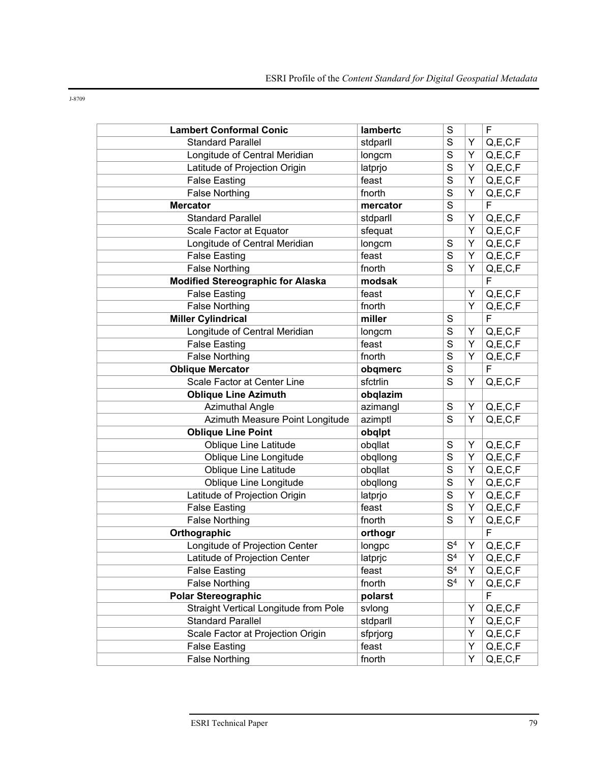| | | | | |
|---|---|---|---|---|
| **Lambert Conformal Conic** | **lambertc** | S | | F |
| Standard Parallel | stdparll | S | Y | Q,E,C,F |
| Longitude of Central Meridian | longcm | S | Y | Q,E,C,F |
| Latitude of Projection Origin | latprjo | S | Y | Q,E,C,F |
| False Easting | feast | S | Y | Q,E,C,F |
| False Northing | fnorth | S | Y | Q,E,C,F |
| **Mercator** | **mercator** | S | | F |
| Standard Parallel | stdparll | S | Y | Q,E,C,F |
| Scale Factor at Equator | sfequat | | Y | Q,E,C,F |
| Longitude of Central Meridian | longcm | S | Y | Q,E,C,F |
| False Easting | feast | S | Y | Q,E,C,F |
| False Northing | fnorth | S | Y | Q,E,C,F |
| **Modified Stereographic for Alaska** | **modsak** | | | F |
| False Easting | feast | | Y | Q,E,C,F |
| False Northing | fnorth | | Y | Q,E,C,F |
| **Miller Cylindrical** | **miller** | S | | F |
| Longitude of Central Meridian | longcm | S | Y | Q,E,C,F |
| False Easting | feast | S | Y | Q,E,C,F |
| False Northing | fnorth | S | Y | Q,E,C,F |
| **Oblique Mercator** | **obqmerc** | S | | F |
| Scale Factor at Center Line | sfctrlin | S | Y | Q,E,C,F |
| **Oblique Line Azimuth** | **obqlazim** | | | |
| Azimuthal Angle | azimangl | S | Y | Q,E,C,F |
| Azimuth Measure Point Longitude | azimptl | S | Y | Q,E,C,F |
| **Oblique Line Point** | **obqlpt** | | | |
| Oblique Line Latitude | obqllat | S | Y | Q,E,C,F |
| Oblique Line Longitude | obqllong | S | Y | Q,E,C,F |
| Oblique Line Latitude | obqllat | S | Y | Q,E,C,F |
| Oblique Line Longitude | obqllong | S | Y | Q,E,C,F |
| Latitude of Projection Origin | latprjo | S | Y | Q,E,C,F |
| False Easting | feast | S | Y | Q,E,C,F |
| False Northing | fnorth | S | Y | Q,E,C,F |
| **Orthographic** | **orthogr** | | | F |
| Longitude of Projection Center | longpc | S[4] | Y | Q,E,C,F |
| Latitude of Projection Center | latprjc | S[4] | Y | Q,E,C,F |
| False Easting | feast | S[4] | Y | Q,E,C,F |
| False Northing | fnorth | S[4] | Y | Q,E,C,F |
| **Polar Stereographic** | **polarst** | | | F |
| Straight Vertical Longitude from Pole | svlong | | Y | Q,E,C,F |
| Standard Parallel | stdparll | | Y | Q,E,C,F |
| Scale Factor at Projection Origin | sfprjorg | | Y | Q,E,C,F |
| False Easting | feast | | Y | Q,E,C,F |
| False Northing | fnorth | | Y | Q,E,C,F |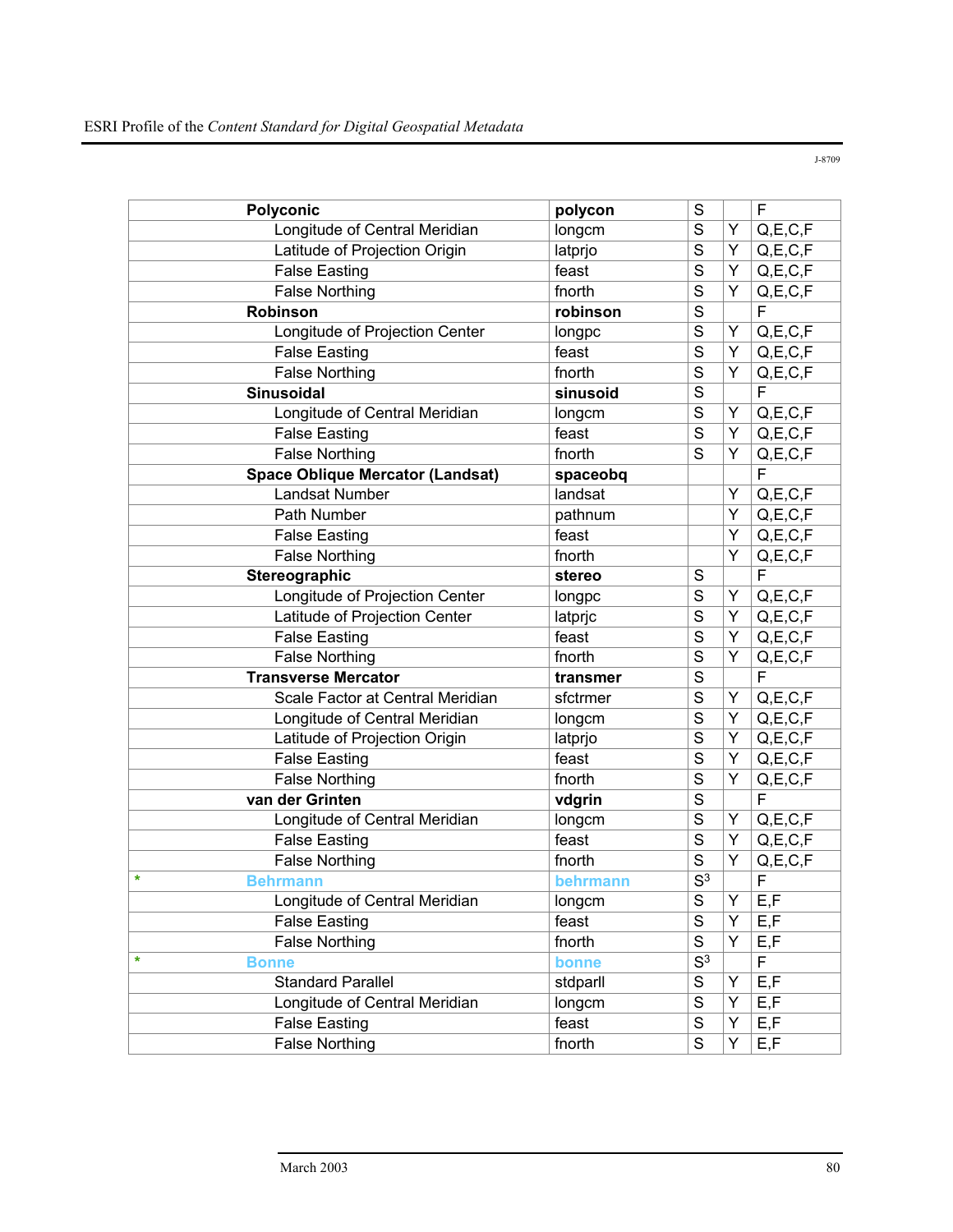J-8709

| | | | | | |
|---|---|---|---|---|---|
| | **Polyconic** | **polycon** | S | | F |
| | Longitude of Central Meridian | longcm | S | Y | Q,E,C,F |
| | Latitude of Projection Origin | latprjo | S | Y | Q,E,C,F |
| | False Easting | feast | S | Y | Q,E,C,F |
| | False Northing | fnorth | S | Y | Q,E,C,F |
| | **Robinson** | **robinson** | S | | F |
| | Longitude of Projection Center | longpc | S | Y | Q,E,C,F |
| | False Easting | feast | S | Y | Q,E,C,F |
| | False Northing | fnorth | S | Y | Q,E,C,F |
| | **Sinusoidal** | **sinusoid** | S | | F |
| | Longitude of Central Meridian | longcm | S | Y | Q,E,C,F |
| | False Easting | feast | S | Y | Q,E,C,F |
| | False Northing | fnorth | S | Y | Q,E,C,F |
| | **Space Oblique Mercator (Landsat)** | **spaceobq** | | | F |
| | Landsat Number | landsat | | Y | Q,E,C,F |
| | Path Number | pathnum | | Y | Q,E,C,F |
| | False Easting | feast | | Y | Q,E,C,F |
| | False Northing | fnorth | | Y | Q,E,C,F |
| | **Stereographic** | **stereo** | S | | F |
| | Longitude of Projection Center | longpc | S | Y | Q,E,C,F |
| | Latitude of Projection Center | latprjc | S | Y | Q,E,C,F |
| | False Easting | feast | S | Y | Q,E,C,F |
| | False Northing | fnorth | S | Y | Q,E,C,F |
| | **Transverse Mercator** | **transmer** | S | | F |
| | Scale Factor at Central Meridian | sfctrmer | S | Y | Q,E,C,F |
| | Longitude of Central Meridian | longcm | S | Y | Q,E,C,F |
| | Latitude of Projection Origin | latprjo | S | Y | Q,E,C,F |
| | False Easting | feast | S | Y | Q,E,C,F |
| | False Northing | fnorth | S | Y | Q,E,C,F |
| | **van der Grinten** | **vdgrin** | S | | F |
| | Longitude of Central Meridian | longcm | S | Y | Q,E,C,F |
| | False Easting | feast | S | Y | Q,E,C,F |
| | False Northing | fnorth | S | Y | Q,E,C,F |
| * | **Behrmann** | **behrmann** | S[3] | | F |
| | Longitude of Central Meridian | longcm | S | Y | E,F |
| | False Easting | feast | S | Y | E,F |
| | False Northing | fnorth | S | Y | E,F |
| * | **Bonne** | **bonne** | S[3] | | F |
| | Standard Parallel | stdparll | S | Y | E,F |
| | Longitude of Central Meridian | longcm | S | Y | E,F |
| | False Easting | feast | S | Y | E,F |
| | False Northing | fnorth | S | Y | E,F |

March 2003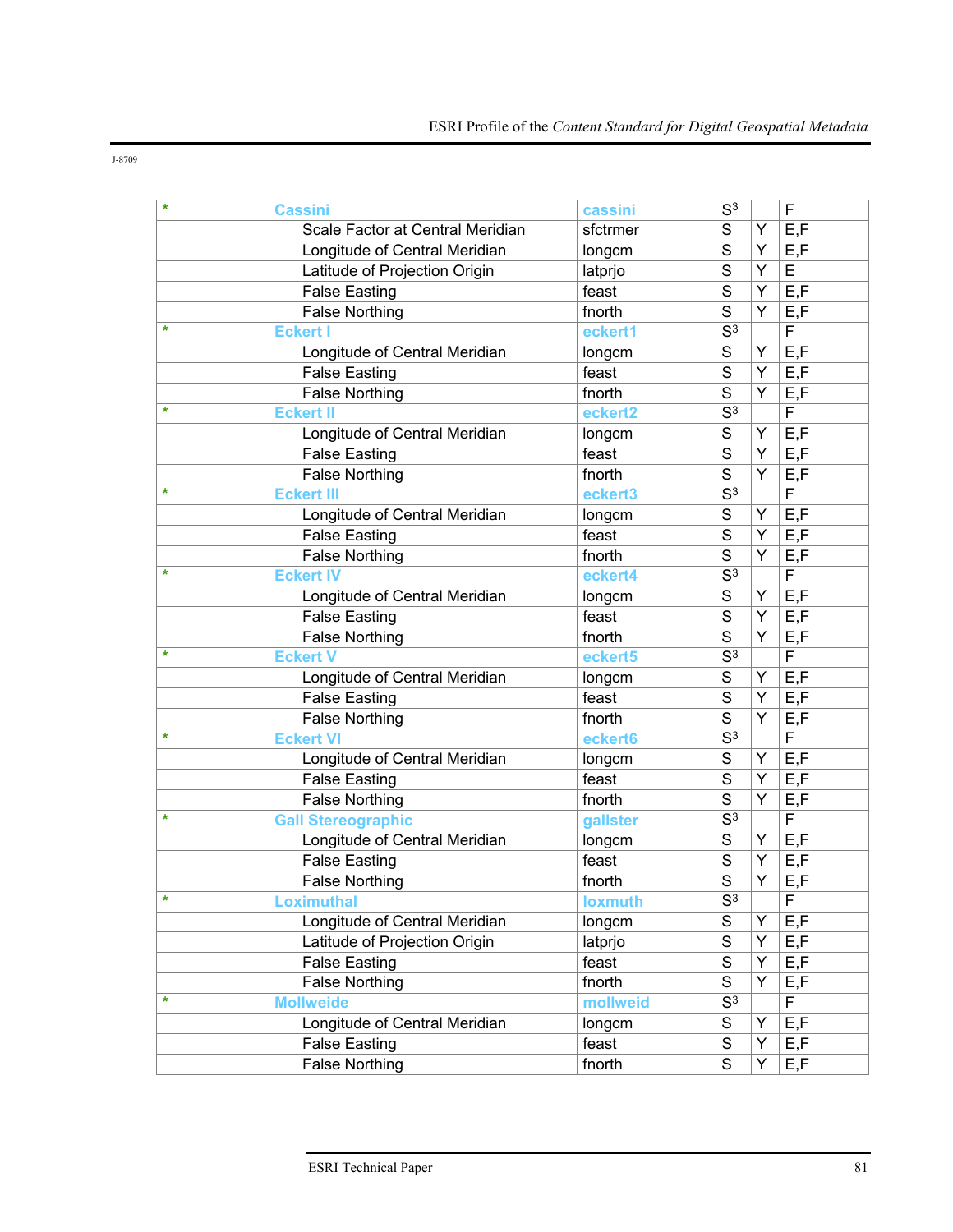J-8709

| * | Cassini | cassini | S3 | | F |
|---|---|---|---|---|---|
| | Scale Factor at Central Meridian | sfctrmer | S | Y | E,F |
| | Longitude of Central Meridian | longcm | S | Y | E,F |
| | Latitude of Projection Origin | latprjo | S | Y | E |
| | False Easting | feast | S | Y | E,F |
| | False Northing | fnorth | S | Y | E,F |
| * | Eckert I | eckert1 | S3 | | F |
| | Longitude of Central Meridian | longcm | S | Y | E,F |
| | False Easting | feast | S | Y | E,F |
| | False Northing | fnorth | S | Y | E,F |
| * | Eckert II | eckert2 | S3 | | F |
| | Longitude of Central Meridian | longcm | S | Y | E,F |
| | False Easting | feast | S | Y | E,F |
| | False Northing | fnorth | S | Y | E,F |
| * | Eckert III | eckert3 | S3 | | F |
| | Longitude of Central Meridian | longcm | S | Y | E,F |
| | False Easting | feast | S | Y | E,F |
| | False Northing | fnorth | S | Y | E,F |
| * | Eckert IV | eckert4 | S3 | | F |
| | Longitude of Central Meridian | longcm | S | Y | E,F |
| | False Easting | feast | S | Y | E,F |
| | False Northing | fnorth | S | Y | E,F |
| * | Eckert V | eckert5 | S3 | | F |
| | Longitude of Central Meridian | longcm | S | Y | E,F |
| | False Easting | feast | S | Y | E,F |
| | False Northing | fnorth | S | Y | E,F |
| * | Eckert VI | eckert6 | S3 | | F |
| | Longitude of Central Meridian | longcm | S | Y | E,F |
| | False Easting | feast | S | Y | E,F |
| | False Northing | fnorth | S | Y | E,F |
| * | Gall Stereographic | gallster | S3 | | F |
| | Longitude of Central Meridian | longcm | S | Y | E,F |
| | False Easting | feast | S | Y | E,F |
| | False Northing | fnorth | S | Y | E,F |
| * | Loximuthal | loxmuth | S3 | | F |
| | Longitude of Central Meridian | longcm | S | Y | E,F |
| | Latitude of Projection Origin | latprjo | S | Y | E,F |
| | False Easting | feast | S | Y | E,F |
| | False Northing | fnorth | S | Y | E,F |
| * | Mollweide | mollweid | S3 | | F |
| | Longitude of Central Meridian | longcm | S | Y | E,F |
| | False Easting | feast | S | Y | E,F |
| | False Northing | fnorth | S | Y | E,F |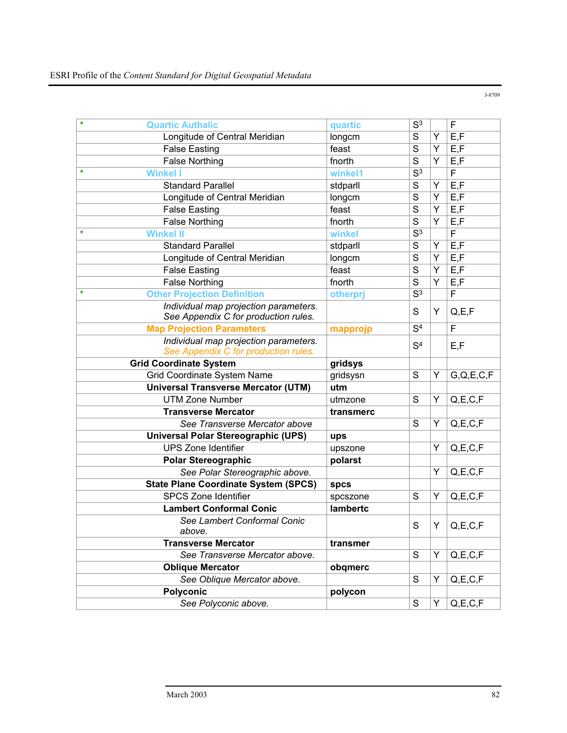| | | | | |
|---|---|---|---|---|
| * Quartic Authalic | quartic | S[3] | | F |
| Longitude of Central Meridian | longcm | S | Y | E,F |
| False Easting | feast | S | Y | E,F |
| False Northing | fnorth | S | Y | E,F |
| * Winkel I | winkel1 | S[3] | | F |
| Standard Parallel | stdparll | S | Y | E,F |
| Longitude of Central Meridian | longcm | S | Y | E,F |
| False Easting | feast | S | Y | E,F |
| False Northing | fnorth | S | Y | E,F |
| * Winkel II | winkel | S[3] | | F |
| Standard Parallel | stdparll | S | Y | E,F |
| Longitude of Central Meridian | longcm | S | Y | E,F |
| False Easting | feast | S | Y | E,F |
| False Northing | fnorth | S | Y | E,F |
| * Other Projection Definition | otherprj | S[3] | | F |
| *Individual map projection parameters. See Appendix C for production rules.* | | S | Y | Q,E,F |
| Map Projection Parameters | mapprojp | S[4] | | F |
| *Individual map projection parameters. See Appendix C for production rules.* | | S[4] | | E,F |
| **Grid Coordinate System** | **gridsys** | | | |
| Grid Coordinate System Name | gridsysn | S | Y | G,Q,E,C,F |
| **Universal Transverse Mercator (UTM)** | **utm** | | | |
| UTM Zone Number | utmzone | S | Y | Q,E,C,F |
| **Transverse Mercator** | **transmerc** | | | |
| *See Transverse Mercator above* | | S | Y | Q,E,C,F |
| **Universal Polar Stereographic (UPS)** | **ups** | | | |
| UPS Zone Identifier | upszone | | Y | Q,E,C,F |
| **Polar Stereographic** | **polarst** | | | |
| *See Polar Stereographic above.* | | | Y | Q,E,C,F |
| **State Plane Coordinate System (SPCS)** | **spcs** | | | |
| SPCS Zone Identifier | spcszone | S | Y | Q,E,C,F |
| **Lambert Conformal Conic** | **lambertc** | | | |
| *See Lambert Conformal Conic above.* | | S | Y | Q,E,C,F |
| **Transverse Mercator** | **transmer** | | | |
| *See Transverse Mercator above.* | | S | Y | Q,E,C,F |
| **Oblique Mercator** | **obqmerc** | | | |
| *See Oblique Mercator above.* | | S | Y | Q,E,C,F |
| **Polyconic** | **polycon** | | | |
| *See Polyconic above.* | | S | Y | Q,E,C,F |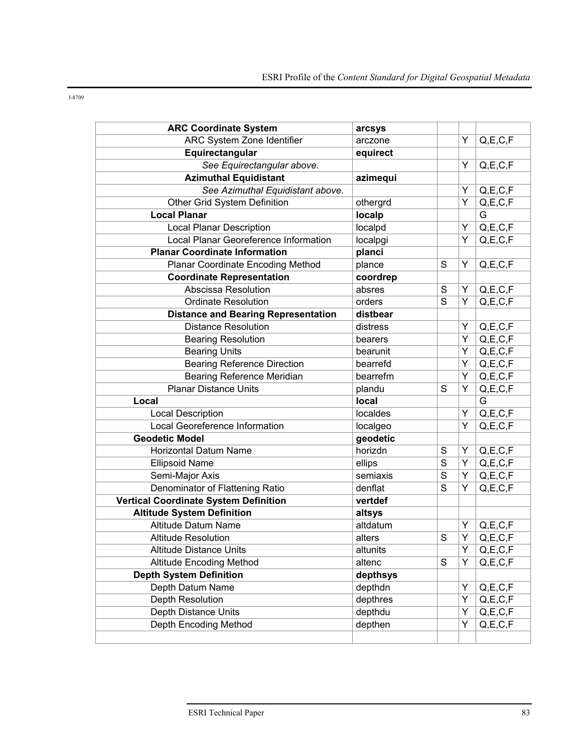J-8709

| | | | | |
|---|---|---|---|---|
| **ARC Coordinate System** | **arcsys** | | | |
| ARC System Zone Identifier | arczone | | Y | Q,E,C,F |
| **Equirectangular** | **equirect** | | | |
| *See Equirectangular above.* | | | Y | Q,E,C,F |
| **Azimuthal Equidistant** | **azimequi** | | | |
| *See Azimuthal Equidistant above.* | | | Y | Q,E,C,F |
| Other Grid System Definition | othergrd | | Y | Q,E,C,F |
| **Local Planar** | **localp** | | | G |
| Local Planar Description | localpd | | Y | Q,E,C,F |
| Local Planar Georeference Information | localpgi | | Y | Q,E,C,F |
| **Planar Coordinate Information** | **planci** | | | |
| Planar Coordinate Encoding Method | plance | S | Y | Q,E,C,F |
| **Coordinate Representation** | **coordrep** | | | |
| Abscissa Resolution | absres | S | Y | Q,E,C,F |
| Ordinate Resolution | ordres | S | Y | Q,E,C,F |
| **Distance and Bearing Representation** | **distbear** | | | |
| Distance Resolution | distress | | Y | Q,E,C,F |
| Bearing Resolution | bearers | | Y | Q,E,C,F |
| Bearing Units | bearunit | | Y | Q,E,C,F |
| Bearing Reference Direction | bearrefd | | Y | Q,E,C,F |
| Bearing Reference Meridian | bearrefm | | Y | Q,E,C,F |
| Planar Distance Units | plandu | S | Y | Q,E,C,F |
| **Local** | **local** | | | G |
| Local Description | localdes | | Y | Q,E,C,F |
| Local Georeference Information | localgeo | | Y | Q,E,C,F |
| **Geodetic Model** | **geodetic** | | | |
| Horizontal Datum Name | horizdn | S | Y | Q,E,C,F |
| Ellipsoid Name | ellips | S | Y | Q,E,C,F |
| Semi-Major Axis | semiaxis | S | Y | Q,E,C,F |
| Denominator of Flattening Ratio | denflat | S | Y | Q,E,C,F |
| **Vertical Coordinate System Definition** | **vertdef** | | | |
| **Altitude System Definition** | **altsys** | | | |
| Altitude Datum Name | altdatum | | Y | Q,E,C,F |
| Altitude Resolution | altres | S | Y | Q,E,C,F |
| Altitude Distance Units | altunits | | Y | Q,E,C,F |
| Altitude Encoding Method | altenc | S | Y | Q,E,C,F |
| **Depth System Definition** | **depthsys** | | | |
| Depth Datum Name | depthdn | | Y | Q,E,C,F |
| Depth Resolution | depthres | | Y | Q,E,C,F |
| Depth Distance Units | depthdu | | Y | Q,E,C,F |
| Depth Encoding Method | depthen | | Y | Q,E,C,F |
| | | | | |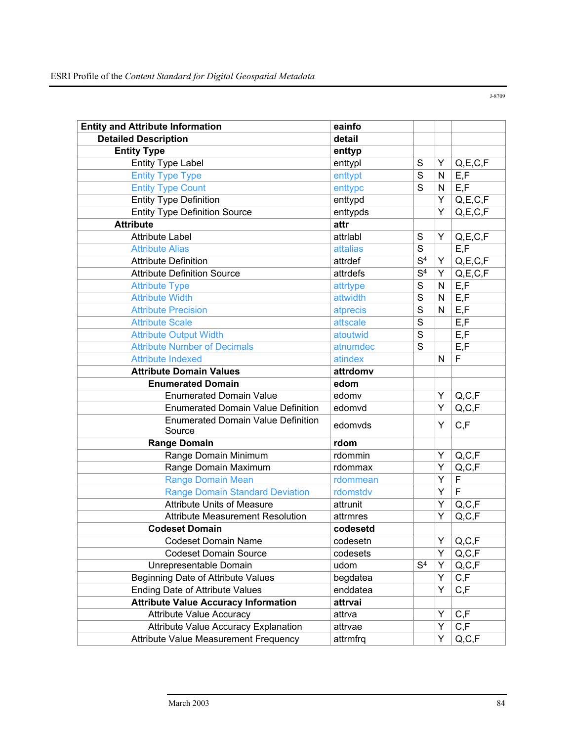| Entity and Attribute Information | eainfo | | | |
|---|---|---|---|---|
| Detailed Description | detail | | | |
| Entity Type | enttyp | | | |
| Entity Type Label | enttypl | S | Y | Q,E,C,F |
| Entity Type Type | enttypt | S | N | E,F |
| Entity Type Count | enttypc | S | N | E,F |
| Entity Type Definition | enttypd | | Y | Q,E,C,F |
| Entity Type Definition Source | enttypds | | Y | Q,E,C,F |
| Attribute | attr | | | |
| Attribute Label | attrlabl | S | Y | Q,E,C,F |
| Attribute Alias | attalias | S | | E,F |
| Attribute Definition | attrdef | S[4] | Y | Q,E,C,F |
| Attribute Definition Source | attrdefs | S[4] | Y | Q,E,C,F |
| Attribute Type | attrtype | S | N | E,F |
| Attribute Width | attwidth | S | N | E,F |
| Attribute Precision | atprecis | S | N | E,F |
| Attribute Scale | attscale | S | | E,F |
| Attribute Output Width | atoutwid | S | | E,F |
| Attribute Number of Decimals | atnumdec | S | | E,F |
| Attribute Indexed | atindex | | N | F |
| Attribute Domain Values | attrdomv | | | |
| Enumerated Domain | edom | | | |
| Enumerated Domain Value | edomv | | Y | Q,C,F |
| Enumerated Domain Value Definition | edomvd | | Y | Q,C,F |
| Enumerated Domain Value Definition Source | edomvds | | Y | C,F |
| Range Domain | rdom | | | |
| Range Domain Minimum | rdommin | | Y | Q,C,F |
| Range Domain Maximum | rdommax | | Y | Q,C,F |
| Range Domain Mean | rdommean | | Y | F |
| Range Domain Standard Deviation | rdomstdv | | Y | F |
| Attribute Units of Measure | attrunit | | Y | Q,C,F |
| Attribute Measurement Resolution | attrmres | | Y | Q,C,F |
| Codeset Domain | codesetd | | | |
| Codeset Domain Name | codesetn | | Y | Q,C,F |
| Codeset Domain Source | codesets | | Y | Q,C,F |
| Unrepresentable Domain | udom | S[4] | Y | Q,C,F |
| Beginning Date of Attribute Values | begdatea | | Y | C,F |
| Ending Date of Attribute Values | enddatea | | Y | C,F |
| Attribute Value Accuracy Information | attrvai | | | |
| Attribute Value Accuracy | attrva | | Y | C,F |
| Attribute Value Accuracy Explanation | attrvae | | Y | C,F |
| Attribute Value Measurement Frequency | attrmfrq | | Y | Q,C,F |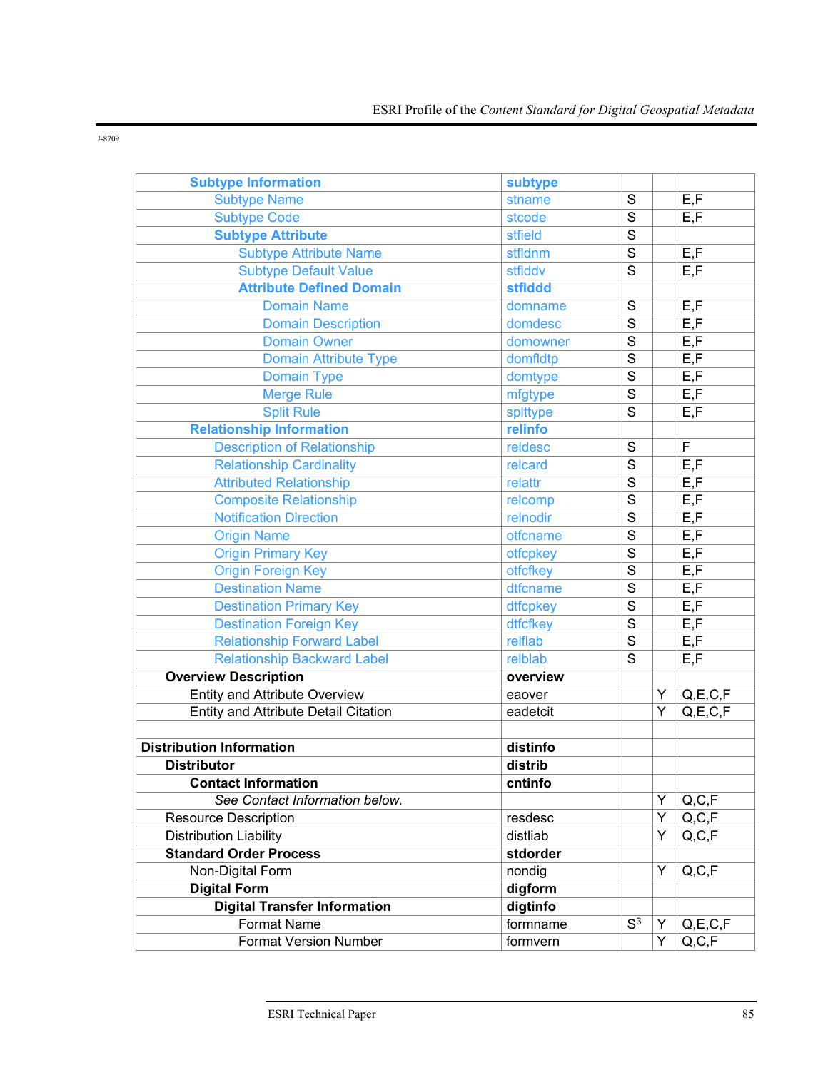| | | | | |
|---|---|---|---|---|
| **Subtype Information** | **subtype** | | | |
| Subtype Name | stname | S | | E,F |
| Subtype Code | stcode | S | | E,F |
| **Subtype Attribute** | stfield | S | | |
| Subtype Attribute Name | stfldnm | S | | E,F |
| Subtype Default Value | stflddv | S | | E,F |
| **Attribute Defined Domain** | **stflddd** | | | |
| Domain Name | domname | S | | E,F |
| Domain Description | domdesc | S | | E,F |
| Domain Owner | domowner | S | | E,F |
| Domain Attribute Type | domfldtp | S | | E,F |
| Domain Type | domtype | S | | E,F |
| Merge Rule | mfgtype | S | | E,F |
| Split Rule | splttype | S | | E,F |
| **Relationship Information** | **relinfo** | | | |
| Description of Relationship | reldesc | S | | F |
| Relationship Cardinality | relcard | S | | E,F |
| Attributed Relationship | relattr | S | | E,F |
| Composite Relationship | relcomp | S | | E,F |
| Notification Direction | relnodir | S | | E,F |
| Origin Name | otfcname | S | | E,F |
| Origin Primary Key | otfcpkey | S | | E,F |
| Origin Foreign Key | otfcfkey | S | | E,F |
| Destination Name | dtfcname | S | | E,F |
| Destination Primary Key | dtfcpkey | S | | E,F |
| Destination Foreign Key | dtfcfkey | S | | E,F |
| Relationship Forward Label | relflab | S | | E,F |
| Relationship Backward Label | relblab | S | | E,F |
| **Overview Description** | **overview** | | | |
| Entity and Attribute Overview | eaover | | Y | Q,E,C,F |
| Entity and Attribute Detail Citation | eadetcit | | Y | Q,E,C,F |
| | | | | |
| **Distribution Information** | **distinfo** | | | |
| **Distributor** | **distrib** | | | |
| **Contact Information** | **cntinfo** | | | |
| *See Contact Information below.* | | | Y | Q,C,F |
| Resource Description | resdesc | | Y | Q,C,F |
| Distribution Liability | distliab | | Y | Q,C,F |
| **Standard Order Process** | **stdorder** | | | |
| Non-Digital Form | nondig | | Y | Q,C,F |
| **Digital Form** | **digform** | | | |
| **Digital Transfer Information** | **digtinfo** | | | |
| Format Name | formname | S[3] | Y | Q,E,C,F |
| Format Version Number | formvern | | Y | Q,C,F |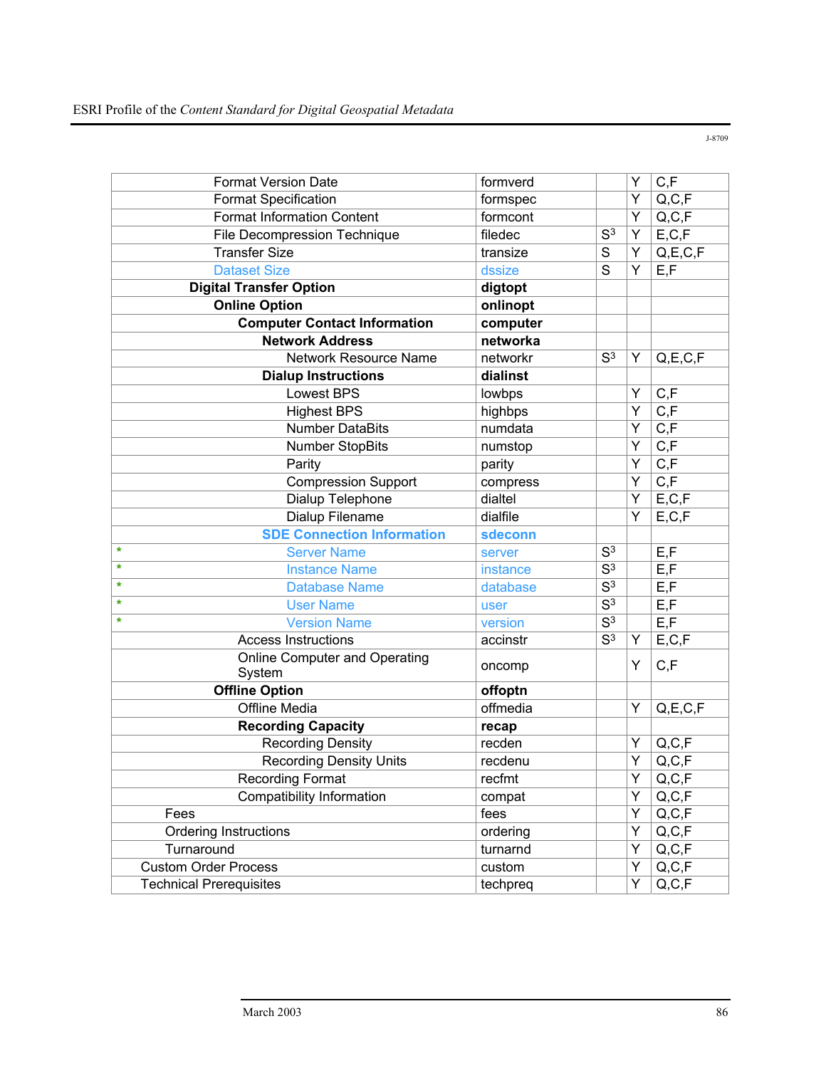J-8709

| | | | | |
|---|---|---|---|---|
| Format Version Date | formverd | | Y | C,F |
| Format Specification | formspec | | Y | Q,C,F |
| Format Information Content | formcont | | Y | Q,C,F |
| File Decompression Technique | filedec | S[3] | Y | E,C,F |
| Transfer Size | transize | S | Y | Q,E,C,F |
| Dataset Size | dssize | S | Y | E,F |
| **Digital Transfer Option** | **digtopt** | | | |
| **Online Option** | **onlinopt** | | | |
| **Computer Contact Information** | **computer** | | | |
| **Network Address** | **networka** | | | |
| Network Resource Name | networkr | S[3] | Y | Q,E,C,F |
| **Dialup Instructions** | **dialinst** | | | |
| Lowest BPS | lowbps | | Y | C,F |
| Highest BPS | highbps | | Y | C,F |
| Number DataBits | numdata | | Y | C,F |
| Number StopBits | numstop | | Y | C,F |
| Parity | parity | | Y | C,F |
| Compression Support | compress | | Y | C,F |
| Dialup Telephone | dialtel | | Y | E,C,F |
| Dialup Filename | dialfile | | Y | E,C,F |
| **SDE Connection Information** | **sdeconn** | | | |
| * Server Name | server | S[3] | | E,F |
| * Instance Name | instance | S[3] | | E,F |
| * Database Name | database | S[3] | | E,F |
| * User Name | user | S[3] | | E,F |
| * Version Name | version | S[3] | | E,F |
| Access Instructions | accinstr | S[3] | Y | E,C,F |
| Online Computer and Operating System | oncomp | | Y | C,F |
| **Offline Option** | **offoptn** | | | |
| Offline Media | offmedia | | Y | Q,E,C,F |
| **Recording Capacity** | **recap** | | | |
| Recording Density | recden | | Y | Q,C,F |
| Recording Density Units | recdenu | | Y | Q,C,F |
| Recording Format | recfmt | | Y | Q,C,F |
| Compatibility Information | compat | | Y | Q,C,F |
| Fees | fees | | Y | Q,C,F |
| Ordering Instructions | ordering | | Y | Q,C,F |
| Turnaround | turnarnd | | Y | Q,C,F |
| Custom Order Process | custom | | Y | Q,C,F |
| Technical Prerequisites | techpreq | | Y | Q,C,F |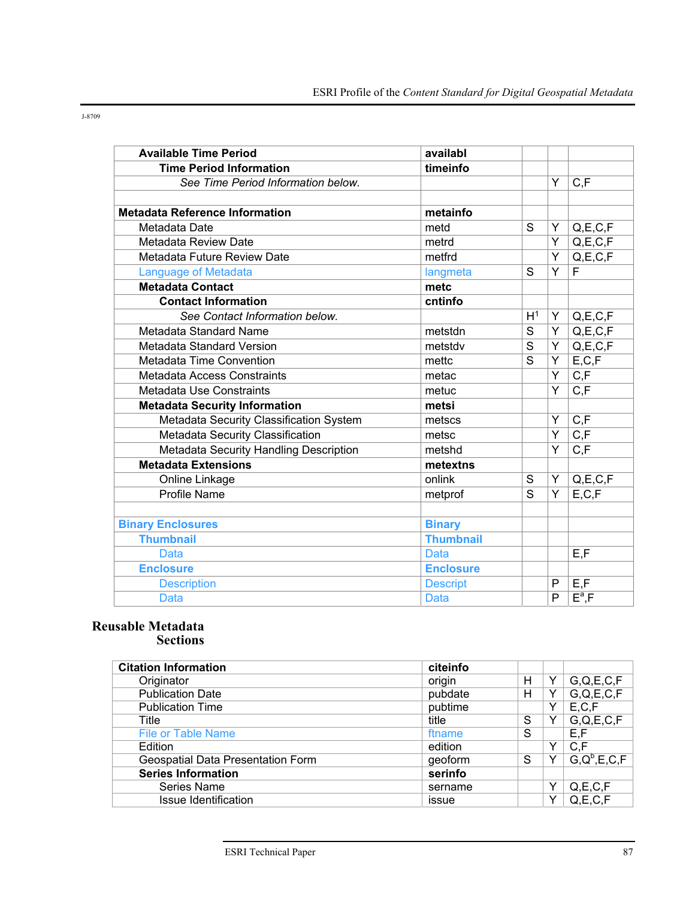J-8709

| | | | | |
|---|---|---|---|---|
| **Available Time Period** | **availabl** | | | |
| **Time Period Information** | **timeinfo** | | | |
| *See Time Period Information below.* | | | Y | C,F |
| | | | | |
| **Metadata Reference Information** | **metainfo** | | | |
| Metadata Date | metd | S | Y | Q,E,C,F |
| Metadata Review Date | metrd | | Y | Q,E,C,F |
| Metadata Future Review Date | metfrd | | Y | Q,E,C,F |
| Language of Metadata | langmeta | S | Y | F |
| **Metadata Contact** | **metc** | | | |
| **Contact Information** | **cntinfo** | | | |
| *See Contact Information below.* | | H[1] | Y | Q,E,C,F |
| Metadata Standard Name | metstdn | S | Y | Q,E,C,F |
| Metadata Standard Version | metstdv | S | Y | Q,E,C,F |
| Metadata Time Convention | mettc | S | Y | E,C,F |
| Metadata Access Constraints | metac | | Y | C,F |
| Metadata Use Constraints | metuc | | Y | C,F |
| **Metadata Security Information** | **metsi** | | | |
| Metadata Security Classification System | metscs | | Y | C,F |
| Metadata Security Classification | metsc | | Y | C,F |
| Metadata Security Handling Description | metshd | | Y | C,F |
| **Metadata Extensions** | **metextns** | | | |
| Online Linkage | onlink | S | Y | Q,E,C,F |
| Profile Name | metprof | S | Y | E,C,F |
| | | | | |
| **Binary Enclosures** | **Binary** | | | |
| **Thumbnail** | **Thumbnail** | | | |
| Data | Data | | | E,F |
| **Enclosure** | **Enclosure** | | | |
| Description | Descript | | P | E,F |
| Data | Data | | P | E[a],F |

## Reusable Metadata Sections

| | | | | |
|---|---|---|---|---|
| **Citation Information** | **citeinfo** | | | |
| Originator | origin | H | Y | G,Q,E,C,F |
| Publication Date | pubdate | H | Y | G,Q,E,C,F |
| Publication Time | pubtime | | Y | E,C,F |
| Title | title | S | Y | G,Q,E,C,F |
| File or Table Name | ftname | S | | E,F |
| Edition | edition | | Y | C,F |
| Geospatial Data Presentation Form | geoform | S | Y | G,Q[b],E,C,F |
| **Series Information** | **serinfo** | | | |
| Series Name | sername | | Y | Q,E,C,F |
| Issue Identification | issue | | Y | Q,E,C,F |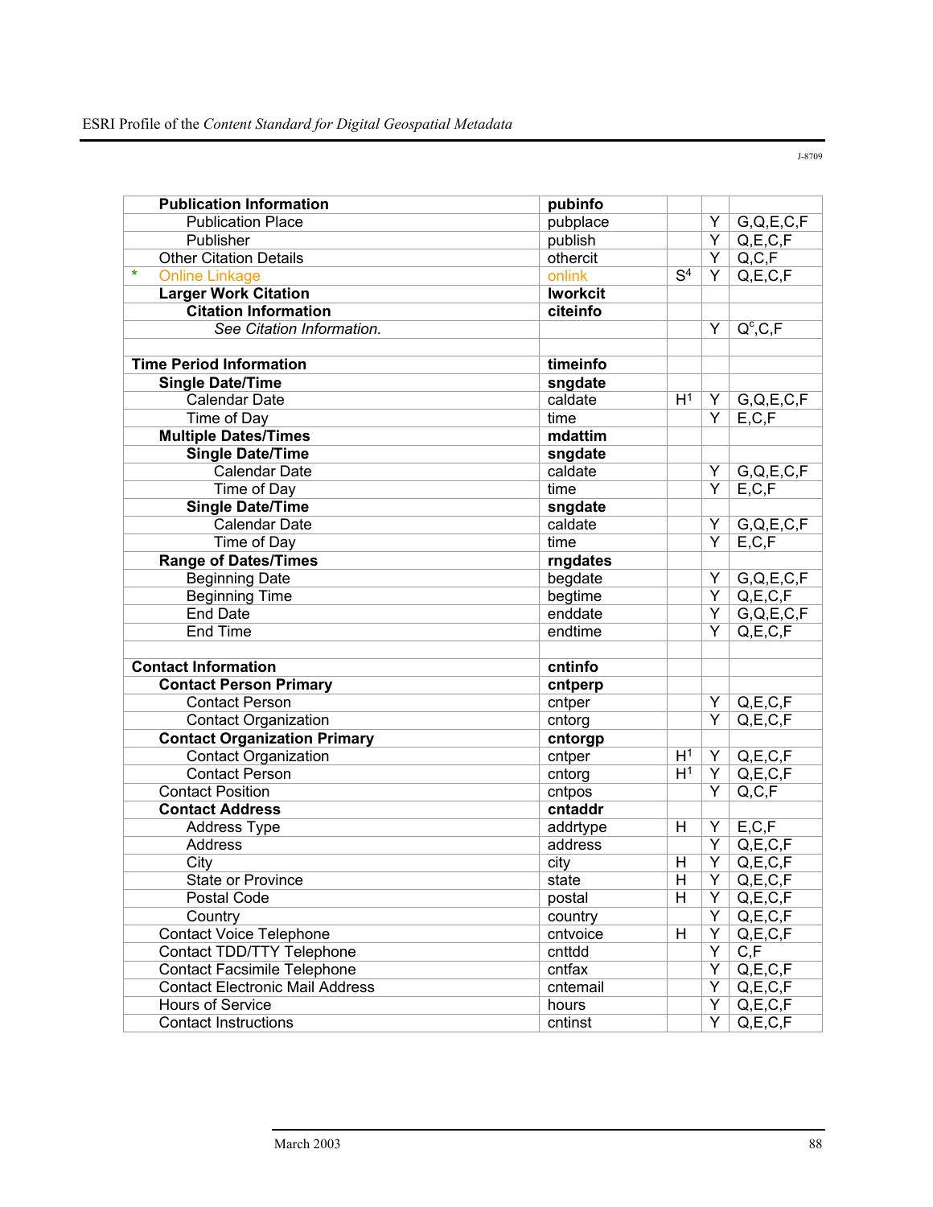| | | | | |
|---|---|---|---|---|
| **Publication Information** | **pubinfo** | | | |
| Publication Place | pubplace | | Y | G,Q,E,C,F |
| Publisher | publish | | Y | Q,E,C,F |
| Other Citation Details | othercit | | Y | Q,C,F |
| * Online Linkage | onlink | S[4] | Y | Q,E,C,F |
| **Larger Work Citation** | **lworkcit** | | | |
| **Citation Information** | **citeinfo** | | | |
| *See Citation Information.* | | | Y | Q[c],C,F |
| | | | | |
| **Time Period Information** | **timeinfo** | | | |
| **Single Date/Time** | **sngdate** | | | |
| Calendar Date | caldate | H[1] | Y | G,Q,E,C,F |
| Time of Day | time | | Y | E,C,F |
| **Multiple Dates/Times** | **mdattim** | | | |
| **Single Date/Time** | **sngdate** | | | |
| Calendar Date | caldate | | Y | G,Q,E,C,F |
| Time of Day | time | | Y | E,C,F |
| **Single Date/Time** | **sngdate** | | | |
| Calendar Date | caldate | | Y | G,Q,E,C,F |
| Time of Day | time | | Y | E,C,F |
| **Range of Dates/Times** | **rngdates** | | | |
| Beginning Date | begdate | | Y | G,Q,E,C,F |
| Beginning Time | begtime | | Y | Q,E,C,F |
| End Date | enddate | | Y | G,Q,E,C,F |
| End Time | endtime | | Y | Q,E,C,F |
| | | | | |
| **Contact Information** | **cntinfo** | | | |
| **Contact Person Primary** | **cntperp** | | | |
| Contact Person | cntper | | Y | Q,E,C,F |
| Contact Organization | cntorg | | Y | Q,E,C,F |
| **Contact Organization Primary** | **cntorgp** | | | |
| Contact Organization | cntper | H[1] | Y | Q,E,C,F |
| Contact Person | cntorg | H[1] | Y | Q,E,C,F |
| Contact Position | cntpos | | Y | Q,C,F |
| **Contact Address** | **cntaddr** | | | |
| Address Type | addrtype | H | Y | E,C,F |
| Address | address | | Y | Q,E,C,F |
| City | city | H | Y | Q,E,C,F |
| State or Province | state | H | Y | Q,E,C,F |
| Postal Code | postal | H | Y | Q,E,C,F |
| Country | country | | Y | Q,E,C,F |
| Contact Voice Telephone | cntvoice | H | Y | Q,E,C,F |
| Contact TDD/TTY Telephone | cnttdd | | Y | C,F |
| Contact Facsimile Telephone | cntfax | | Y | Q,E,C,F |
| Contact Electronic Mail Address | cntemail | | Y | Q,E,C,F |
| Hours of Service | hours | | Y | Q,E,C,F |
| Contact Instructions | cntinst | | Y | Q,E,C,F |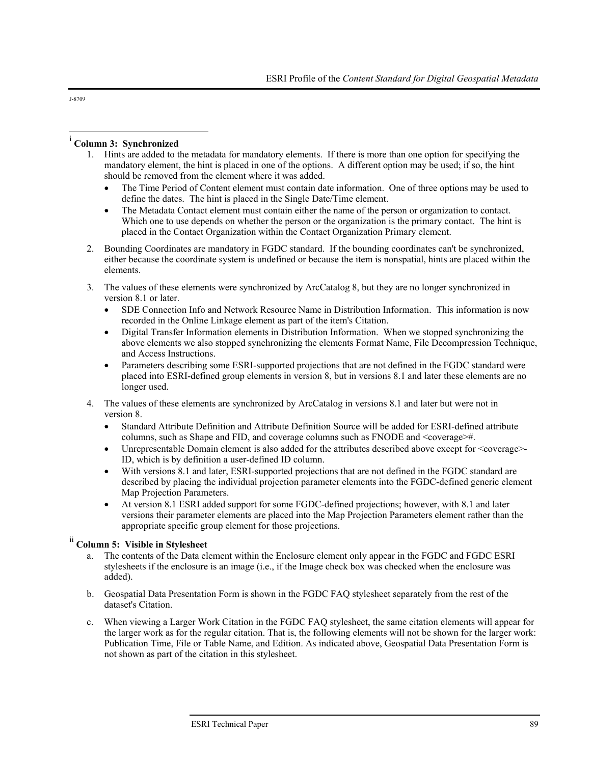J-8709

[i] **Column 3: Synchronized**

1. Hints are added to the metadata for mandatory elements. If there is more than one option for specifying the mandatory element, the hint is placed in one of the options. A different option may be used; if so, the hint should be removed from the element where it was added.
   - The Time Period of Content element must contain date information. One of three options may be used to define the dates. The hint is placed in the Single Date/Time element.
   - The Metadata Contact element must contain either the name of the person or organization to contact. Which one to use depends on whether the person or the organization is the primary contact. The hint is placed in the Contact Organization within the Contact Organization Primary element.
2. Bounding Coordinates are mandatory in FGDC standard. If the bounding coordinates can't be synchronized, either because the coordinate system is undefined or because the item is nonspatial, hints are placed within the elements.
3. The values of these elements were synchronized by ArcCatalog 8, but they are no longer synchronized in version 8.1 or later.
   - SDE Connection Info and Network Resource Name in Distribution Information. This information is now recorded in the Online Linkage element as part of the item's Citation.
   - Digital Transfer Information elements in Distribution Information. When we stopped synchronizing the above elements we also stopped synchronizing the elements Format Name, File Decompression Technique, and Access Instructions.
   - Parameters describing some ESRI-supported projections that are not defined in the FGDC standard were placed into ESRI-defined group elements in version 8, but in versions 8.1 and later these elements are no longer used.
4. The values of these elements are synchronized by ArcCatalog in versions 8.1 and later but were not in version 8.
   - Standard Attribute Definition and Attribute Definition Source will be added for ESRI-defined attribute columns, such as Shape and FID, and coverage columns such as FNODE and <coverage>#.
   - Unrepresentable Domain element is also added for the attributes described above except for <coverage>-ID, which is by definition a user-defined ID column.
   - With versions 8.1 and later, ESRI-supported projections that are not defined in the FGDC standard are described by placing the individual projection parameter elements into the FGDC-defined generic element Map Projection Parameters.
   - At version 8.1 ESRI added support for some FGDC-defined projections; however, with 8.1 and later versions their parameter elements are placed into the Map Projection Parameters element rather than the appropriate specific group element for those projections.

[ii] **Column 5: Visible in Stylesheet**

a. The contents of the Data element within the Enclosure element only appear in the FGDC and FGDC ESRI stylesheets if the enclosure is an image (i.e., if the Image check box was checked when the enclosure was added).

b. Geospatial Data Presentation Form is shown in the FGDC FAQ stylesheet separately from the rest of the dataset's Citation.

c. When viewing a Larger Work Citation in the FGDC FAQ stylesheet, the same citation elements will appear for the larger work as for the regular citation. That is, the following elements will not be shown for the larger work: Publication Time, File or Table Name, and Edition. As indicated above, Geospatial Data Presentation Form is not shown as part of the citation in this stylesheet.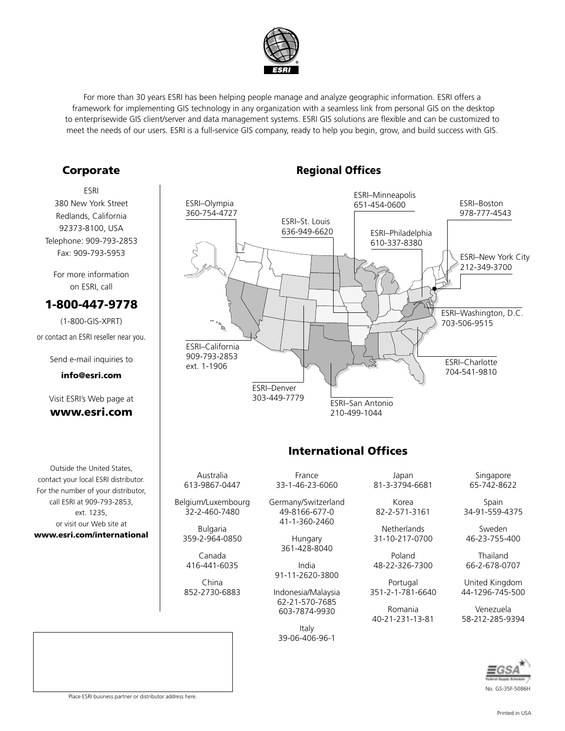ESRI

For more than 30 years ESRI has been helping people manage and analyze geographic information. ESRI offers a framework for implementing GIS technology in any organization with a seamless link from personal GIS on the desktop to enterprisewide GIS client/server and data management systems. ESRI GIS solutions are flexible and can be customized to meet the needs of our users. ESRI is a full-service GIS company, ready to help you begin, grow, and build success with GIS.

## Corporate

ESRI
380 New York Street
Redlands, California
92373-8100, USA
Telephone: 909-793-2853
Fax: 909-793-5953

For more information on ESRI, call

**1-800-447-9778**

(1-800-GIS-XPRT)

or contact an ESRI reseller near you.

Send e-mail inquiries to

**info@esri.com**

Visit ESRI's Web page at

**www.esri.com**

Outside the United States, contact your local ESRI distributor. For the number of your distributor, call ESRI at 909-793-2853, ext. 1235, or visit our Web site at

**www.esri.com/international**

## Regional Offices

ESRI–Olympia
360-754-4727

ESRI–St. Louis
636-949-6620

ESRI–Minneapolis
651-454-0600

ESRI–Philadelphia
610-337-8380

ESRI–Boston
978-777-4543

ESRI–New York City
212-349-3700

ESRI–Washington, D.C.
703-506-9515

ESRI–California
909-793-2853
ext. 1-1906

ESRI–Charlotte
704-541-9810

ESRI–Denver
303-449-7779

ESRI–San Antonio
210-499-1044

## International Offices

Australia
613-9867-0447

Belgium/Luxembourg
32-2-460-7480

Bulgaria
359-2-964-0850

Canada
416-441-6035

China
852-2730-6883

France
33-1-46-23-6060

Germany/Switzerland
49-8166-677-0
41-1-360-2460

Hungary
361-428-8040

India
91-11-2620-3800

Indonesia/Malaysia
62-21-570-7685
603-7874-9930

Italy
39-06-406-96-1

Japan
81-3-3794-6681

Korea
82-2-571-3161

Netherlands
31-10-217-0700

Poland
48-22-326-7300

Portugal
351-2-1-781-6640

Romania
40-21-231-13-81

Singapore
65-742-8622

Spain
34-91-559-4375

Sweden
46-23-755-400

Thailand
66-2-678-0707

United Kingdom
44-1296-745-500

Venezuela
58-212-285-9394

Place ESRI business partner or distributor address here.

GSA Federal Supply Schedule
No. GS-35F-5086H

Printed in USA